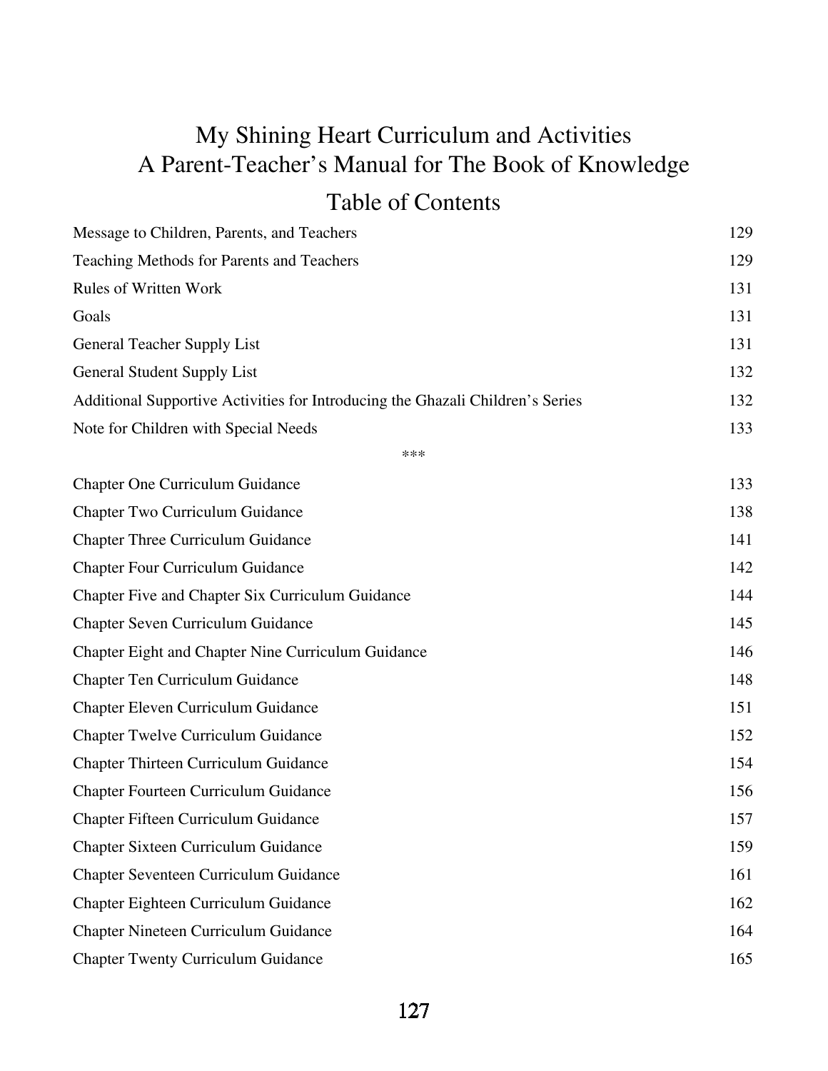# My Shining Heart Curriculum and Activities
# A Parent-Teacher's Manual for The Book of Knowledge

## Table of Contents

| | |
|---|---|
| Message to Children, Parents, and Teachers | 129 |
| Teaching Methods for Parents and Teachers | 129 |
| Rules of Written Work | 131 |
| Goals | 131 |
| General Teacher Supply List | 131 |
| General Student Supply List | 132 |
| Additional Supportive Activities for Introducing the Ghazali Children's Series | 132 |
| Note for Children with Special Needs | 133 |

***

| | |
|---|---|
| Chapter One Curriculum Guidance | 133 |
| Chapter Two Curriculum Guidance | 138 |
| Chapter Three Curriculum Guidance | 141 |
| Chapter Four Curriculum Guidance | 142 |
| Chapter Five and Chapter Six Curriculum Guidance | 144 |
| Chapter Seven Curriculum Guidance | 145 |
| Chapter Eight and Chapter Nine Curriculum Guidance | 146 |
| Chapter Ten Curriculum Guidance | 148 |
| Chapter Eleven Curriculum Guidance | 151 |
| Chapter Twelve Curriculum Guidance | 152 |
| Chapter Thirteen Curriculum Guidance | 154 |
| Chapter Fourteen Curriculum Guidance | 156 |
| Chapter Fifteen Curriculum Guidance | 157 |
| Chapter Sixteen Curriculum Guidance | 159 |
| Chapter Seventeen Curriculum Guidance | 161 |
| Chapter Eighteen Curriculum Guidance | 162 |
| Chapter Nineteen Curriculum Guidance | 164 |
| Chapter Twenty Curriculum Guidance | 165 |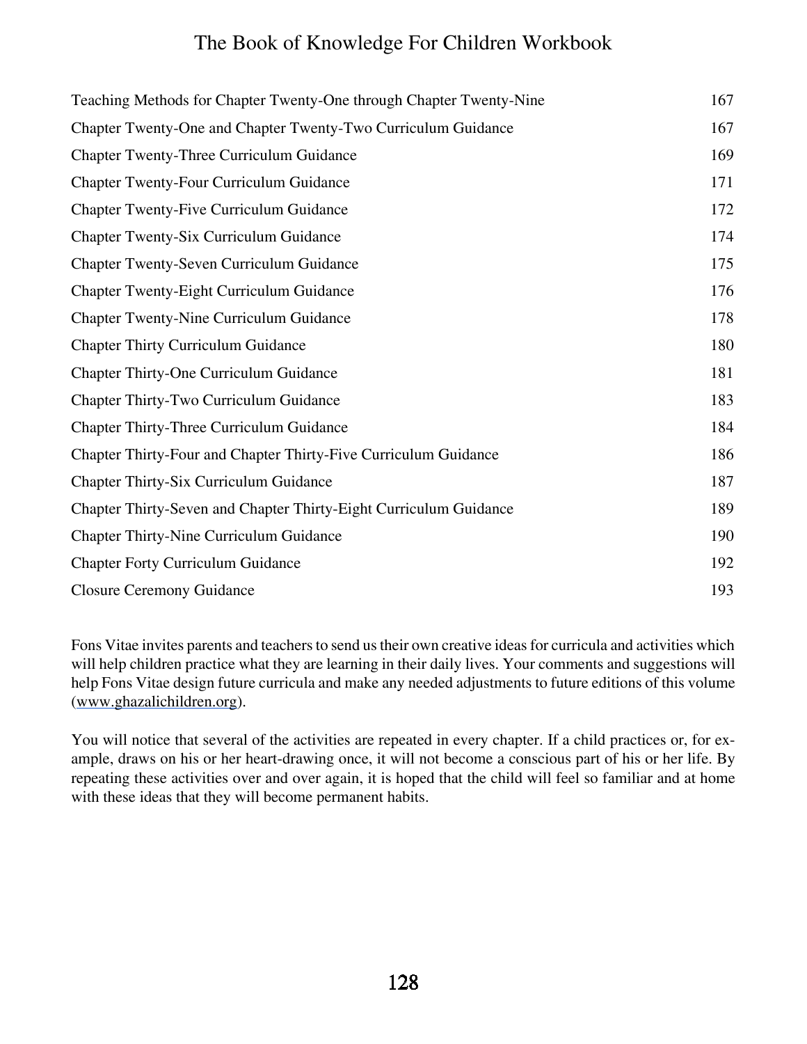| | |
|---|---|
| Teaching Methods for Chapter Twenty-One through Chapter Twenty-Nine | 167 |
| Chapter Twenty-One and Chapter Twenty-Two Curriculum Guidance | 167 |
| Chapter Twenty-Three Curriculum Guidance | 169 |
| Chapter Twenty-Four Curriculum Guidance | 171 |
| Chapter Twenty-Five Curriculum Guidance | 172 |
| Chapter Twenty-Six Curriculum Guidance | 174 |
| Chapter Twenty-Seven Curriculum Guidance | 175 |
| Chapter Twenty-Eight Curriculum Guidance | 176 |
| Chapter Twenty-Nine Curriculum Guidance | 178 |
| Chapter Thirty Curriculum Guidance | 180 |
| Chapter Thirty-One Curriculum Guidance | 181 |
| Chapter Thirty-Two Curriculum Guidance | 183 |
| Chapter Thirty-Three Curriculum Guidance | 184 |
| Chapter Thirty-Four and Chapter Thirty-Five Curriculum Guidance | 186 |
| Chapter Thirty-Six Curriculum Guidance | 187 |
| Chapter Thirty-Seven and Chapter Thirty-Eight Curriculum Guidance | 189 |
| Chapter Thirty-Nine Curriculum Guidance | 190 |
| Chapter Forty Curriculum Guidance | 192 |
| Closure Ceremony Guidance | 193 |

Fons Vitae invites parents and teachers to send us their own creative ideas for curricula and activities which will help children practice what they are learning in their daily lives. Your comments and suggestions will help Fons Vitae design future curricula and make any needed adjustments to future editions of this volume (www.ghazalichildren.org).

You will notice that several of the activities are repeated in every chapter. If a child practices or, for example, draws on his or her heart-drawing once, it will not become a conscious part of his or her life. By repeating these activities over and over again, it is hoped that the child will feel so familiar and at home with these ideas that they will become permanent habits.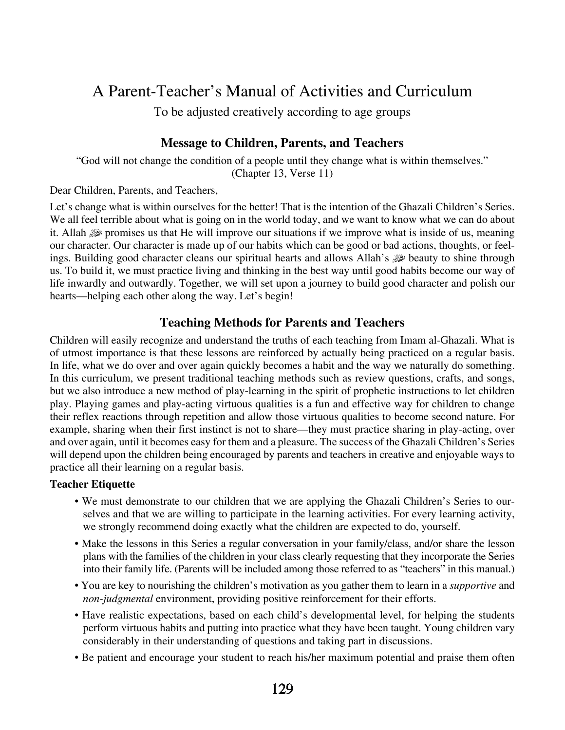# A Parent-Teacher's Manual of Activities and Curriculum

To be adjusted creatively according to age groups

## Message to Children, Parents, and Teachers

"God will not change the condition of a people until they change what is within themselves."
(Chapter 13, Verse 11)

Dear Children, Parents, and Teachers,

Let's change what is within ourselves for the better! That is the intention of the Ghazali Children's Series. We all feel terrible about what is going on in the world today, and we want to know what we can do about it. Allah ﷻ promises us that He will improve our situations if we improve what is inside of us, meaning our character. Our character is made up of our habits which can be good or bad actions, thoughts, or feelings. Building good character cleans our spiritual hearts and allows Allah's ﷻ beauty to shine through us. To build it, we must practice living and thinking in the best way until good habits become our way of life inwardly and outwardly. Together, we will set upon a journey to build good character and polish our hearts—helping each other along the way. Let's begin!

## Teaching Methods for Parents and Teachers

Children will easily recognize and understand the truths of each teaching from Imam al-Ghazali. What is of utmost importance is that these lessons are reinforced by actually being practiced on a regular basis. In life, what we do over and over again quickly becomes a habit and the way we naturally do something. In this curriculum, we present traditional teaching methods such as review questions, crafts, and songs, but we also introduce a new method of play-learning in the spirit of prophetic instructions to let children play. Playing games and play-acting virtuous qualities is a fun and effective way for children to change their reflex reactions through repetition and allow those virtuous qualities to become second nature. For example, sharing when their first instinct is not to share—they must practice sharing in play-acting, over and over again, until it becomes easy for them and a pleasure. The success of the Ghazali Children's Series will depend upon the children being encouraged by parents and teachers in creative and enjoyable ways to practice all their learning on a regular basis.

**Teacher Etiquette**

- We must demonstrate to our children that we are applying the Ghazali Children's Series to ourselves and that we are willing to participate in the learning activities. For every learning activity, we strongly recommend doing exactly what the children are expected to do, yourself.
- Make the lessons in this Series a regular conversation in your family/class, and/or share the lesson plans with the families of the children in your class clearly requesting that they incorporate the Series into their family life. (Parents will be included among those referred to as "teachers" in this manual.)
- You are key to nourishing the children's motivation as you gather them to learn in a *supportive* and *non-judgmental* environment, providing positive reinforcement for their efforts.
- Have realistic expectations, based on each child's developmental level, for helping the students perform virtuous habits and putting into practice what they have been taught. Young children vary considerably in their understanding of questions and taking part in discussions.
- Be patient and encourage your student to reach his/her maximum potential and praise them often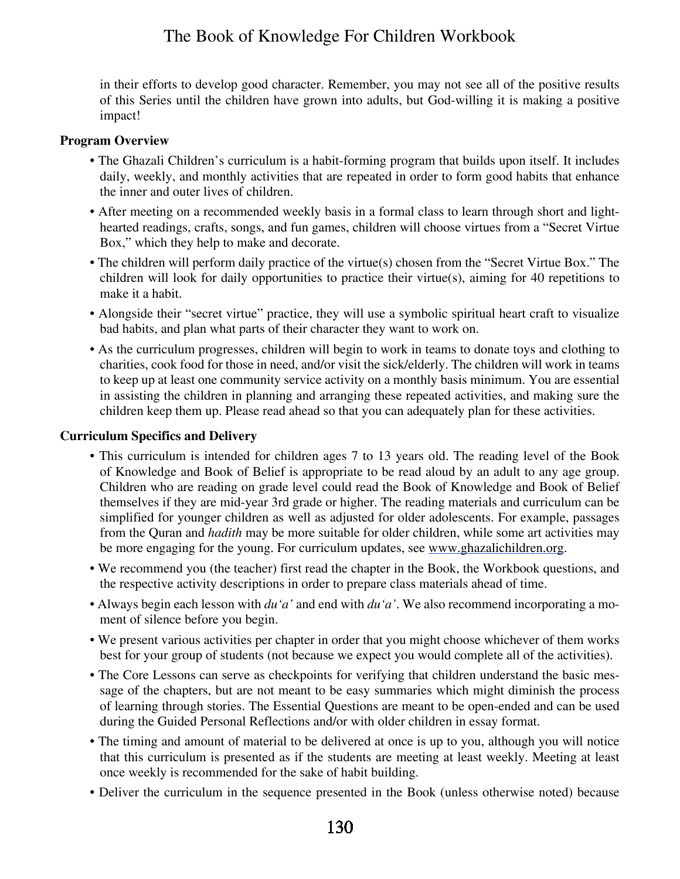in their efforts to develop good character. Remember, you may not see all of the positive results of this Series until the children have grown into adults, but God-willing it is making a positive impact!

**Program Overview**

- The Ghazali Children's curriculum is a habit-forming program that builds upon itself. It includes daily, weekly, and monthly activities that are repeated in order to form good habits that enhance the inner and outer lives of children.
- After meeting on a recommended weekly basis in a formal class to learn through short and light-hearted readings, crafts, songs, and fun games, children will choose virtues from a "Secret Virtue Box," which they help to make and decorate.
- The children will perform daily practice of the virtue(s) chosen from the "Secret Virtue Box." The children will look for daily opportunities to practice their virtue(s), aiming for 40 repetitions to make it a habit.
- Alongside their "secret virtue" practice, they will use a symbolic spiritual heart craft to visualize bad habits, and plan what parts of their character they want to work on.
- As the curriculum progresses, children will begin to work in teams to donate toys and clothing to charities, cook food for those in need, and/or visit the sick/elderly. The children will work in teams to keep up at least one community service activity on a monthly basis minimum. You are essential in assisting the children in planning and arranging these repeated activities, and making sure the children keep them up. Please read ahead so that you can adequately plan for these activities.

**Curriculum Specifics and Delivery**

- This curriculum is intended for children ages 7 to 13 years old. The reading level of the Book of Knowledge and Book of Belief is appropriate to be read aloud by an adult to any age group. Children who are reading on grade level could read the Book of Knowledge and Book of Belief themselves if they are mid-year 3rd grade or higher. The reading materials and curriculum can be simplified for younger children as well as adjusted for older adolescents. For example, passages from the Quran and *hadith* may be more suitable for older children, while some art activities may be more engaging for the young. For curriculum updates, see www.ghazalichildren.org.
- We recommend you (the teacher) first read the chapter in the Book, the Workbook questions, and the respective activity descriptions in order to prepare class materials ahead of time.
- Always begin each lesson with *du'a'* and end with *du'a'*. We also recommend incorporating a moment of silence before you begin.
- We present various activities per chapter in order that you might choose whichever of them works best for your group of students (not because we expect you would complete all of the activities).
- The Core Lessons can serve as checkpoints for verifying that children understand the basic message of the chapters, but are not meant to be easy summaries which might diminish the process of learning through stories. The Essential Questions are meant to be open-ended and can be used during the Guided Personal Reflections and/or with older children in essay format.
- The timing and amount of material to be delivered at once is up to you, although you will notice that this curriculum is presented as if the students are meeting at least weekly. Meeting at least once weekly is recommended for the sake of habit building.
- Deliver the curriculum in the sequence presented in the Book (unless otherwise noted) because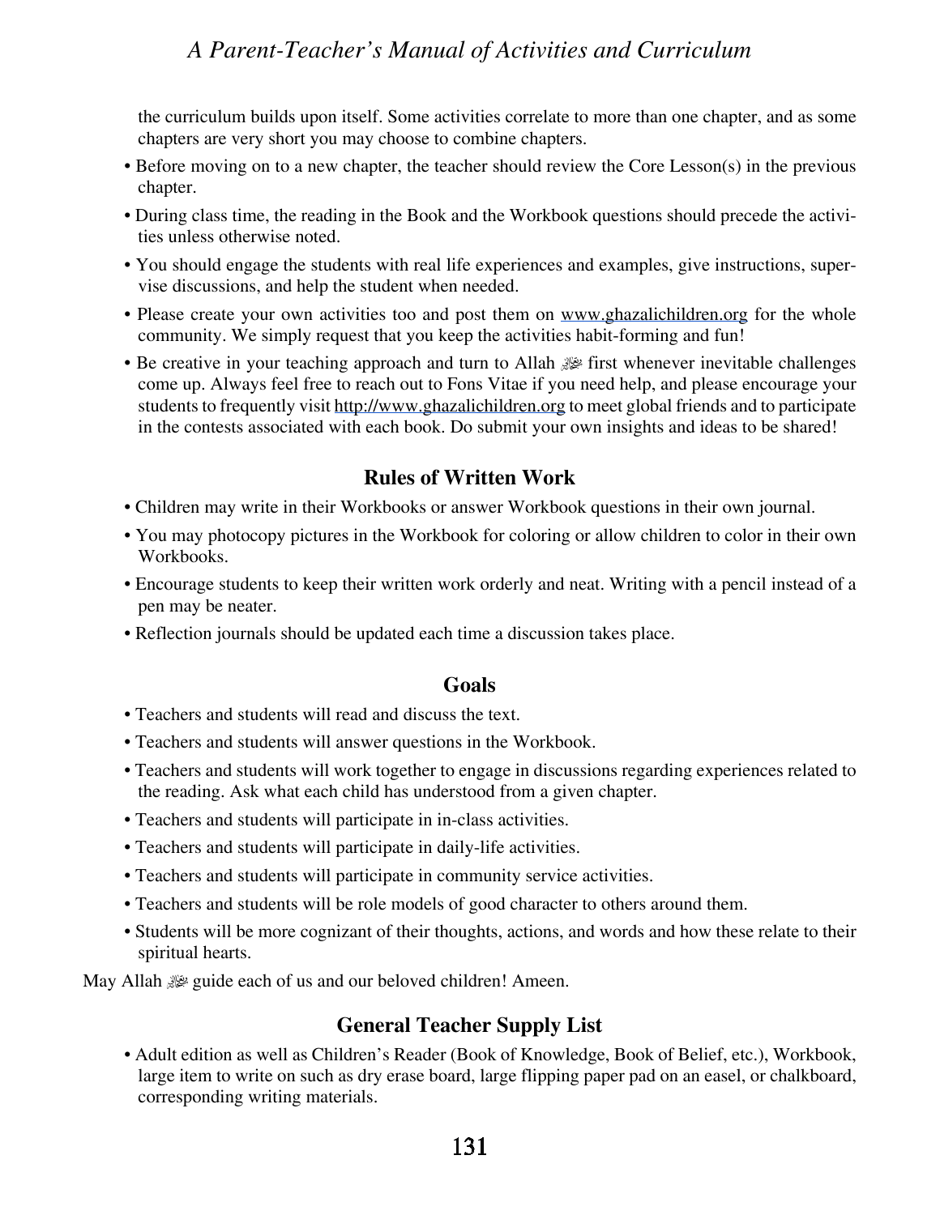the curriculum builds upon itself. Some activities correlate to more than one chapter, and as some chapters are very short you may choose to combine chapters.

- Before moving on to a new chapter, the teacher should review the Core Lesson(s) in the previous chapter.
- During class time, the reading in the Book and the Workbook questions should precede the activities unless otherwise noted.
- You should engage the students with real life experiences and examples, give instructions, supervise discussions, and help the student when needed.
- Please create your own activities too and post them on www.ghazalichildren.org for the whole community. We simply request that you keep the activities habit-forming and fun!
- Be creative in your teaching approach and turn to Allah ﷻ first whenever inevitable challenges come up. Always feel free to reach out to Fons Vitae if you need help, and please encourage your students to frequently visit http://www.ghazalichildren.org to meet global friends and to participate in the contests associated with each book. Do submit your own insights and ideas to be shared!

## Rules of Written Work

- Children may write in their Workbooks or answer Workbook questions in their own journal.
- You may photocopy pictures in the Workbook for coloring or allow children to color in their own Workbooks.
- Encourage students to keep their written work orderly and neat. Writing with a pencil instead of a pen may be neater.
- Reflection journals should be updated each time a discussion takes place.

## Goals

- Teachers and students will read and discuss the text.
- Teachers and students will answer questions in the Workbook.
- Teachers and students will work together to engage in discussions regarding experiences related to the reading. Ask what each child has understood from a given chapter.
- Teachers and students will participate in in-class activities.
- Teachers and students will participate in daily-life activities.
- Teachers and students will participate in community service activities.
- Teachers and students will be role models of good character to others around them.
- Students will be more cognizant of their thoughts, actions, and words and how these relate to their spiritual hearts.

May Allah ﷻ guide each of us and our beloved children! Ameen.

## General Teacher Supply List

- Adult edition as well as Children's Reader (Book of Knowledge, Book of Belief, etc.), Workbook, large item to write on such as dry erase board, large flipping paper pad on an easel, or chalkboard, corresponding writing materials.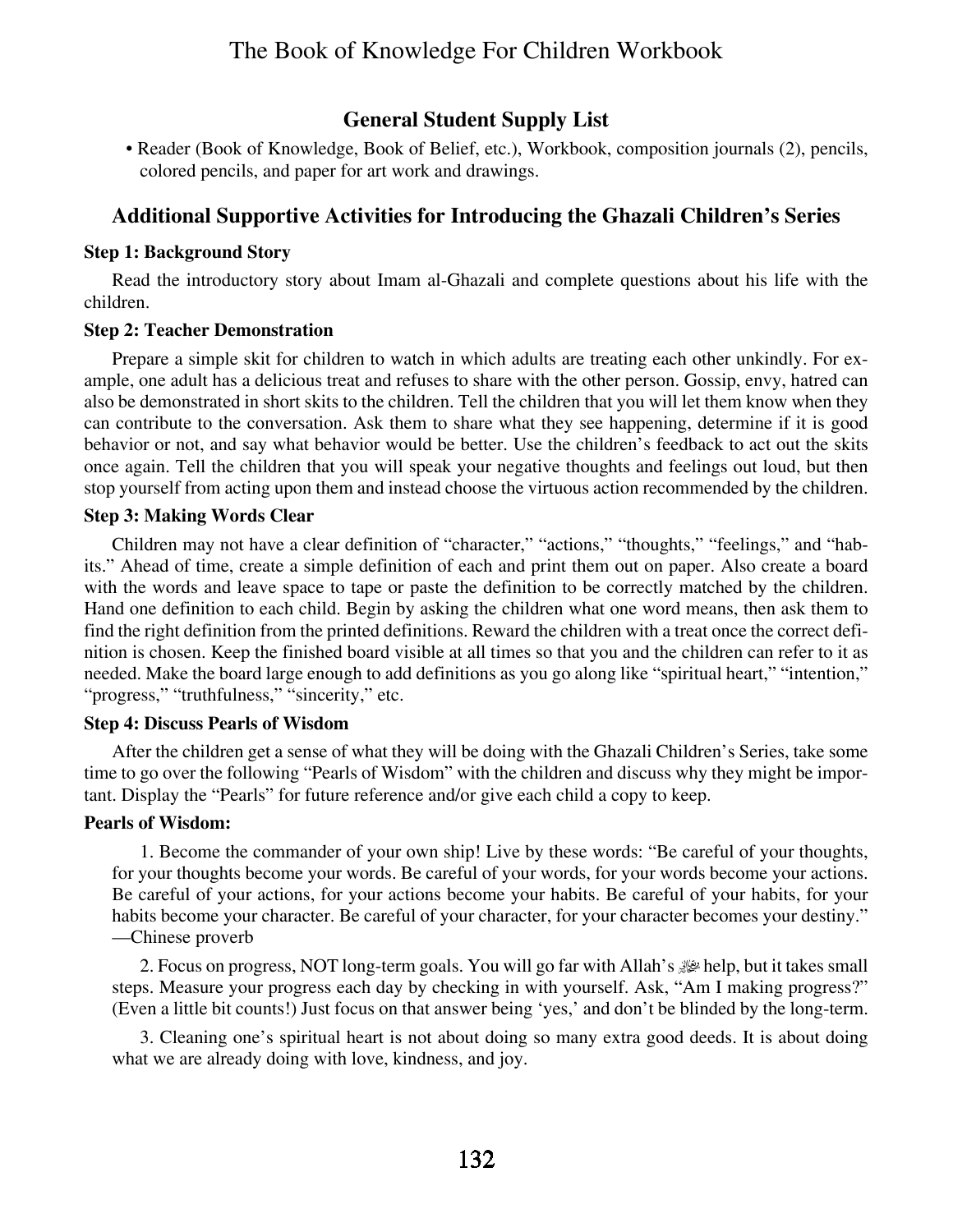## General Student Supply List

- Reader (Book of Knowledge, Book of Belief, etc.), Workbook, composition journals (2), pencils, colored pencils, and paper for art work and drawings.

### Additional Supportive Activities for Introducing the Ghazali Children's Series

**Step 1: Background Story**

Read the introductory story about Imam al-Ghazali and complete questions about his life with the children.

**Step 2: Teacher Demonstration**

Prepare a simple skit for children to watch in which adults are treating each other unkindly. For example, one adult has a delicious treat and refuses to share with the other person. Gossip, envy, hatred can also be demonstrated in short skits to the children. Tell the children that you will let them know when they can contribute to the conversation. Ask them to share what they see happening, determine if it is good behavior or not, and say what behavior would be better. Use the children's feedback to act out the skits once again. Tell the children that you will speak your negative thoughts and feelings out loud, but then stop yourself from acting upon them and instead choose the virtuous action recommended by the children.

**Step 3: Making Words Clear**

Children may not have a clear definition of "character," "actions," "thoughts," "feelings," and "habits." Ahead of time, create a simple definition of each and print them out on paper. Also create a board with the words and leave space to tape or paste the definition to be correctly matched by the children. Hand one definition to each child. Begin by asking the children what one word means, then ask them to find the right definition from the printed definitions. Reward the children with a treat once the correct definition is chosen. Keep the finished board visible at all times so that you and the children can refer to it as needed. Make the board large enough to add definitions as you go along like "spiritual heart," "intention," "progress," "truthfulness," "sincerity," etc.

**Step 4: Discuss Pearls of Wisdom**

After the children get a sense of what they will be doing with the Ghazali Children's Series, take some time to go over the following "Pearls of Wisdom" with the children and discuss why they might be important. Display the "Pearls" for future reference and/or give each child a copy to keep.

**Pearls of Wisdom:**

1. Become the commander of your own ship! Live by these words: "Be careful of your thoughts, for your thoughts become your words. Be careful of your words, for your words become your actions. Be careful of your actions, for your actions become your habits. Be careful of your habits, for your habits become your character. Be careful of your character, for your character becomes your destiny." —Chinese proverb

2. Focus on progress, NOT long-term goals. You will go far with Allah's ﷻ help, but it takes small steps. Measure your progress each day by checking in with yourself. Ask, "Am I making progress?" (Even a little bit counts!) Just focus on that answer being 'yes,' and don't be blinded by the long-term.

3. Cleaning one's spiritual heart is not about doing so many extra good deeds. It is about doing what we are already doing with love, kindness, and joy.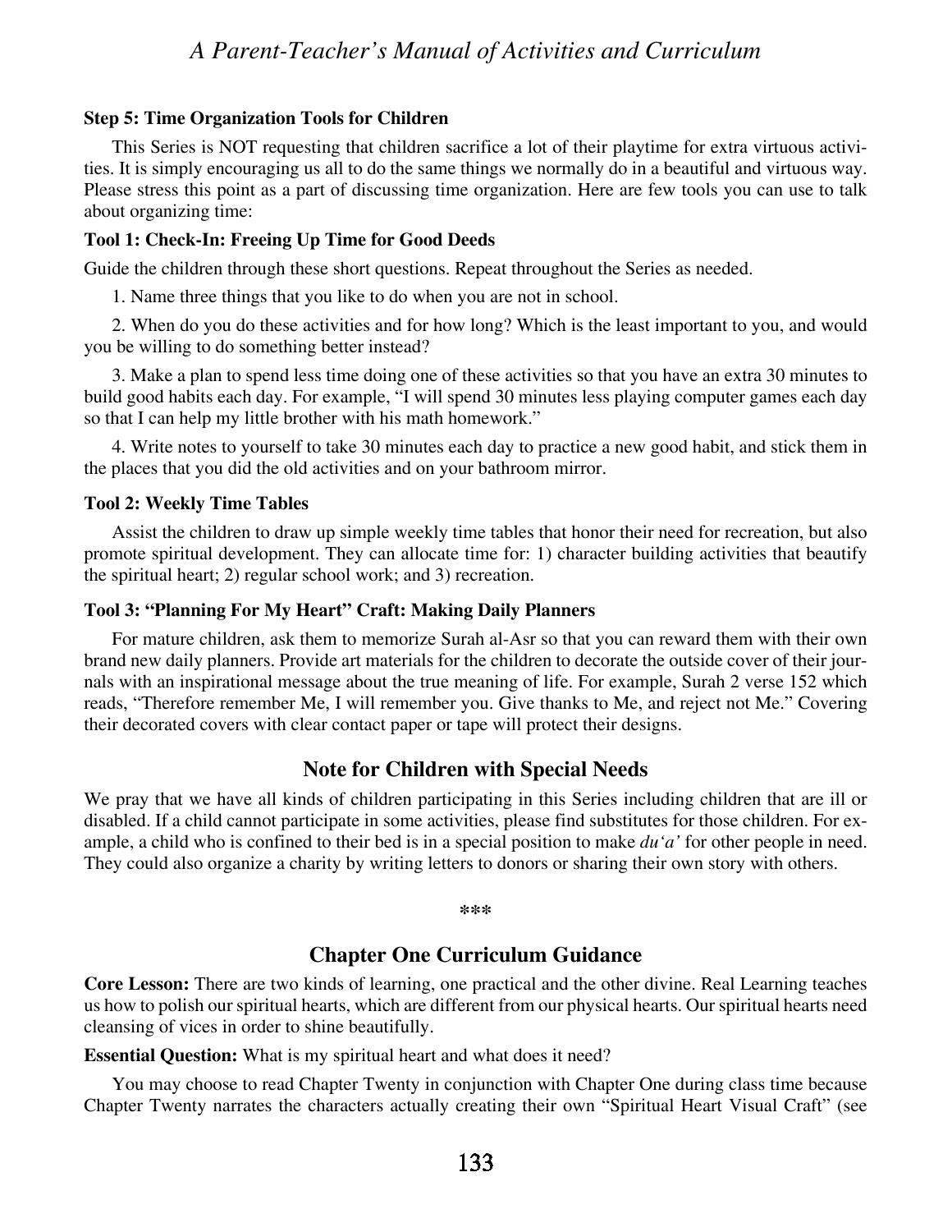**Step 5: Time Organization Tools for Children**

This Series is NOT requesting that children sacrifice a lot of their playtime for extra virtuous activities. It is simply encouraging us all to do the same things we normally do in a beautiful and virtuous way. Please stress this point as a part of discussing time organization. Here are few tools you can use to talk about organizing time:

**Tool 1: Check-In: Freeing Up Time for Good Deeds**

Guide the children through these short questions. Repeat throughout the Series as needed.

1. Name three things that you like to do when you are not in school.

2. When do you do these activities and for how long? Which is the least important to you, and would you be willing to do something better instead?

3. Make a plan to spend less time doing one of these activities so that you have an extra 30 minutes to build good habits each day. For example, "I will spend 30 minutes less playing computer games each day so that I can help my little brother with his math homework."

4. Write notes to yourself to take 30 minutes each day to practice a new good habit, and stick them in the places that you did the old activities and on your bathroom mirror.

**Tool 2: Weekly Time Tables**

Assist the children to draw up simple weekly time tables that honor their need for recreation, but also promote spiritual development. They can allocate time for: 1) character building activities that beautify the spiritual heart; 2) regular school work; and 3) recreation.

**Tool 3: "Planning For My Heart" Craft: Making Daily Planners**

For mature children, ask them to memorize Surah al-Asr so that you can reward them with their own brand new daily planners. Provide art materials for the children to decorate the outside cover of their journals with an inspirational message about the true meaning of life. For example, Surah 2 verse 152 which reads, "Therefore remember Me, I will remember you. Give thanks to Me, and reject not Me." Covering their decorated covers with clear contact paper or tape will protect their designs.

## Note for Children with Special Needs

We pray that we have all kinds of children participating in this Series including children that are ill or disabled. If a child cannot participate in some activities, please find substitutes for those children. For example, a child who is confined to their bed is in a special position to make *du'a'* for other people in need. They could also organize a charity by writing letters to donors or sharing their own story with others.

\*\*\*

## Chapter One Curriculum Guidance

**Core Lesson:** There are two kinds of learning, one practical and the other divine. Real Learning teaches us how to polish our spiritual hearts, which are different from our physical hearts. Our spiritual hearts need cleansing of vices in order to shine beautifully.

**Essential Question:** What is my spiritual heart and what does it need?

You may choose to read Chapter Twenty in conjunction with Chapter One during class time because Chapter Twenty narrates the characters actually creating their own "Spiritual Heart Visual Craft" (see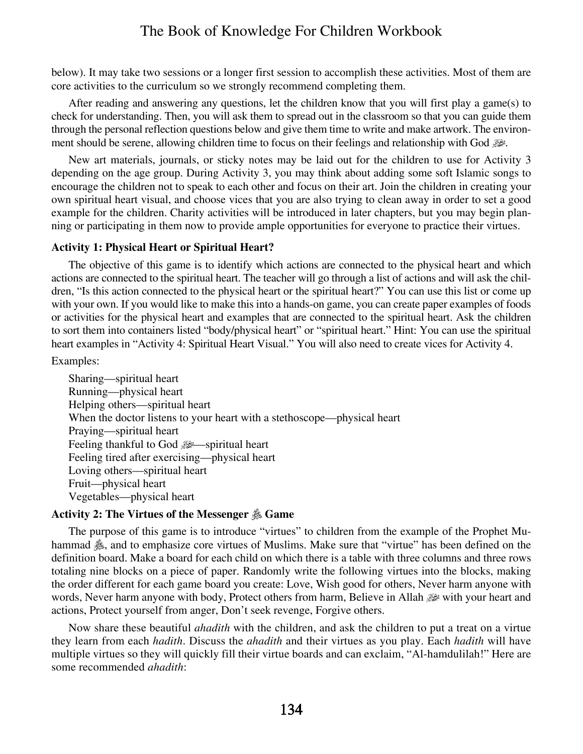below). It may take two sessions or a longer first session to accomplish these activities. Most of them are core activities to the curriculum so we strongly recommend completing them.

After reading and answering any questions, let the children know that you will first play a game(s) to check for understanding. Then, you will ask them to spread out in the classroom so that you can guide them through the personal reflection questions below and give them time to write and make artwork. The environment should be serene, allowing children time to focus on their feelings and relationship with God ﷻ.

New art materials, journals, or sticky notes may be laid out for the children to use for Activity 3 depending on the age group. During Activity 3, you may think about adding some soft Islamic songs to encourage the children not to speak to each other and focus on their art. Join the children in creating your own spiritual heart visual, and choose vices that you are also trying to clean away in order to set a good example for the children. Charity activities will be introduced in later chapters, but you may begin planning or participating in them now to provide ample opportunities for everyone to practice their virtues.

**Activity 1: Physical Heart or Spiritual Heart?**

The objective of this game is to identify which actions are connected to the physical heart and which actions are connected to the spiritual heart. The teacher will go through a list of actions and will ask the children, "Is this action connected to the physical heart or the spiritual heart?" You can use this list or come up with your own. If you would like to make this into a hands-on game, you can create paper examples of foods or activities for the physical heart and examples that are connected to the spiritual heart. Ask the children to sort them into containers listed "body/physical heart" or "spiritual heart." Hint: You can use the spiritual heart examples in "Activity 4: Spiritual Heart Visual." You will also need to create vices for Activity 4.

Examples:

Sharing—spiritual heart
Running—physical heart
Helping others—spiritual heart
When the doctor listens to your heart with a stethoscope—physical heart
Praying—spiritual heart
Feeling thankful to God ﷻ—spiritual heart
Feeling tired after exercising—physical heart
Loving others—spiritual heart
Fruit—physical heart
Vegetables—physical heart

**Activity 2: The Virtues of the Messenger ﷺ Game**

The purpose of this game is to introduce "virtues" to children from the example of the Prophet Muhammad ﷺ, and to emphasize core virtues of Muslims. Make sure that "virtue" has been defined on the definition board. Make a board for each child on which there is a table with three columns and three rows totaling nine blocks on a piece of paper. Randomly write the following virtues into the blocks, making the order different for each game board you create: Love, Wish good for others, Never harm anyone with words, Never harm anyone with body, Protect others from harm, Believe in Allah ﷻ with your heart and actions, Protect yourself from anger, Don't seek revenge, Forgive others.

Now share these beautiful *ahadith* with the children, and ask the children to put a treat on a virtue they learn from each *hadith*. Discuss the *ahadith* and their virtues as you play. Each *hadith* will have multiple virtues so they will quickly fill their virtue boards and can exclaim, "Al-hamdulilah!" Here are some recommended *ahadith*: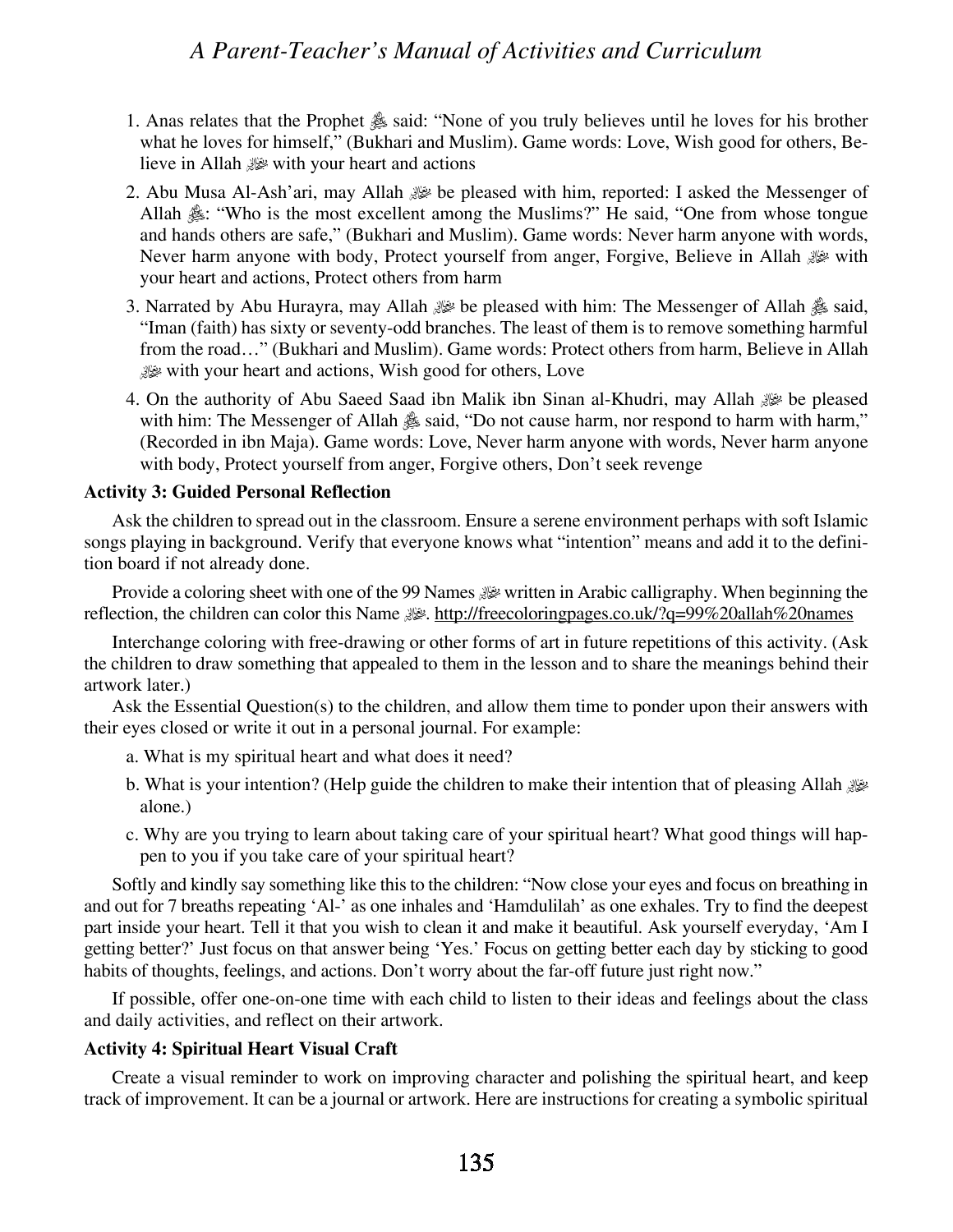1. Anas relates that the Prophet ﷺ said: "None of you truly believes until he loves for his brother what he loves for himself," (Bukhari and Muslim). Game words: Love, Wish good for others, Believe in Allah ﷻ with your heart and actions

2. Abu Musa Al-Ash'ari, may Allah ﷻ be pleased with him, reported: I asked the Messenger of Allah ﷺ: "Who is the most excellent among the Muslims?" He said, "One from whose tongue and hands others are safe," (Bukhari and Muslim). Game words: Never harm anyone with words, Never harm anyone with body, Protect yourself from anger, Forgive, Believe in Allah ﷻ with your heart and actions, Protect others from harm

3. Narrated by Abu Hurayra, may Allah ﷻ be pleased with him: The Messenger of Allah ﷺ said, "Iman (faith) has sixty or seventy-odd branches. The least of them is to remove something harmful from the road…" (Bukhari and Muslim). Game words: Protect others from harm, Believe in Allah ﷻ with your heart and actions, Wish good for others, Love

4. On the authority of Abu Saeed Saad ibn Malik ibn Sinan al-Khudri, may Allah ﷻ be pleased with him: The Messenger of Allah ﷺ said, "Do not cause harm, nor respond to harm with harm," (Recorded in ibn Maja). Game words: Love, Never harm anyone with words, Never harm anyone with body, Protect yourself from anger, Forgive others, Don't seek revenge

**Activity 3: Guided Personal Reflection**

Ask the children to spread out in the classroom. Ensure a serene environment perhaps with soft Islamic songs playing in background. Verify that everyone knows what "intention" means and add it to the definition board if not already done.

Provide a coloring sheet with one of the 99 Names ﷻ written in Arabic calligraphy. When beginning the reflection, the children can color this Name ﷻ. http://freecoloringpages.co.uk/?q=99%20allah%20names

Interchange coloring with free-drawing or other forms of art in future repetitions of this activity. (Ask the children to draw something that appealed to them in the lesson and to share the meanings behind their artwork later.)

Ask the Essential Question(s) to the children, and allow them time to ponder upon their answers with their eyes closed or write it out in a personal journal. For example:

a. What is my spiritual heart and what does it need?

b. What is your intention? (Help guide the children to make their intention that of pleasing Allah ﷻ alone.)

c. Why are you trying to learn about taking care of your spiritual heart? What good things will happen to you if you take care of your spiritual heart?

Softly and kindly say something like this to the children: "Now close your eyes and focus on breathing in and out for 7 breaths repeating 'Al-' as one inhales and 'Hamdulilah' as one exhales. Try to find the deepest part inside your heart. Tell it that you wish to clean it and make it beautiful. Ask yourself everyday, 'Am I getting better?' Just focus on that answer being 'Yes.' Focus on getting better each day by sticking to good habits of thoughts, feelings, and actions. Don't worry about the far-off future just right now."

If possible, offer one-on-one time with each child to listen to their ideas and feelings about the class and daily activities, and reflect on their artwork.

**Activity 4: Spiritual Heart Visual Craft**

Create a visual reminder to work on improving character and polishing the spiritual heart, and keep track of improvement. It can be a journal or artwork. Here are instructions for creating a symbolic spiritual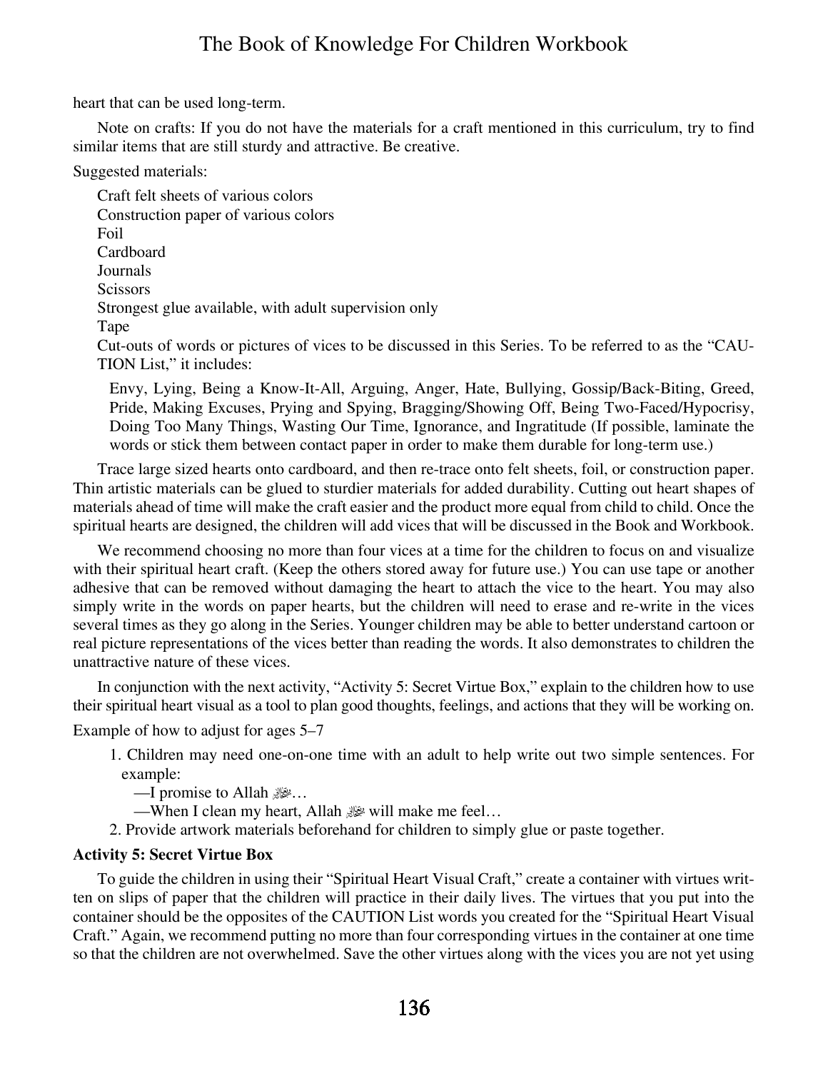heart that can be used long-term.

Note on crafts: If you do not have the materials for a craft mentioned in this curriculum, try to find similar items that are still sturdy and attractive. Be creative.

Suggested materials:

- Craft felt sheets of various colors
- Construction paper of various colors
- Foil
- Cardboard
- Journals
- Scissors
- Strongest glue available, with adult supervision only
- Tape
- Cut-outs of words or pictures of vices to be discussed in this Series. To be referred to as the "CAUTION List," it includes:

  Envy, Lying, Being a Know-It-All, Arguing, Anger, Hate, Bullying, Gossip/Back-Biting, Greed, Pride, Making Excuses, Prying and Spying, Bragging/Showing Off, Being Two-Faced/Hypocrisy, Doing Too Many Things, Wasting Our Time, Ignorance, and Ingratitude (If possible, laminate the words or stick them between contact paper in order to make them durable for long-term use.)

Trace large sized hearts onto cardboard, and then re-trace onto felt sheets, foil, or construction paper. Thin artistic materials can be glued to sturdier materials for added durability. Cutting out heart shapes of materials ahead of time will make the craft easier and the product more equal from child to child. Once the spiritual hearts are designed, the children will add vices that will be discussed in the Book and Workbook.

We recommend choosing no more than four vices at a time for the children to focus on and visualize with their spiritual heart craft. (Keep the others stored away for future use.) You can use tape or another adhesive that can be removed without damaging the heart to attach the vice to the heart. You may also simply write in the words on paper hearts, but the children will need to erase and re-write in the vices several times as they go along in the Series. Younger children may be able to better understand cartoon or real picture representations of the vices better than reading the words. It also demonstrates to children the unattractive nature of these vices.

In conjunction with the next activity, "Activity 5: Secret Virtue Box," explain to the children how to use their spiritual heart visual as a tool to plan good thoughts, feelings, and actions that they will be working on.

Example of how to adjust for ages 5–7

1. Children may need one-on-one time with an adult to help write out two simple sentences. For example:
   —I promise to Allah ﷻ…
   —When I clean my heart, Allah ﷻ will make me feel…
2. Provide artwork materials beforehand for children to simply glue or paste together.

**Activity 5: Secret Virtue Box**

To guide the children in using their "Spiritual Heart Visual Craft," create a container with virtues written on slips of paper that the children will practice in their daily lives. The virtues that you put into the container should be the opposites of the CAUTION List words you created for the "Spiritual Heart Visual Craft." Again, we recommend putting no more than four corresponding virtues in the container at one time so that the children are not overwhelmed. Save the other virtues along with the vices you are not yet using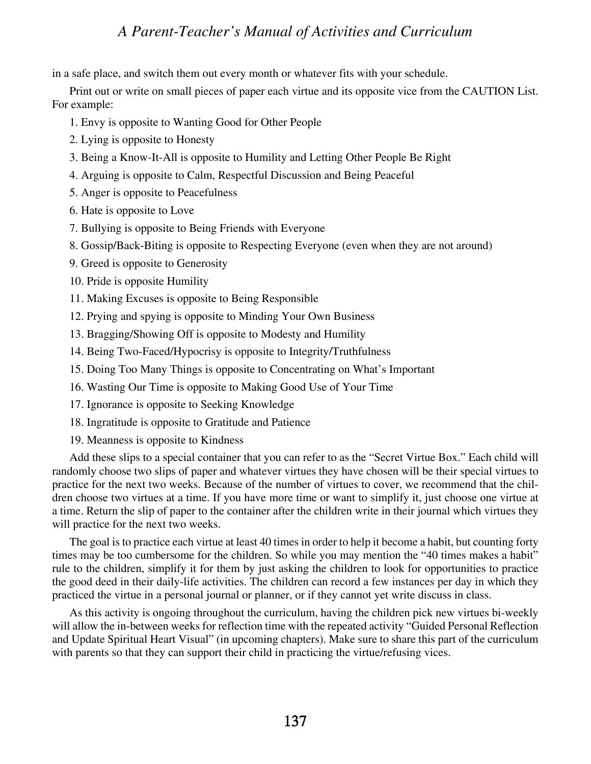in a safe place, and switch them out every month or whatever fits with your schedule.

Print out or write on small pieces of paper each virtue and its opposite vice from the CAUTION List. For example:

1. Envy is opposite to Wanting Good for Other People
2. Lying is opposite to Honesty
3. Being a Know-It-All is opposite to Humility and Letting Other People Be Right
4. Arguing is opposite to Calm, Respectful Discussion and Being Peaceful
5. Anger is opposite to Peacefulness
6. Hate is opposite to Love
7. Bullying is opposite to Being Friends with Everyone
8. Gossip/Back-Biting is opposite to Respecting Everyone (even when they are not around)
9. Greed is opposite to Generosity
10. Pride is opposite Humility
11. Making Excuses is opposite to Being Responsible
12. Prying and spying is opposite to Minding Your Own Business
13. Bragging/Showing Off is opposite to Modesty and Humility
14. Being Two-Faced/Hypocrisy is opposite to Integrity/Truthfulness
15. Doing Too Many Things is opposite to Concentrating on What's Important
16. Wasting Our Time is opposite to Making Good Use of Your Time
17. Ignorance is opposite to Seeking Knowledge
18. Ingratitude is opposite to Gratitude and Patience
19. Meanness is opposite to Kindness

Add these slips to a special container that you can refer to as the "Secret Virtue Box." Each child will randomly choose two slips of paper and whatever virtues they have chosen will be their special virtues to practice for the next two weeks. Because of the number of virtues to cover, we recommend that the children choose two virtues at a time. If you have more time or want to simplify it, just choose one virtue at a time. Return the slip of paper to the container after the children write in their journal which virtues they will practice for the next two weeks.

The goal is to practice each virtue at least 40 times in order to help it become a habit, but counting forty times may be too cumbersome for the children. So while you may mention the "40 times makes a habit" rule to the children, simplify it for them by just asking the children to look for opportunities to practice the good deed in their daily-life activities. The children can record a few instances per day in which they practiced the virtue in a personal journal or planner, or if they cannot yet write discuss in class.

As this activity is ongoing throughout the curriculum, having the children pick new virtues bi-weekly will allow the in-between weeks for reflection time with the repeated activity "Guided Personal Reflection and Update Spiritual Heart Visual" (in upcoming chapters). Make sure to share this part of the curriculum with parents so that they can support their child in practicing the virtue/refusing vices.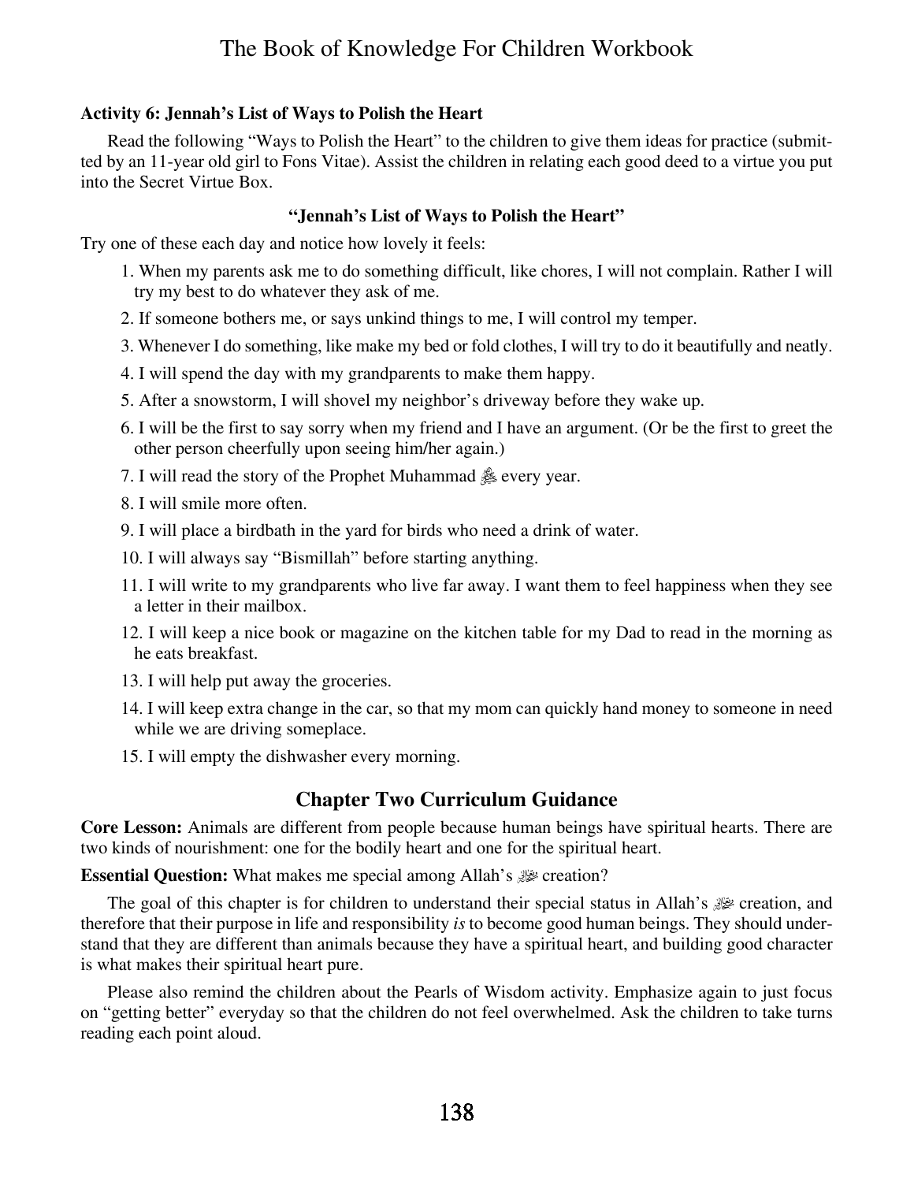### Activity 6: Jennah's List of Ways to Polish the Heart

Read the following "Ways to Polish the Heart" to the children to give them ideas for practice (submitted by an 11-year old girl to Fons Vitae). Assist the children in relating each good deed to a virtue you put into the Secret Virtue Box.

**"Jennah's List of Ways to Polish the Heart"**

Try one of these each day and notice how lovely it feels:

1. When my parents ask me to do something difficult, like chores, I will not complain. Rather I will try my best to do whatever they ask of me.
2. If someone bothers me, or says unkind things to me, I will control my temper.
3. Whenever I do something, like make my bed or fold clothes, I will try to do it beautifully and neatly.
4. I will spend the day with my grandparents to make them happy.
5. After a snowstorm, I will shovel my neighbor's driveway before they wake up.
6. I will be the first to say sorry when my friend and I have an argument. (Or be the first to greet the other person cheerfully upon seeing him/her again.)
7. I will read the story of the Prophet Muhammad ﷺ every year.
8. I will smile more often.
9. I will place a birdbath in the yard for birds who need a drink of water.
10. I will always say "Bismillah" before starting anything.
11. I will write to my grandparents who live far away. I want them to feel happiness when they see a letter in their mailbox.
12. I will keep a nice book or magazine on the kitchen table for my Dad to read in the morning as he eats breakfast.
13. I will help put away the groceries.
14. I will keep extra change in the car, so that my mom can quickly hand money to someone in need while we are driving someplace.
15. I will empty the dishwasher every morning.

## Chapter Two Curriculum Guidance

**Core Lesson:** Animals are different from people because human beings have spiritual hearts. There are two kinds of nourishment: one for the bodily heart and one for the spiritual heart.

**Essential Question:** What makes me special among Allah's ﷻ creation?

The goal of this chapter is for children to understand their special status in Allah's ﷻ creation, and therefore that their purpose in life and responsibility *is* to become good human beings. They should understand that they are different than animals because they have a spiritual heart, and building good character is what makes their spiritual heart pure.

Please also remind the children about the Pearls of Wisdom activity. Emphasize again to just focus on "getting better" everyday so that the children do not feel overwhelmed. Ask the children to take turns reading each point aloud.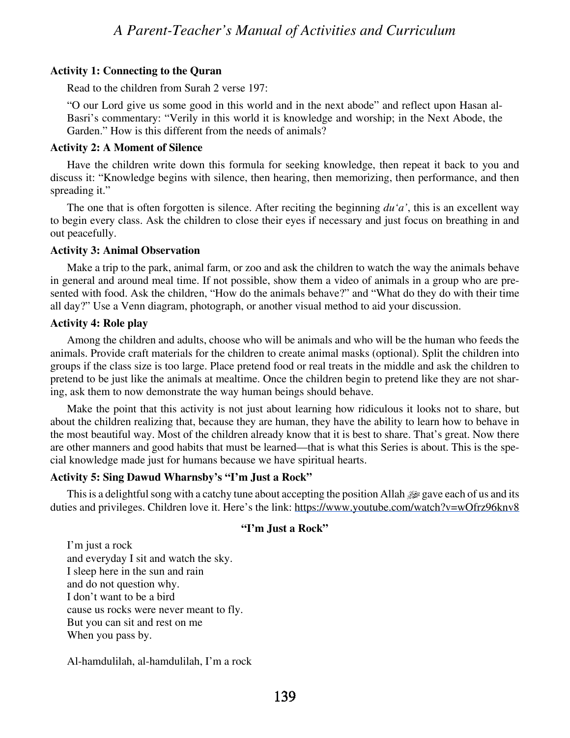**Activity 1: Connecting to the Quran**

Read to the children from Surah 2 verse 197:

"O our Lord give us some good in this world and in the next abode" and reflect upon Hasan al-Basri's commentary: "Verily in this world it is knowledge and worship; in the Next Abode, the Garden." How is this different from the needs of animals?

**Activity 2: A Moment of Silence**

Have the children write down this formula for seeking knowledge, then repeat it back to you and discuss it: "Knowledge begins with silence, then hearing, then memorizing, then performance, and then spreading it."

The one that is often forgotten is silence. After reciting the beginning *du'a'*, this is an excellent way to begin every class. Ask the children to close their eyes if necessary and just focus on breathing in and out peacefully.

**Activity 3: Animal Observation**

Make a trip to the park, animal farm, or zoo and ask the children to watch the way the animals behave in general and around meal time. If not possible, show them a video of animals in a group who are presented with food. Ask the children, "How do the animals behave?" and "What do they do with their time all day?" Use a Venn diagram, photograph, or another visual method to aid your discussion.

**Activity 4: Role play**

Among the children and adults, choose who will be animals and who will be the human who feeds the animals. Provide craft materials for the children to create animal masks (optional). Split the children into groups if the class size is too large. Place pretend food or real treats in the middle and ask the children to pretend to be just like the animals at mealtime. Once the children begin to pretend like they are not sharing, ask them to now demonstrate the way human beings should behave.

Make the point that this activity is not just about learning how ridiculous it looks not to share, but about the children realizing that, because they are human, they have the ability to learn how to behave in the most beautiful way. Most of the children already know that it is best to share. That's great. Now there are other manners and good habits that must be learned—that is what this Series is about. This is the special knowledge made just for humans because we have spiritual hearts.

**Activity 5: Sing Dawud Wharnsby's "I'm Just a Rock"**

This is a delightful song with a catchy tune about accepting the position Allah ﷻ gave each of us and its duties and privileges. Children love it. Here's the link: https://www.youtube.com/watch?v=wOfrz96knv8

**"I'm Just a Rock"**

I'm just a rock  
and everyday I sit and watch the sky.  
I sleep here in the sun and rain  
and do not question why.  
I don't want to be a bird  
cause us rocks were never meant to fly.  
But you can sit and rest on me  
When you pass by.

Al-hamdulilah, al-hamdulilah, I'm a rock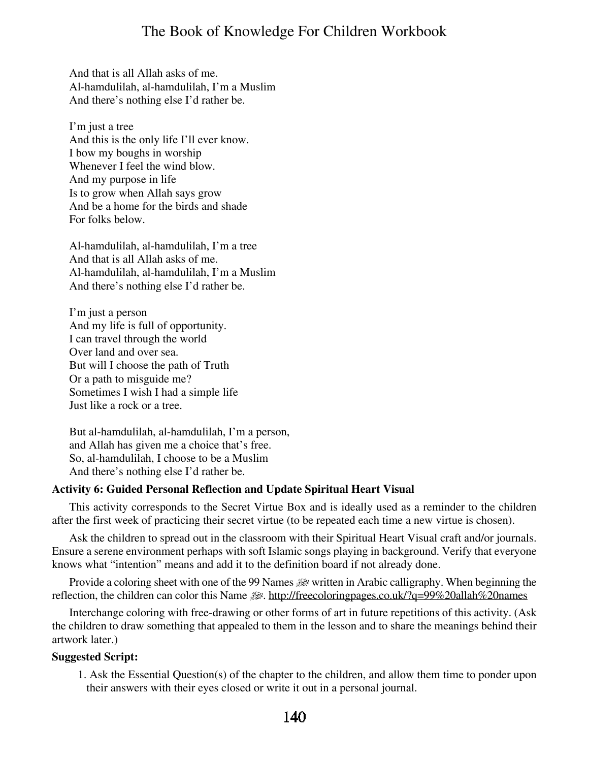And that is all Allah asks of me.
Al-hamdulilah, al-hamdulilah, I'm a Muslim
And there's nothing else I'd rather be.

I'm just a tree
And this is the only life I'll ever know.
I bow my boughs in worship
Whenever I feel the wind blow.
And my purpose in life
Is to grow when Allah says grow
And be a home for the birds and shade
For folks below.

Al-hamdulilah, al-hamdulilah, I'm a tree
And that is all Allah asks of me.
Al-hamdulilah, al-hamdulilah, I'm a Muslim
And there's nothing else I'd rather be.

I'm just a person
And my life is full of opportunity.
I can travel through the world
Over land and over sea.
But will I choose the path of Truth
Or a path to misguide me?
Sometimes I wish I had a simple life
Just like a rock or a tree.

But al-hamdulilah, al-hamdulilah, I'm a person,
and Allah has given me a choice that's free.
So, al-hamdulilah, I choose to be a Muslim
And there's nothing else I'd rather be.

**Activity 6: Guided Personal Reflection and Update Spiritual Heart Visual**

This activity corresponds to the Secret Virtue Box and is ideally used as a reminder to the children after the first week of practicing their secret virtue (to be repeated each time a new virtue is chosen).

Ask the children to spread out in the classroom with their Spiritual Heart Visual craft and/or journals. Ensure a serene environment perhaps with soft Islamic songs playing in background. Verify that everyone knows what "intention" means and add it to the definition board if not already done.

Provide a coloring sheet with one of the 99 Names ﷻ written in Arabic calligraphy. When beginning the reflection, the children can color this Name ﷻ. http://freecoloringpages.co.uk/?q=99%20allah%20names

Interchange coloring with free-drawing or other forms of art in future repetitions of this activity. (Ask the children to draw something that appealed to them in the lesson and to share the meanings behind their artwork later.)

**Suggested Script:**

1. Ask the Essential Question(s) of the chapter to the children, and allow them time to ponder upon their answers with their eyes closed or write it out in a personal journal.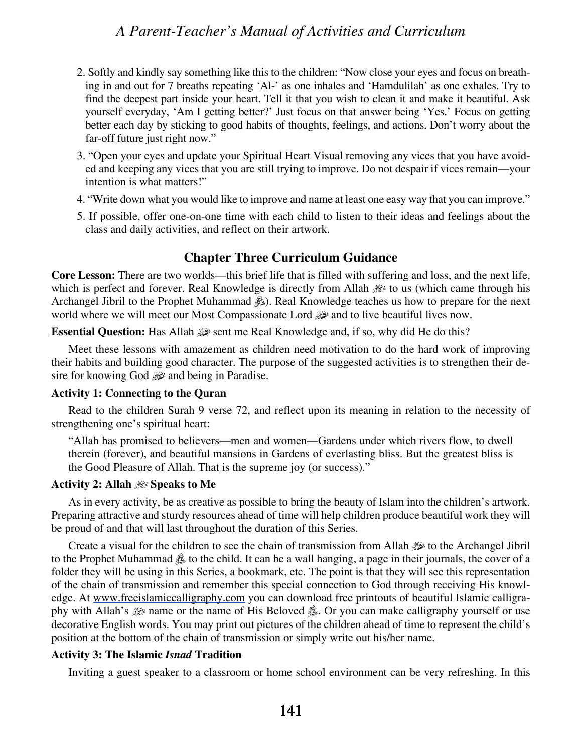2. Softly and kindly say something like this to the children: "Now close your eyes and focus on breathing in and out for 7 breaths repeating 'Al-' as one inhales and 'Hamdulilah' as one exhales. Try to find the deepest part inside your heart. Tell it that you wish to clean it and make it beautiful. Ask yourself everyday, 'Am I getting better?' Just focus on that answer being 'Yes.' Focus on getting better each day by sticking to good habits of thoughts, feelings, and actions. Don't worry about the far-off future just right now."
3. "Open your eyes and update your Spiritual Heart Visual removing any vices that you have avoided and keeping any vices that you are still trying to improve. Do not despair if vices remain—your intention is what matters!"
4. "Write down what you would like to improve and name at least one easy way that you can improve."
5. If possible, offer one-on-one time with each child to listen to their ideas and feelings about the class and daily activities, and reflect on their artwork.

## Chapter Three Curriculum Guidance

**Core Lesson:** There are two worlds—this brief life that is filled with suffering and loss, and the next life, which is perfect and forever. Real Knowledge is directly from Allah ﷻ to us (which came through his Archangel Jibril to the Prophet Muhammad ﷺ). Real Knowledge teaches us how to prepare for the next world where we will meet our Most Compassionate Lord ﷻ and to live beautiful lives now.

**Essential Question:** Has Allah ﷻ sent me Real Knowledge and, if so, why did He do this?

Meet these lessons with amazement as children need motivation to do the hard work of improving their habits and building good character. The purpose of the suggested activities is to strengthen their desire for knowing God ﷻ and being in Paradise.

**Activity 1: Connecting to the Quran**

Read to the children Surah 9 verse 72, and reflect upon its meaning in relation to the necessity of strengthening one's spiritual heart:

> "Allah has promised to believers—men and women—Gardens under which rivers flow, to dwell therein (forever), and beautiful mansions in Gardens of everlasting bliss. But the greatest bliss is the Good Pleasure of Allah. That is the supreme joy (or success)."

**Activity 2: Allah ﷻ Speaks to Me**

As in every activity, be as creative as possible to bring the beauty of Islam into the children's artwork. Preparing attractive and sturdy resources ahead of time will help children produce beautiful work they will be proud of and that will last throughout the duration of this Series.

Create a visual for the children to see the chain of transmission from Allah ﷻ to the Archangel Jibril to the Prophet Muhammad ﷺ to the child. It can be a wall hanging, a page in their journals, the cover of a folder they will be using in this Series, a bookmark, etc. The point is that they will see this representation of the chain of transmission and remember this special connection to God through receiving His knowledge. At www.freeislamiccalligraphy.com you can download free printouts of beautiful Islamic calligraphy with Allah's ﷻ name or the name of His Beloved ﷺ. Or you can make calligraphy yourself or use decorative English words. You may print out pictures of the children ahead of time to represent the child's position at the bottom of the chain of transmission or simply write out his/her name.

**Activity 3: The Islamic *Isnad* Tradition**

Inviting a guest speaker to a classroom or home school environment can be very refreshing. In this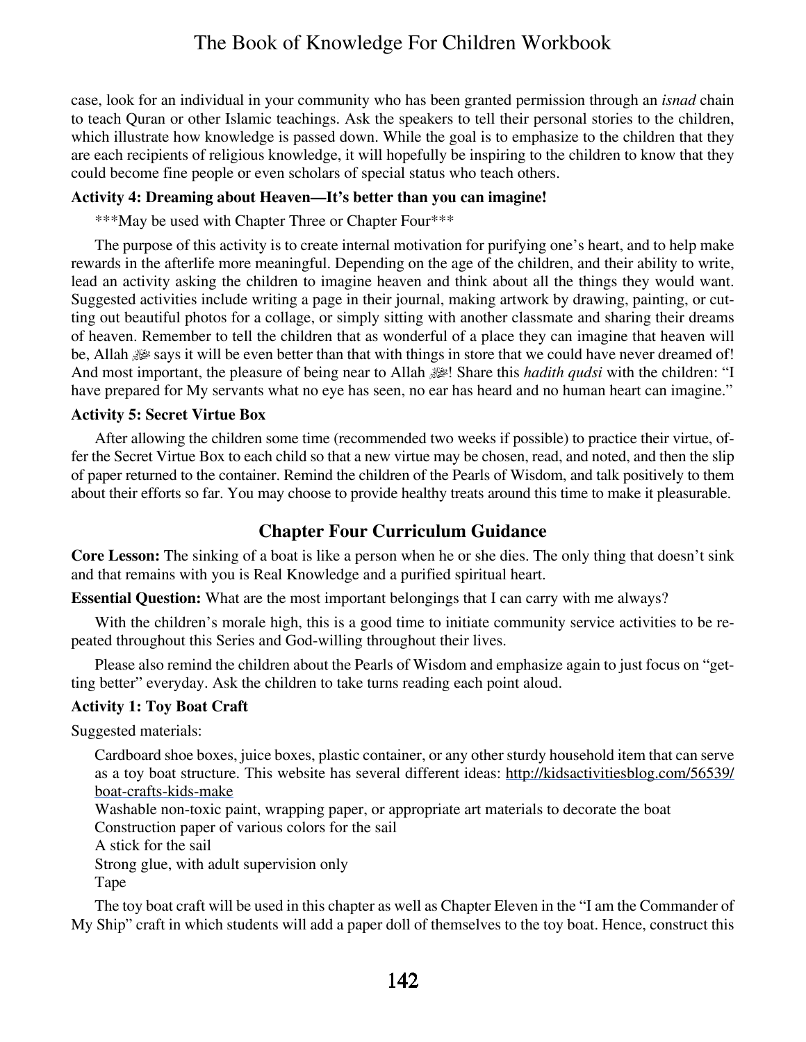case, look for an individual in your community who has been granted permission through an *isnad* chain to teach Quran or other Islamic teachings. Ask the speakers to tell their personal stories to the children, which illustrate how knowledge is passed down. While the goal is to emphasize to the children that they are each recipients of religious knowledge, it will hopefully be inspiring to the children to know that they could become fine people or even scholars of special status who teach others.

**Activity 4: Dreaming about Heaven—It's better than you can imagine!**

***May be used with Chapter Three or Chapter Four***

The purpose of this activity is to create internal motivation for purifying one's heart, and to help make rewards in the afterlife more meaningful. Depending on the age of the children, and their ability to write, lead an activity asking the children to imagine heaven and think about all the things they would want. Suggested activities include writing a page in their journal, making artwork by drawing, painting, or cutting out beautiful photos for a collage, or simply sitting with another classmate and sharing their dreams of heaven. Remember to tell the children that as wonderful of a place they can imagine that heaven will be, Allah ﷻ says it will be even better than that with things in store that we could have never dreamed of! And most important, the pleasure of being near to Allah ﷻ! Share this *hadith qudsi* with the children: "I have prepared for My servants what no eye has seen, no ear has heard and no human heart can imagine."

**Activity 5: Secret Virtue Box**

After allowing the children some time (recommended two weeks if possible) to practice their virtue, offer the Secret Virtue Box to each child so that a new virtue may be chosen, read, and noted, and then the slip of paper returned to the container. Remind the children of the Pearls of Wisdom, and talk positively to them about their efforts so far. You may choose to provide healthy treats around this time to make it pleasurable.

## Chapter Four Curriculum Guidance

**Core Lesson:** The sinking of a boat is like a person when he or she dies. The only thing that doesn't sink and that remains with you is Real Knowledge and a purified spiritual heart.

**Essential Question:** What are the most important belongings that I can carry with me always?

With the children's morale high, this is a good time to initiate community service activities to be repeated throughout this Series and God-willing throughout their lives.

Please also remind the children about the Pearls of Wisdom and emphasize again to just focus on "getting better" everyday. Ask the children to take turns reading each point aloud.

**Activity 1: Toy Boat Craft**

Suggested materials:

Cardboard shoe boxes, juice boxes, plastic container, or any other sturdy household item that can serve as a toy boat structure. This website has several different ideas: http://kidsactivitiesblog.com/56539/boat-crafts-kids-make
Washable non-toxic paint, wrapping paper, or appropriate art materials to decorate the boat
Construction paper of various colors for the sail
A stick for the sail
Strong glue, with adult supervision only
Tape

The toy boat craft will be used in this chapter as well as Chapter Eleven in the "I am the Commander of My Ship" craft in which students will add a paper doll of themselves to the toy boat. Hence, construct this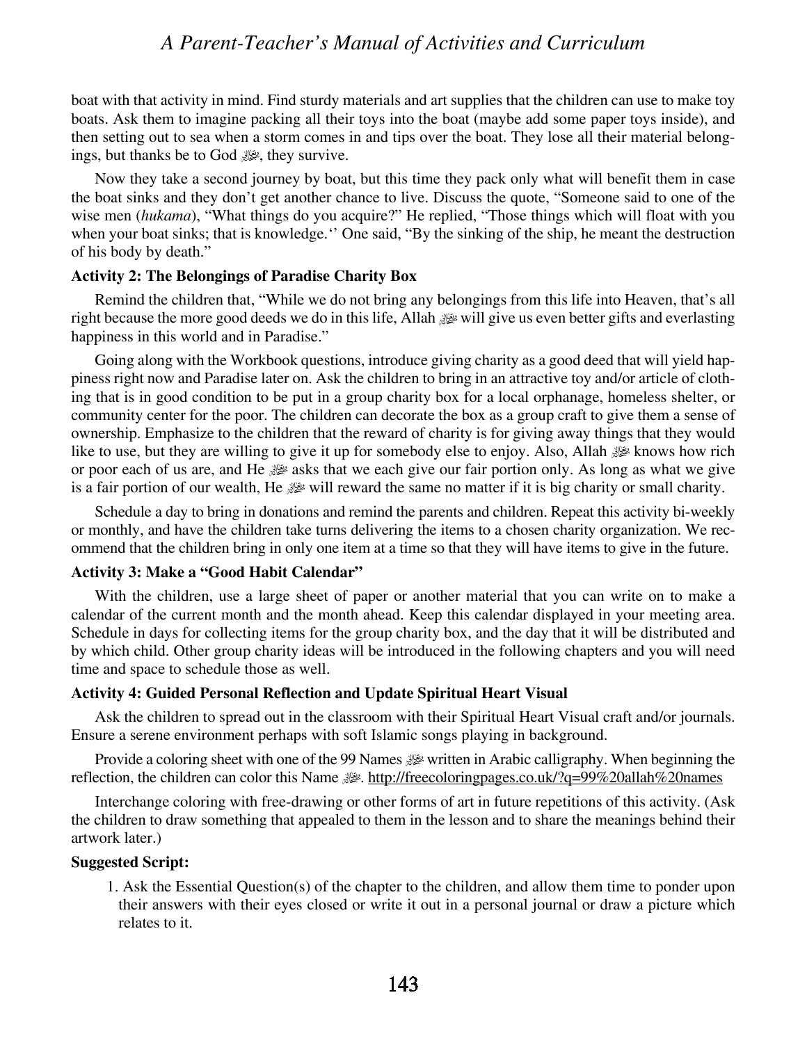boat with that activity in mind. Find sturdy materials and art supplies that the children can use to make toy boats. Ask them to imagine packing all their toys into the boat (maybe add some paper toys inside), and then setting out to sea when a storm comes in and tips over the boat. They lose all their material belongings, but thanks be to God ﷻ, they survive.

Now they take a second journey by boat, but this time they pack only what will benefit them in case the boat sinks and they don't get another chance to live. Discuss the quote, "Someone said to one of the wise men (*hukama*), "What things do you acquire?" He replied, "Those things which will float with you when your boat sinks; that is knowledge.'' One said, "By the sinking of the ship, he meant the destruction of his body by death."

**Activity 2: The Belongings of Paradise Charity Box**

Remind the children that, "While we do not bring any belongings from this life into Heaven, that's all right because the more good deeds we do in this life, Allah ﷻ will give us even better gifts and everlasting happiness in this world and in Paradise."

Going along with the Workbook questions, introduce giving charity as a good deed that will yield happiness right now and Paradise later on. Ask the children to bring in an attractive toy and/or article of clothing that is in good condition to be put in a group charity box for a local orphanage, homeless shelter, or community center for the poor. The children can decorate the box as a group craft to give them a sense of ownership. Emphasize to the children that the reward of charity is for giving away things that they would like to use, but they are willing to give it up for somebody else to enjoy. Also, Allah ﷻ knows how rich or poor each of us are, and He ﷻ asks that we each give our fair portion only. As long as what we give is a fair portion of our wealth, He ﷻ will reward the same no matter if it is big charity or small charity.

Schedule a day to bring in donations and remind the parents and children. Repeat this activity bi-weekly or monthly, and have the children take turns delivering the items to a chosen charity organization. We recommend that the children bring in only one item at a time so that they will have items to give in the future.

**Activity 3: Make a "Good Habit Calendar"**

With the children, use a large sheet of paper or another material that you can write on to make a calendar of the current month and the month ahead. Keep this calendar displayed in your meeting area. Schedule in days for collecting items for the group charity box, and the day that it will be distributed and by which child. Other group charity ideas will be introduced in the following chapters and you will need time and space to schedule those as well.

**Activity 4: Guided Personal Reflection and Update Spiritual Heart Visual**

Ask the children to spread out in the classroom with their Spiritual Heart Visual craft and/or journals. Ensure a serene environment perhaps with soft Islamic songs playing in background.

Provide a coloring sheet with one of the 99 Names ﷻ written in Arabic calligraphy. When beginning the reflection, the children can color this Name ﷻ. http://freecoloringpages.co.uk/?q=99%20allah%20names

Interchange coloring with free-drawing or other forms of art in future repetitions of this activity. (Ask the children to draw something that appealed to them in the lesson and to share the meanings behind their artwork later.)

**Suggested Script:**

1. Ask the Essential Question(s) of the chapter to the children, and allow them time to ponder upon their answers with their eyes closed or write it out in a personal journal or draw a picture which relates to it.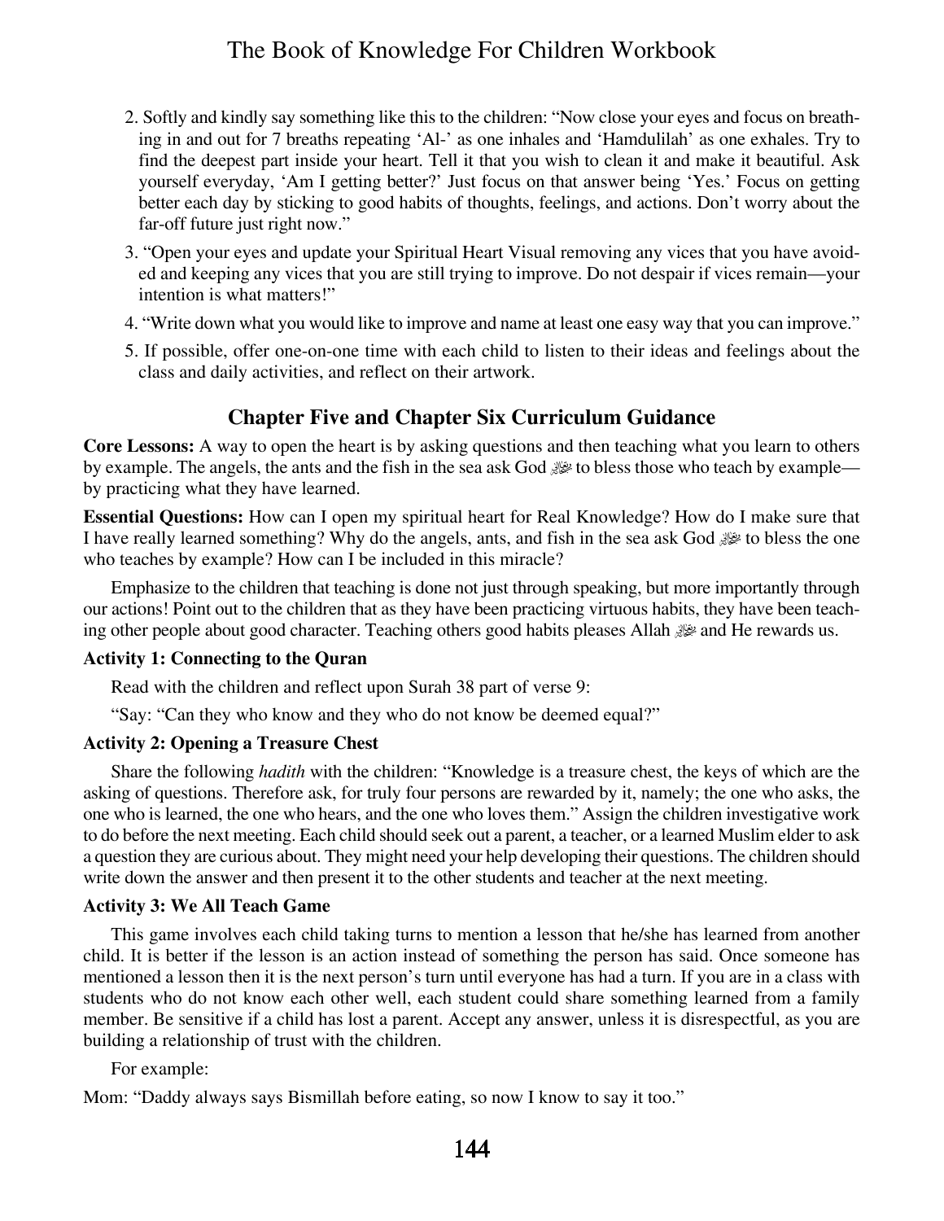2. Softly and kindly say something like this to the children: "Now close your eyes and focus on breathing in and out for 7 breaths repeating 'Al-' as one inhales and 'Hamdulilah' as one exhales. Try to find the deepest part inside your heart. Tell it that you wish to clean it and make it beautiful. Ask yourself everyday, 'Am I getting better?' Just focus on that answer being 'Yes.' Focus on getting better each day by sticking to good habits of thoughts, feelings, and actions. Don't worry about the far-off future just right now."
3. "Open your eyes and update your Spiritual Heart Visual removing any vices that you have avoided and keeping any vices that you are still trying to improve. Do not despair if vices remain—your intention is what matters!"
4. "Write down what you would like to improve and name at least one easy way that you can improve."
5. If possible, offer one-on-one time with each child to listen to their ideas and feelings about the class and daily activities, and reflect on their artwork.

## Chapter Five and Chapter Six Curriculum Guidance

**Core Lessons:** A way to open the heart is by asking questions and then teaching what you learn to others by example. The angels, the ants and the fish in the sea ask God ﷻ to bless those who teach by example—by practicing what they have learned.

**Essential Questions:** How can I open my spiritual heart for Real Knowledge? How do I make sure that I have really learned something? Why do the angels, ants, and fish in the sea ask God ﷻ to bless the one who teaches by example? How can I be included in this miracle?

Emphasize to the children that teaching is done not just through speaking, but more importantly through our actions! Point out to the children that as they have been practicing virtuous habits, they have been teaching other people about good character. Teaching others good habits pleases Allah ﷻ and He rewards us.

**Activity 1: Connecting to the Quran**

Read with the children and reflect upon Surah 38 part of verse 9:

"Say: "Can they who know and they who do not know be deemed equal?"

**Activity 2: Opening a Treasure Chest**

Share the following *hadith* with the children: "Knowledge is a treasure chest, the keys of which are the asking of questions. Therefore ask, for truly four persons are rewarded by it, namely; the one who asks, the one who is learned, the one who hears, and the one who loves them." Assign the children investigative work to do before the next meeting. Each child should seek out a parent, a teacher, or a learned Muslim elder to ask a question they are curious about. They might need your help developing their questions. The children should write down the answer and then present it to the other students and teacher at the next meeting.

**Activity 3: We All Teach Game**

This game involves each child taking turns to mention a lesson that he/she has learned from another child. It is better if the lesson is an action instead of something the person has said. Once someone has mentioned a lesson then it is the next person's turn until everyone has had a turn. If you are in a class with students who do not know each other well, each student could share something learned from a family member. Be sensitive if a child has lost a parent. Accept any answer, unless it is disrespectful, as you are building a relationship of trust with the children.

For example:

Mom: "Daddy always says Bismillah before eating, so now I know to say it too."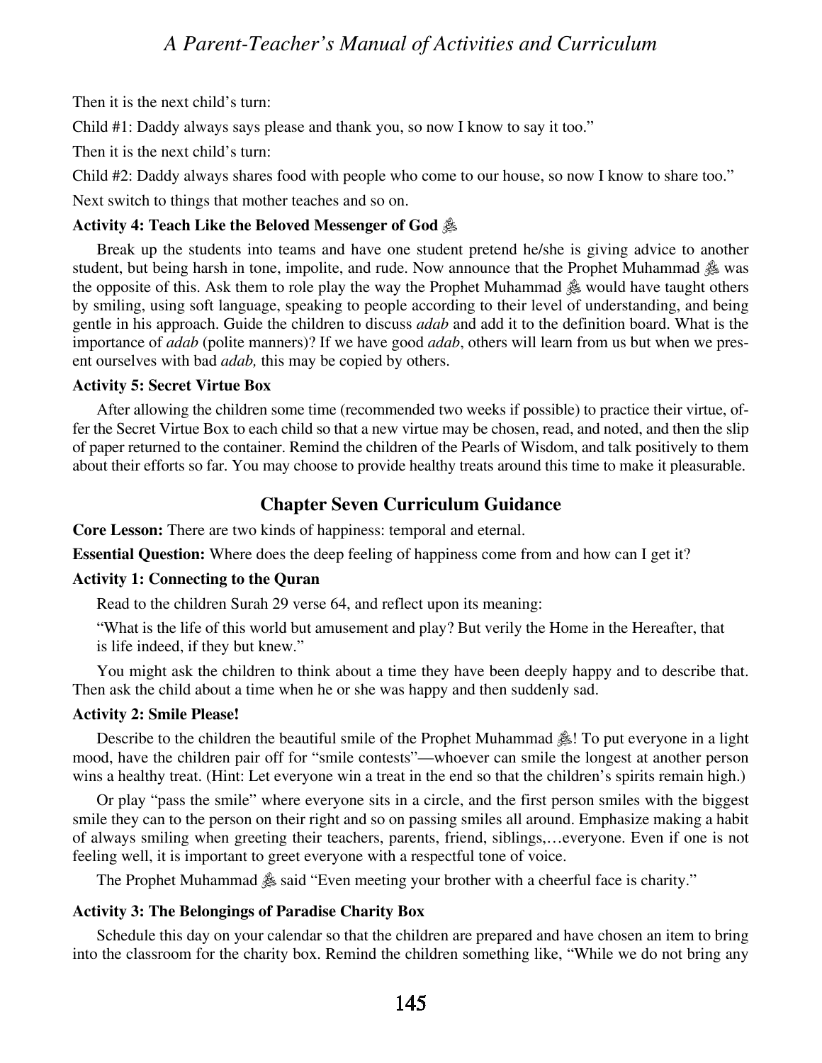Then it is the next child's turn:

Child #1: Daddy always says please and thank you, so now I know to say it too."

Then it is the next child's turn:

Child #2: Daddy always shares food with people who come to our house, so now I know to share too."

Next switch to things that mother teaches and so on.

**Activity 4: Teach Like the Beloved Messenger of God ﷺ**

Break up the students into teams and have one student pretend he/she is giving advice to another student, but being harsh in tone, impolite, and rude. Now announce that the Prophet Muhammad ﷺ was the opposite of this. Ask them to role play the way the Prophet Muhammad ﷺ would have taught others by smiling, using soft language, speaking to people according to their level of understanding, and being gentle in his approach. Guide the children to discuss *adab* and add it to the definition board. What is the importance of *adab* (polite manners)? If we have good *adab*, others will learn from us but when we present ourselves with bad *adab,* this may be copied by others.

**Activity 5: Secret Virtue Box**

After allowing the children some time (recommended two weeks if possible) to practice their virtue, offer the Secret Virtue Box to each child so that a new virtue may be chosen, read, and noted, and then the slip of paper returned to the container. Remind the children of the Pearls of Wisdom, and talk positively to them about their efforts so far. You may choose to provide healthy treats around this time to make it pleasurable.

## Chapter Seven Curriculum Guidance

**Core Lesson:** There are two kinds of happiness: temporal and eternal.

**Essential Question:** Where does the deep feeling of happiness come from and how can I get it?

**Activity 1: Connecting to the Quran**

Read to the children Surah 29 verse 64, and reflect upon its meaning:

"What is the life of this world but amusement and play? But verily the Home in the Hereafter, that is life indeed, if they but knew."

You might ask the children to think about a time they have been deeply happy and to describe that. Then ask the child about a time when he or she was happy and then suddenly sad.

**Activity 2: Smile Please!**

Describe to the children the beautiful smile of the Prophet Muhammad ﷺ! To put everyone in a light mood, have the children pair off for "smile contests"—whoever can smile the longest at another person wins a healthy treat. (Hint: Let everyone win a treat in the end so that the children's spirits remain high.)

Or play "pass the smile" where everyone sits in a circle, and the first person smiles with the biggest smile they can to the person on their right and so on passing smiles all around. Emphasize making a habit of always smiling when greeting their teachers, parents, friend, siblings,…everyone. Even if one is not feeling well, it is important to greet everyone with a respectful tone of voice.

The Prophet Muhammad ﷺ said "Even meeting your brother with a cheerful face is charity."

**Activity 3: The Belongings of Paradise Charity Box**

Schedule this day on your calendar so that the children are prepared and have chosen an item to bring into the classroom for the charity box. Remind the children something like, "While we do not bring any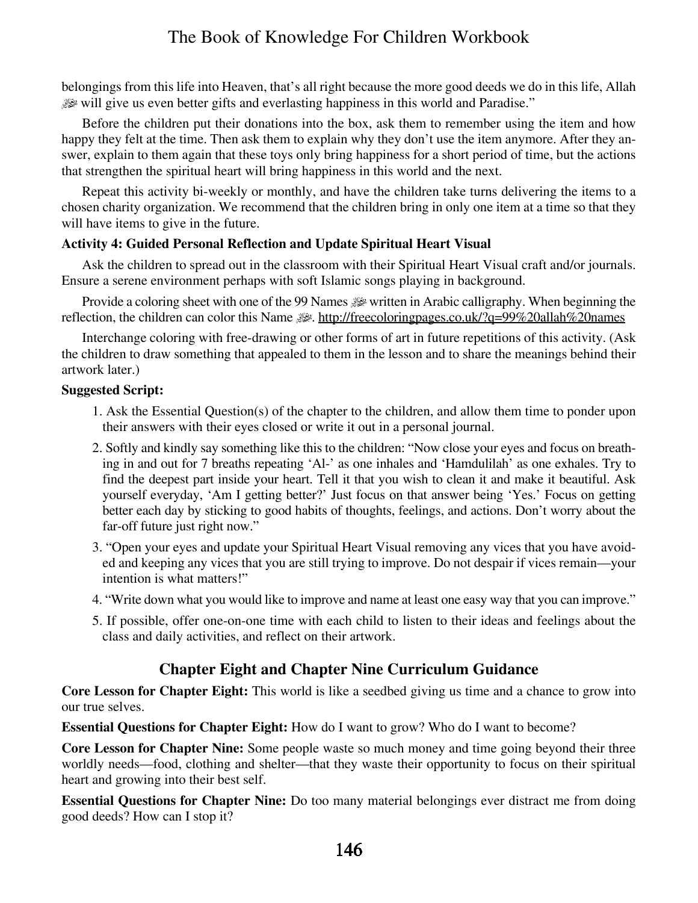belongings from this life into Heaven, that's all right because the more good deeds we do in this life, Allah ﷻ will give us even better gifts and everlasting happiness in this world and Paradise."

Before the children put their donations into the box, ask them to remember using the item and how happy they felt at the time. Then ask them to explain why they don't use the item anymore. After they answer, explain to them again that these toys only bring happiness for a short period of time, but the actions that strengthen the spiritual heart will bring happiness in this world and the next.

Repeat this activity bi-weekly or monthly, and have the children take turns delivering the items to a chosen charity organization. We recommend that the children bring in only one item at a time so that they will have items to give in the future.

**Activity 4: Guided Personal Reflection and Update Spiritual Heart Visual**

Ask the children to spread out in the classroom with their Spiritual Heart Visual craft and/or journals. Ensure a serene environment perhaps with soft Islamic songs playing in background.

Provide a coloring sheet with one of the 99 Names ﷻ written in Arabic calligraphy. When beginning the reflection, the children can color this Name ﷻ. http://freecoloringpages.co.uk/?q=99%20allah%20names

Interchange coloring with free-drawing or other forms of art in future repetitions of this activity. (Ask the children to draw something that appealed to them in the lesson and to share the meanings behind their artwork later.)

**Suggested Script:**

1. Ask the Essential Question(s) of the chapter to the children, and allow them time to ponder upon their answers with their eyes closed or write it out in a personal journal.
2. Softly and kindly say something like this to the children: "Now close your eyes and focus on breathing in and out for 7 breaths repeating 'Al-' as one inhales and 'Hamdulilah' as one exhales. Try to find the deepest part inside your heart. Tell it that you wish to clean it and make it beautiful. Ask yourself everyday, 'Am I getting better?' Just focus on that answer being 'Yes.' Focus on getting better each day by sticking to good habits of thoughts, feelings, and actions. Don't worry about the far-off future just right now."
3. "Open your eyes and update your Spiritual Heart Visual removing any vices that you have avoided and keeping any vices that you are still trying to improve. Do not despair if vices remain—your intention is what matters!"
4. "Write down what you would like to improve and name at least one easy way that you can improve."
5. If possible, offer one-on-one time with each child to listen to their ideas and feelings about the class and daily activities, and reflect on their artwork.

## Chapter Eight and Chapter Nine Curriculum Guidance

**Core Lesson for Chapter Eight:** This world is like a seedbed giving us time and a chance to grow into our true selves.

**Essential Questions for Chapter Eight:** How do I want to grow? Who do I want to become?

**Core Lesson for Chapter Nine:** Some people waste so much money and time going beyond their three worldly needs—food, clothing and shelter—that they waste their opportunity to focus on their spiritual heart and growing into their best self.

**Essential Questions for Chapter Nine:** Do too many material belongings ever distract me from doing good deeds? How can I stop it?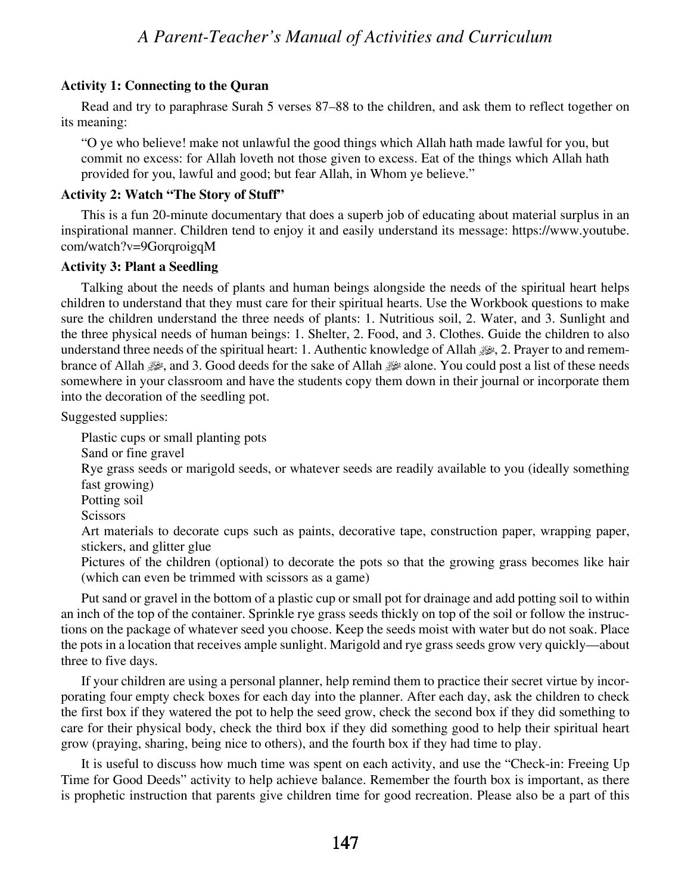### Activity 1: Connecting to the Quran

Read and try to paraphrase Surah 5 verses 87–88 to the children, and ask them to reflect together on its meaning:

> "O ye who believe! make not unlawful the good things which Allah hath made lawful for you, but commit no excess: for Allah loveth not those given to excess. Eat of the things which Allah hath provided for you, lawful and good; but fear Allah, in Whom ye believe."

### Activity 2: Watch "The Story of Stuff"

This is a fun 20-minute documentary that does a superb job of educating about material surplus in an inspirational manner. Children tend to enjoy it and easily understand its message: https://www.youtube.com/watch?v=9GorqroigqM

### Activity 3: Plant a Seedling

Talking about the needs of plants and human beings alongside the needs of the spiritual heart helps children to understand that they must care for their spiritual hearts. Use the Workbook questions to make sure the children understand the three needs of plants: 1. Nutritious soil, 2. Water, and 3. Sunlight and the three physical needs of human beings: 1. Shelter, 2. Food, and 3. Clothes. Guide the children to also understand three needs of the spiritual heart: 1. Authentic knowledge of Allah ﷻ, 2. Prayer to and remembrance of Allah ﷻ, and 3. Good deeds for the sake of Allah ﷻ alone. You could post a list of these needs somewhere in your classroom and have the students copy them down in their journal or incorporate them into the decoration of the seedling pot.

Suggested supplies:

- Plastic cups or small planting pots
- Sand or fine gravel
- Rye grass seeds or marigold seeds, or whatever seeds are readily available to you (ideally something fast growing)
- Potting soil
- Scissors
- Art materials to decorate cups such as paints, decorative tape, construction paper, wrapping paper, stickers, and glitter glue
- Pictures of the children (optional) to decorate the pots so that the growing grass becomes like hair (which can even be trimmed with scissors as a game)

Put sand or gravel in the bottom of a plastic cup or small pot for drainage and add potting soil to within an inch of the top of the container. Sprinkle rye grass seeds thickly on top of the soil or follow the instructions on the package of whatever seed you choose. Keep the seeds moist with water but do not soak. Place the pots in a location that receives ample sunlight. Marigold and rye grass seeds grow very quickly—about three to five days.

If your children are using a personal planner, help remind them to practice their secret virtue by incorporating four empty check boxes for each day into the planner. After each day, ask the children to check the first box if they watered the pot to help the seed grow, check the second box if they did something to care for their physical body, check the third box if they did something good to help their spiritual heart grow (praying, sharing, being nice to others), and the fourth box if they had time to play.

It is useful to discuss how much time was spent on each activity, and use the "Check-in: Freeing Up Time for Good Deeds" activity to help achieve balance. Remember the fourth box is important, as there is prophetic instruction that parents give children time for good recreation. Please also be a part of this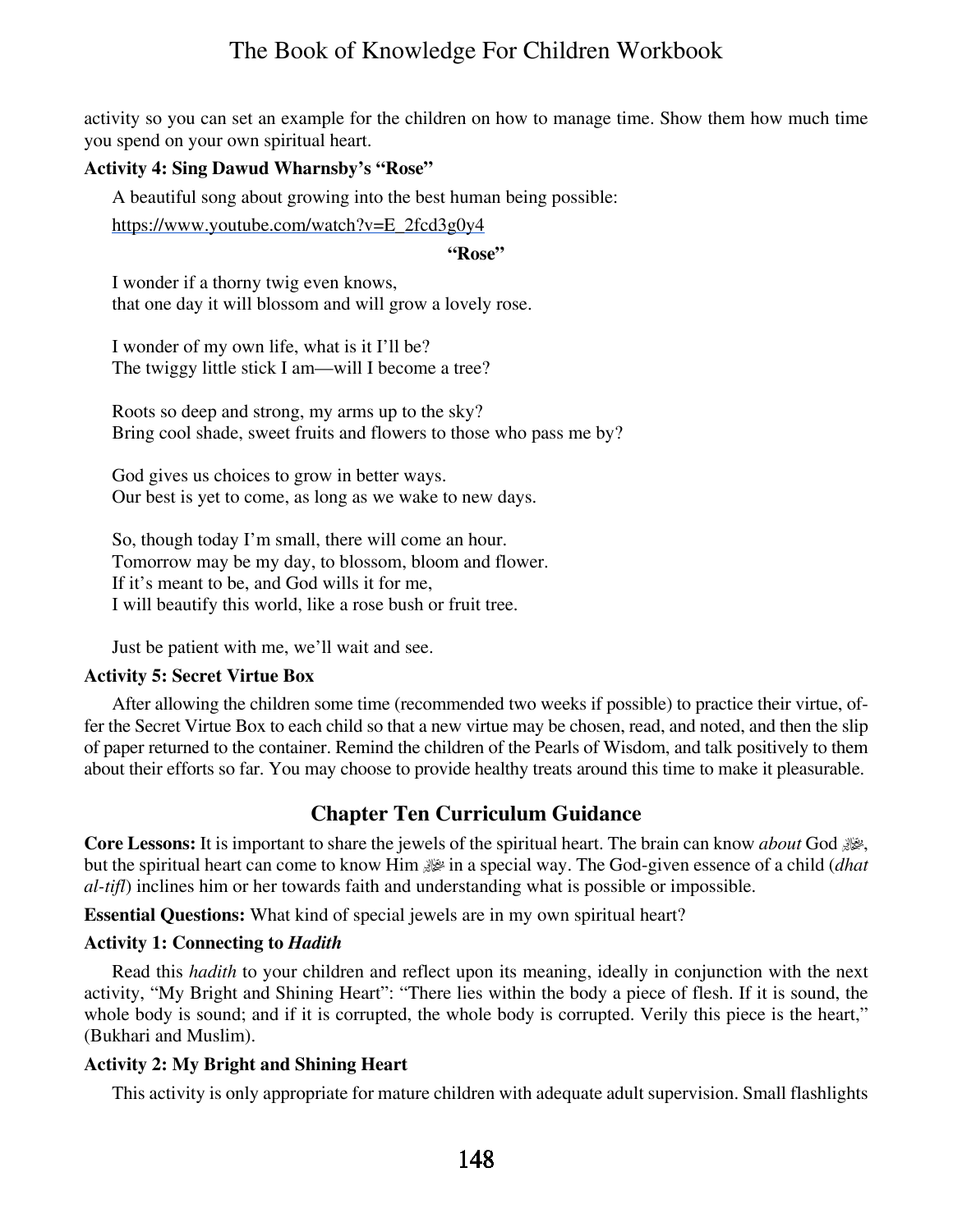activity so you can set an example for the children on how to manage time. Show them how much time you spend on your own spiritual heart.

**Activity 4: Sing Dawud Wharnsby's "Rose"**

A beautiful song about growing into the best human being possible:

https://www.youtube.com/watch?v=E_2fcd3g0y4

**"Rose"**

I wonder if a thorny twig even knows,
that one day it will blossom and will grow a lovely rose.

I wonder of my own life, what is it I'll be?
The twiggy little stick I am—will I become a tree?

Roots so deep and strong, my arms up to the sky?
Bring cool shade, sweet fruits and flowers to those who pass me by?

God gives us choices to grow in better ways.
Our best is yet to come, as long as we wake to new days.

So, though today I'm small, there will come an hour.
Tomorrow may be my day, to blossom, bloom and flower.
If it's meant to be, and God wills it for me,
I will beautify this world, like a rose bush or fruit tree.

Just be patient with me, we'll wait and see.

**Activity 5: Secret Virtue Box**

After allowing the children some time (recommended two weeks if possible) to practice their virtue, offer the Secret Virtue Box to each child so that a new virtue may be chosen, read, and noted, and then the slip of paper returned to the container. Remind the children of the Pearls of Wisdom, and talk positively to them about their efforts so far. You may choose to provide healthy treats around this time to make it pleasurable.

## Chapter Ten Curriculum Guidance

**Core Lessons:** It is important to share the jewels of the spiritual heart. The brain can know *about* God ﷻ, but the spiritual heart can come to know Him ﷻ in a special way. The God-given essence of a child (*dhat al-tifl*) inclines him or her towards faith and understanding what is possible or impossible.

**Essential Questions:** What kind of special jewels are in my own spiritual heart?

**Activity 1: Connecting to *Hadith***

Read this *hadith* to your children and reflect upon its meaning, ideally in conjunction with the next activity, "My Bright and Shining Heart": "There lies within the body a piece of flesh. If it is sound, the whole body is sound; and if it is corrupted, the whole body is corrupted. Verily this piece is the heart," (Bukhari and Muslim).

**Activity 2: My Bright and Shining Heart**

This activity is only appropriate for mature children with adequate adult supervision. Small flashlights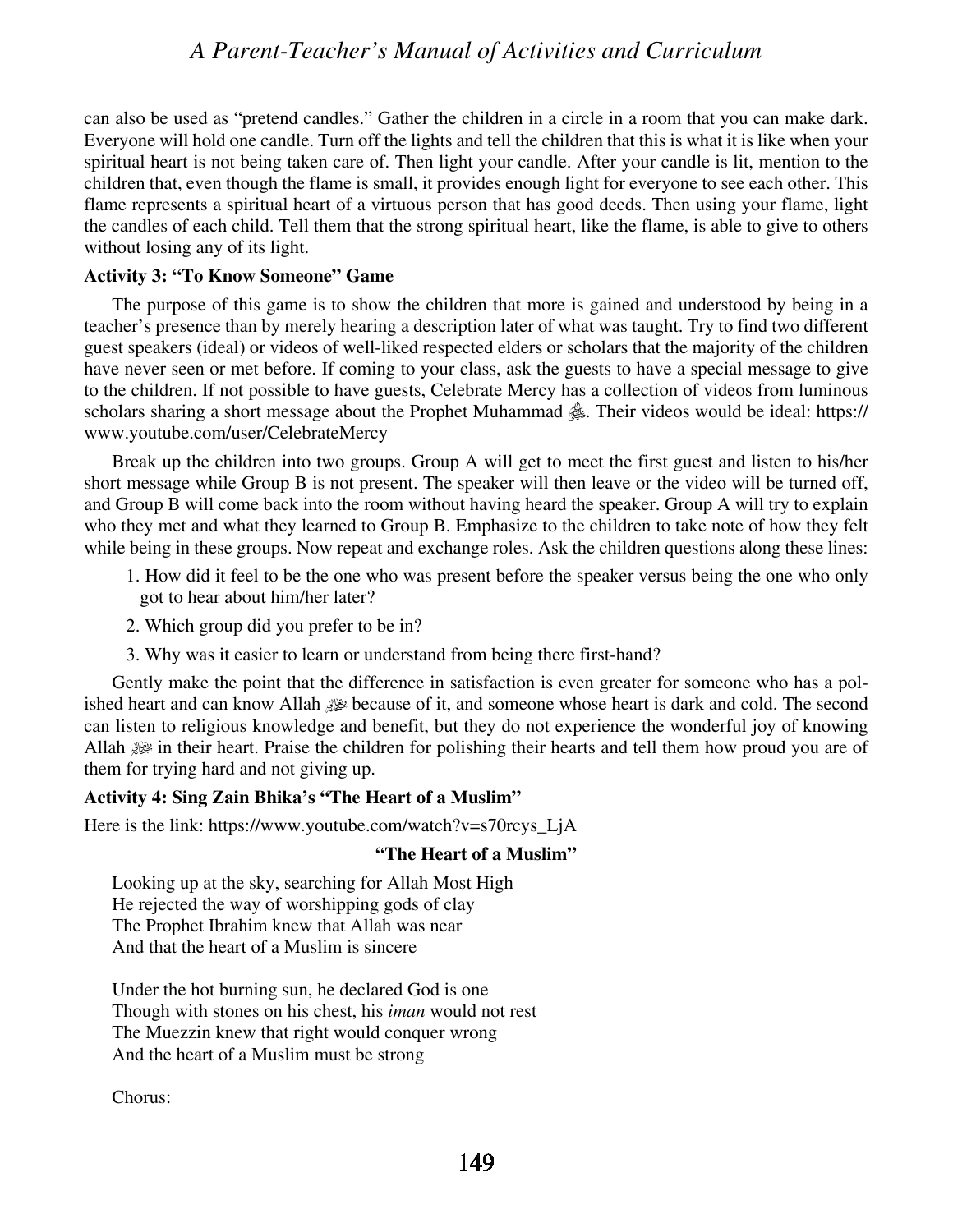can also be used as “pretend candles.” Gather the children in a circle in a room that you can make dark. Everyone will hold one candle. Turn off the lights and tell the children that this is what it is like when your spiritual heart is not being taken care of. Then light your candle. After your candle is lit, mention to the children that, even though the flame is small, it provides enough light for everyone to see each other. This flame represents a spiritual heart of a virtuous person that has good deeds. Then using your flame, light the candles of each child. Tell them that the strong spiritual heart, like the flame, is able to give to others without losing any of its light.

**Activity 3: “To Know Someone” Game**

The purpose of this game is to show the children that more is gained and understood by being in a teacher’s presence than by merely hearing a description later of what was taught. Try to find two different guest speakers (ideal) or videos of well-liked respected elders or scholars that the majority of the children have never seen or met before. If coming to your class, ask the guests to have a special message to give to the children. If not possible to have guests, Celebrate Mercy has a collection of videos from luminous scholars sharing a short message about the Prophet Muhammad ﷺ. Their videos would be ideal: https://www.youtube.com/user/CelebrateMercy

Break up the children into two groups. Group A will get to meet the first guest and listen to his/her short message while Group B is not present. The speaker will then leave or the video will be turned off, and Group B will come back into the room without having heard the speaker. Group A will try to explain who they met and what they learned to Group B. Emphasize to the children to take note of how they felt while being in these groups. Now repeat and exchange roles. Ask the children questions along these lines:

1. How did it feel to be the one who was present before the speaker versus being the one who only got to hear about him/her later?
2. Which group did you prefer to be in?
3. Why was it easier to learn or understand from being there first-hand?

Gently make the point that the difference in satisfaction is even greater for someone who has a polished heart and can know Allah ﷻ because of it, and someone whose heart is dark and cold. The second can listen to religious knowledge and benefit, but they do not experience the wonderful joy of knowing Allah ﷻ in their heart. Praise the children for polishing their hearts and tell them how proud you are of them for trying hard and not giving up.

**Activity 4: Sing Zain Bhika’s “The Heart of a Muslim”**

Here is the link: https://www.youtube.com/watch?v=s70rcys_LjA

**“The Heart of a Muslim”**

Looking up at the sky, searching for Allah Most High
He rejected the way of worshipping gods of clay
The Prophet Ibrahim knew that Allah was near
And that the heart of a Muslim is sincere

Under the hot burning sun, he declared God is one
Though with stones on his chest, his *iman* would not rest
The Muezzin knew that right would conquer wrong
And the heart of a Muslim must be strong

Chorus: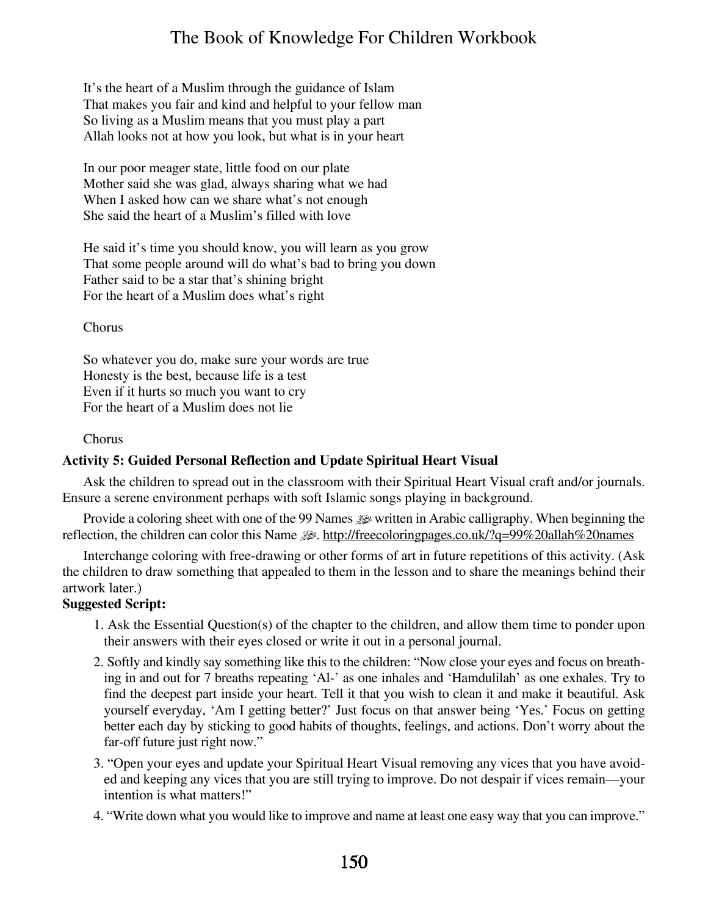It's the heart of a Muslim through the guidance of Islam
That makes you fair and kind and helpful to your fellow man
So living as a Muslim means that you must play a part
Allah looks not at how you look, but what is in your heart

In our poor meager state, little food on our plate
Mother said she was glad, always sharing what we had
When I asked how can we share what's not enough
She said the heart of a Muslim's filled with love

He said it's time you should know, you will learn as you grow
That some people around will do what's bad to bring you down
Father said to be a star that's shining bright
For the heart of a Muslim does what's right

Chorus

So whatever you do, make sure your words are true
Honesty is the best, because life is a test
Even if it hurts so much you want to cry
For the heart of a Muslim does not lie

Chorus

**Activity 5: Guided Personal Reflection and Update Spiritual Heart Visual**

Ask the children to spread out in the classroom with their Spiritual Heart Visual craft and/or journals. Ensure a serene environment perhaps with soft Islamic songs playing in background.

Provide a coloring sheet with one of the 99 Names ﷻ written in Arabic calligraphy. When beginning the reflection, the children can color this Name ﷻ. http://freecoloringpages.co.uk/?q=99%20allah%20names

Interchange coloring with free-drawing or other forms of art in future repetitions of this activity. (Ask the children to draw something that appealed to them in the lesson and to share the meanings behind their artwork later.)

**Suggested Script:**

1. Ask the Essential Question(s) of the chapter to the children, and allow them time to ponder upon their answers with their eyes closed or write it out in a personal journal.
2. Softly and kindly say something like this to the children: "Now close your eyes and focus on breathing in and out for 7 breaths repeating 'Al-' as one inhales and 'Hamdulilah' as one exhales. Try to find the deepest part inside your heart. Tell it that you wish to clean it and make it beautiful. Ask yourself everyday, 'Am I getting better?' Just focus on that answer being 'Yes.' Focus on getting better each day by sticking to good habits of thoughts, feelings, and actions. Don't worry about the far-off future just right now."
3. "Open your eyes and update your Spiritual Heart Visual removing any vices that you have avoided and keeping any vices that you are still trying to improve. Do not despair if vices remain—your intention is what matters!"
4. "Write down what you would like to improve and name at least one easy way that you can improve."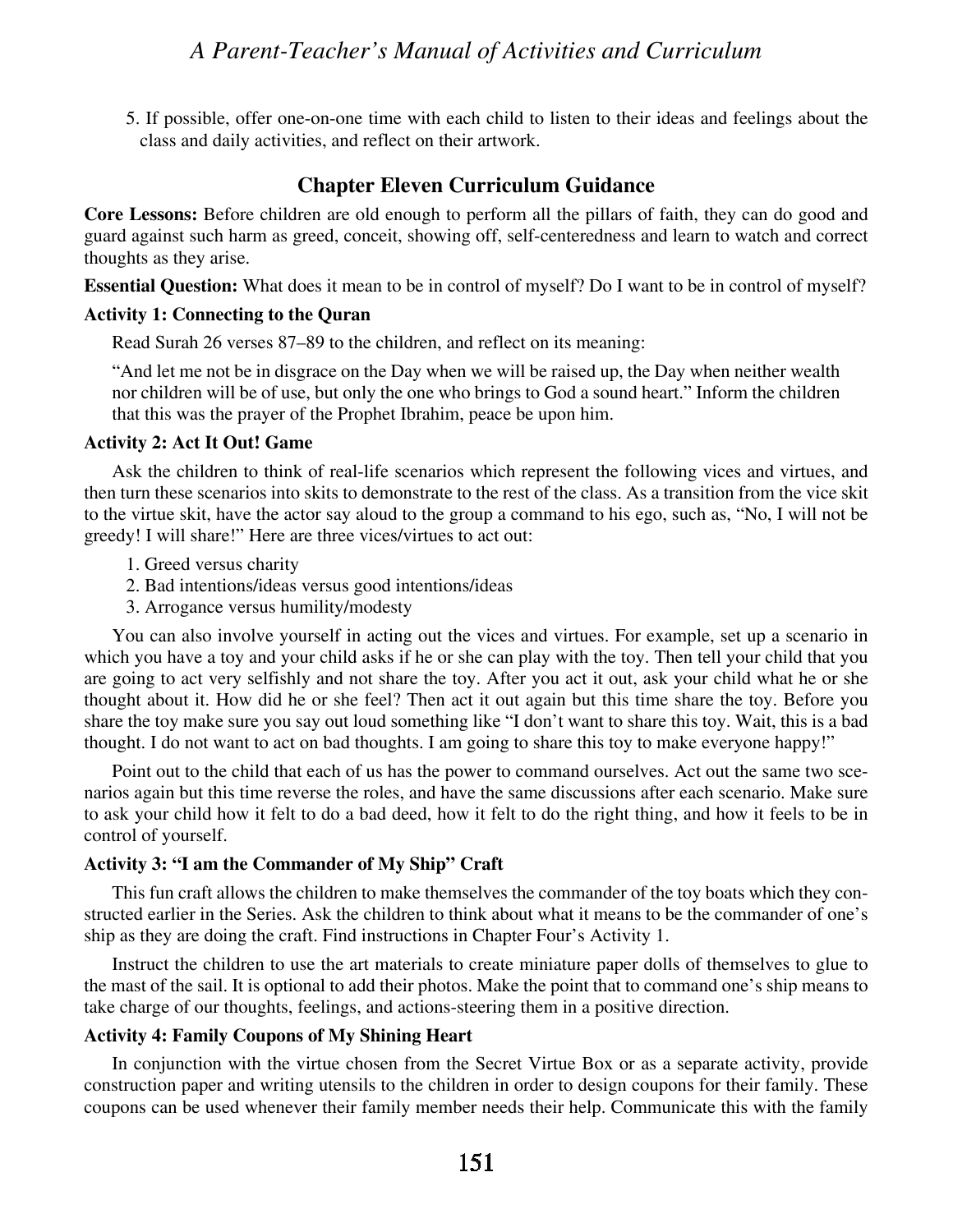5. If possible, offer one-on-one time with each child to listen to their ideas and feelings about the class and daily activities, and reflect on their artwork.

## Chapter Eleven Curriculum Guidance

**Core Lessons:** Before children are old enough to perform all the pillars of faith, they can do good and guard against such harm as greed, conceit, showing off, self-centeredness and learn to watch and correct thoughts as they arise.

**Essential Question:** What does it mean to be in control of myself? Do I want to be in control of myself?

### Activity 1: Connecting to the Quran

Read Surah 26 verses 87–89 to the children, and reflect on its meaning:

"And let me not be in disgrace on the Day when we will be raised up, the Day when neither wealth nor children will be of use, but only the one who brings to God a sound heart." Inform the children that this was the prayer of the Prophet Ibrahim, peace be upon him.

### Activity 2: Act It Out! Game

Ask the children to think of real-life scenarios which represent the following vices and virtues, and then turn these scenarios into skits to demonstrate to the rest of the class. As a transition from the vice skit to the virtue skit, have the actor say aloud to the group a command to his ego, such as, "No, I will not be greedy! I will share!" Here are three vices/virtues to act out:

1. Greed versus charity
2. Bad intentions/ideas versus good intentions/ideas
3. Arrogance versus humility/modesty

You can also involve yourself in acting out the vices and virtues. For example, set up a scenario in which you have a toy and your child asks if he or she can play with the toy. Then tell your child that you are going to act very selfishly and not share the toy. After you act it out, ask your child what he or she thought about it. How did he or she feel? Then act it out again but this time share the toy. Before you share the toy make sure you say out loud something like "I don't want to share this toy. Wait, this is a bad thought. I do not want to act on bad thoughts. I am going to share this toy to make everyone happy!"

Point out to the child that each of us has the power to command ourselves. Act out the same two scenarios again but this time reverse the roles, and have the same discussions after each scenario. Make sure to ask your child how it felt to do a bad deed, how it felt to do the right thing, and how it feels to be in control of yourself.

### Activity 3: "I am the Commander of My Ship" Craft

This fun craft allows the children to make themselves the commander of the toy boats which they constructed earlier in the Series. Ask the children to think about what it means to be the commander of one's ship as they are doing the craft. Find instructions in Chapter Four's Activity 1.

Instruct the children to use the art materials to create miniature paper dolls of themselves to glue to the mast of the sail. It is optional to add their photos. Make the point that to command one's ship means to take charge of our thoughts, feelings, and actions-steering them in a positive direction.

### Activity 4: Family Coupons of My Shining Heart

In conjunction with the virtue chosen from the Secret Virtue Box or as a separate activity, provide construction paper and writing utensils to the children in order to design coupons for their family. These coupons can be used whenever their family member needs their help. Communicate this with the family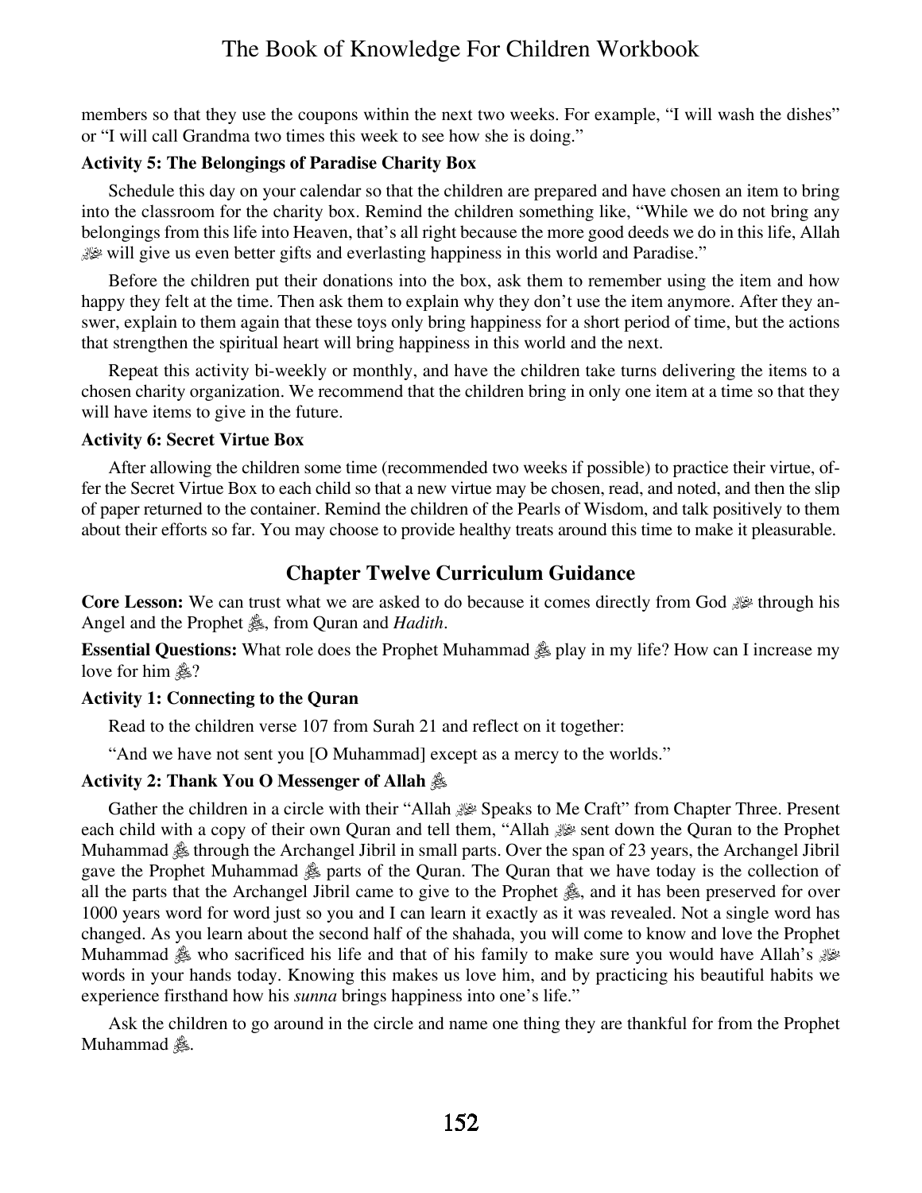members so that they use the coupons within the next two weeks. For example, "I will wash the dishes" or "I will call Grandma two times this week to see how she is doing."

**Activity 5: The Belongings of Paradise Charity Box**

Schedule this day on your calendar so that the children are prepared and have chosen an item to bring into the classroom for the charity box. Remind the children something like, "While we do not bring any belongings from this life into Heaven, that's all right because the more good deeds we do in this life, Allah ﷻ will give us even better gifts and everlasting happiness in this world and Paradise."

Before the children put their donations into the box, ask them to remember using the item and how happy they felt at the time. Then ask them to explain why they don't use the item anymore. After they answer, explain to them again that these toys only bring happiness for a short period of time, but the actions that strengthen the spiritual heart will bring happiness in this world and the next.

Repeat this activity bi-weekly or monthly, and have the children take turns delivering the items to a chosen charity organization. We recommend that the children bring in only one item at a time so that they will have items to give in the future.

**Activity 6: Secret Virtue Box**

After allowing the children some time (recommended two weeks if possible) to practice their virtue, offer the Secret Virtue Box to each child so that a new virtue may be chosen, read, and noted, and then the slip of paper returned to the container. Remind the children of the Pearls of Wisdom, and talk positively to them about their efforts so far. You may choose to provide healthy treats around this time to make it pleasurable.

## Chapter Twelve Curriculum Guidance

**Core Lesson:** We can trust what we are asked to do because it comes directly from God ﷻ through his Angel and the Prophet ﷺ, from Quran and *Hadith*.

**Essential Questions:** What role does the Prophet Muhammad ﷺ play in my life? How can I increase my love for him ﷺ?

**Activity 1: Connecting to the Quran**

Read to the children verse 107 from Surah 21 and reflect on it together:

"And we have not sent you [O Muhammad] except as a mercy to the worlds."

**Activity 2: Thank You O Messenger of Allah ﷺ**

Gather the children in a circle with their "Allah ﷻ Speaks to Me Craft" from Chapter Three. Present each child with a copy of their own Quran and tell them, "Allah ﷻ sent down the Quran to the Prophet Muhammad ﷺ through the Archangel Jibril in small parts. Over the span of 23 years, the Archangel Jibril gave the Prophet Muhammad ﷺ parts of the Quran. The Quran that we have today is the collection of all the parts that the Archangel Jibril came to give to the Prophet ﷺ, and it has been preserved for over 1000 years word for word just so you and I can learn it exactly as it was revealed. Not a single word has changed. As you learn about the second half of the shahada, you will come to know and love the Prophet Muhammad ﷺ who sacrificed his life and that of his family to make sure you would have Allah's ﷻ words in your hands today. Knowing this makes us love him, and by practicing his beautiful habits we experience firsthand how his *sunna* brings happiness into one's life."

Ask the children to go around in the circle and name one thing they are thankful for from the Prophet Muhammad ﷺ.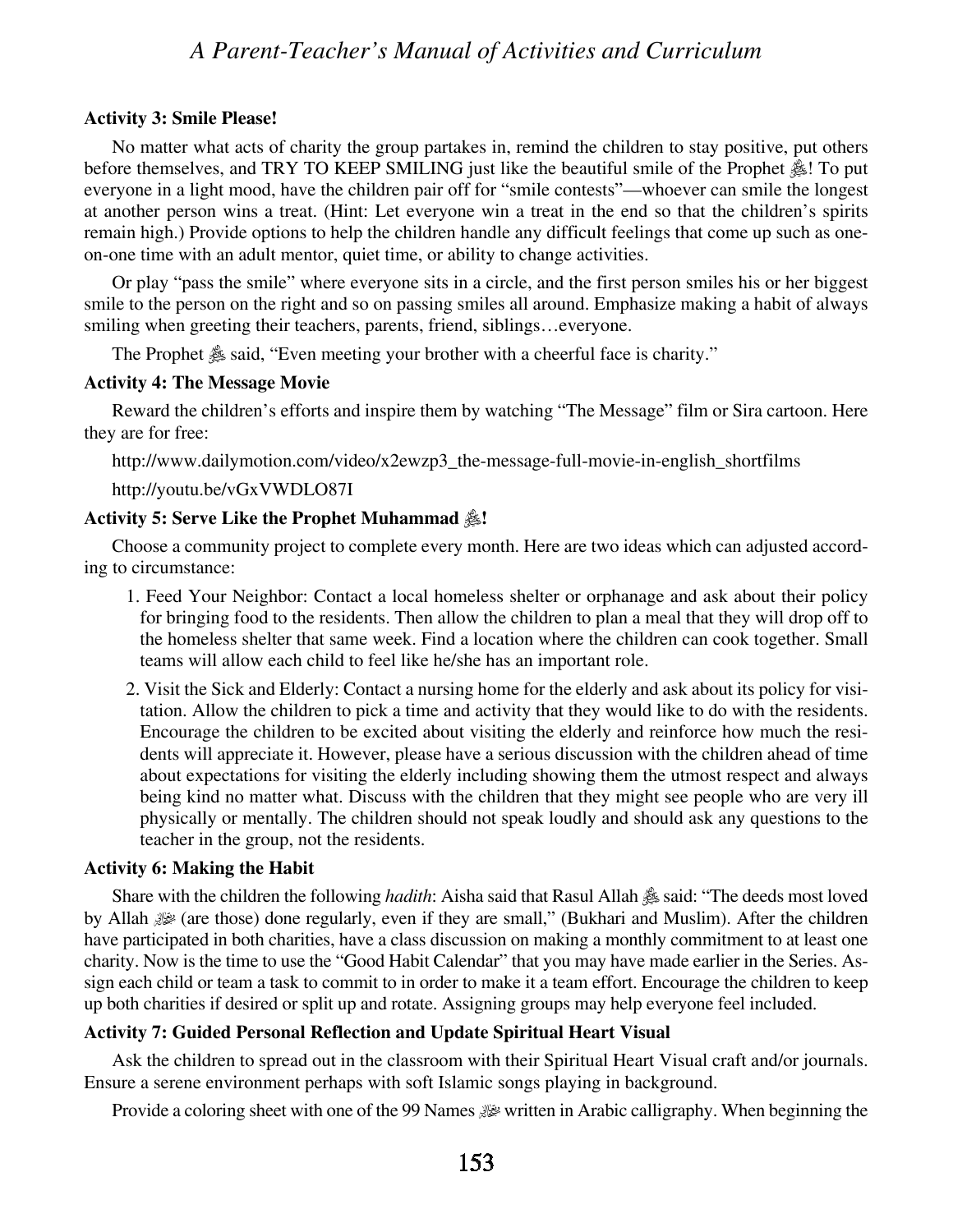### Activity 3: Smile Please!

No matter what acts of charity the group partakes in, remind the children to stay positive, put others before themselves, and TRY TO KEEP SMILING just like the beautiful smile of the Prophet ﷺ! To put everyone in a light mood, have the children pair off for "smile contests"—whoever can smile the longest at another person wins a treat. (Hint: Let everyone win a treat in the end so that the children's spirits remain high.) Provide options to help the children handle any difficult feelings that come up such as one-on-one time with an adult mentor, quiet time, or ability to change activities.

Or play "pass the smile" where everyone sits in a circle, and the first person smiles his or her biggest smile to the person on the right and so on passing smiles all around. Emphasize making a habit of always smiling when greeting their teachers, parents, friend, siblings…everyone.

The Prophet ﷺ said, "Even meeting your brother with a cheerful face is charity."

### Activity 4: The Message Movie

Reward the children's efforts and inspire them by watching "The Message" film or Sira cartoon. Here they are for free:

http://www.dailymotion.com/video/x2ewzp3_the-message-full-movie-in-english_shortfilms

http://youtu.be/vGxVWDLO87I

### Activity 5: Serve Like the Prophet Muhammad ﷺ!

Choose a community project to complete every month. Here are two ideas which can adjusted according to circumstance:

1. Feed Your Neighbor: Contact a local homeless shelter or orphanage and ask about their policy for bringing food to the residents. Then allow the children to plan a meal that they will drop off to the homeless shelter that same week. Find a location where the children can cook together. Small teams will allow each child to feel like he/she has an important role.
2. Visit the Sick and Elderly: Contact a nursing home for the elderly and ask about its policy for visitation. Allow the children to pick a time and activity that they would like to do with the residents. Encourage the children to be excited about visiting the elderly and reinforce how much the residents will appreciate it. However, please have a serious discussion with the children ahead of time about expectations for visiting the elderly including showing them the utmost respect and always being kind no matter what. Discuss with the children that they might see people who are very ill physically or mentally. The children should not speak loudly and should ask any questions to the teacher in the group, not the residents.

### Activity 6: Making the Habit

Share with the children the following *hadith*: Aisha said that Rasul Allah ﷺ said: "The deeds most loved by Allah ﷻ (are those) done regularly, even if they are small," (Bukhari and Muslim). After the children have participated in both charities, have a class discussion on making a monthly commitment to at least one charity. Now is the time to use the "Good Habit Calendar" that you may have made earlier in the Series. Assign each child or team a task to commit to in order to make it a team effort. Encourage the children to keep up both charities if desired or split up and rotate. Assigning groups may help everyone feel included.

### Activity 7: Guided Personal Reflection and Update Spiritual Heart Visual

Ask the children to spread out in the classroom with their Spiritual Heart Visual craft and/or journals. Ensure a serene environment perhaps with soft Islamic songs playing in background.

Provide a coloring sheet with one of the 99 Names ﷻ written in Arabic calligraphy. When beginning the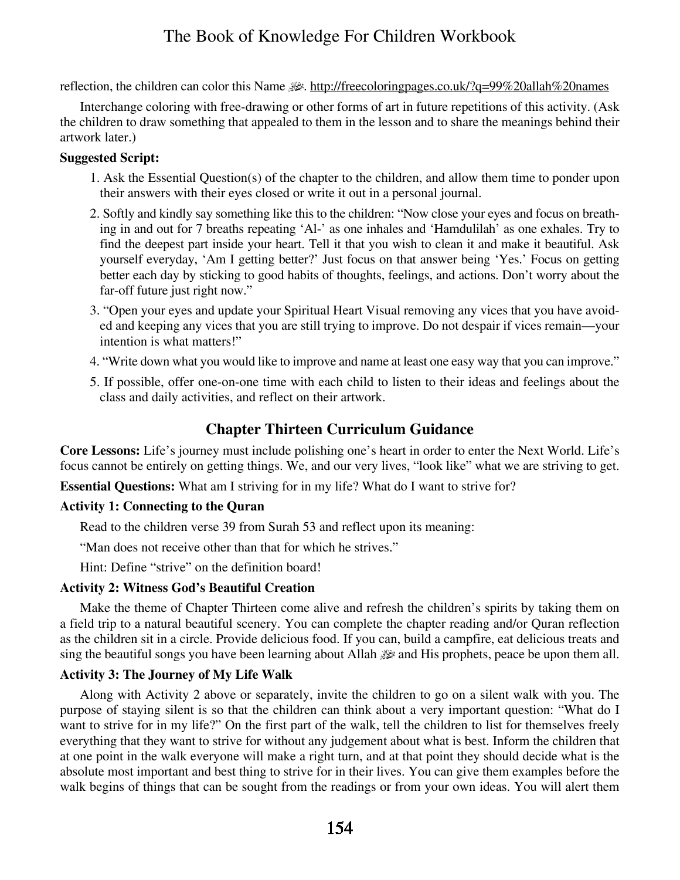reflection, the children can color this Name ﷻ. http://freecoloringpages.co.uk/?q=99%20allah%20names

Interchange coloring with free-drawing or other forms of art in future repetitions of this activity. (Ask the children to draw something that appealed to them in the lesson and to share the meanings behind their artwork later.)

**Suggested Script:**

1. Ask the Essential Question(s) of the chapter to the children, and allow them time to ponder upon their answers with their eyes closed or write it out in a personal journal.
2. Softly and kindly say something like this to the children: "Now close your eyes and focus on breathing in and out for 7 breaths repeating 'Al-' as one inhales and 'Hamdulilah' as one exhales. Try to find the deepest part inside your heart. Tell it that you wish to clean it and make it beautiful. Ask yourself everyday, 'Am I getting better?' Just focus on that answer being 'Yes.' Focus on getting better each day by sticking to good habits of thoughts, feelings, and actions. Don't worry about the far-off future just right now."
3. "Open your eyes and update your Spiritual Heart Visual removing any vices that you have avoided and keeping any vices that you are still trying to improve. Do not despair if vices remain—your intention is what matters!"
4. "Write down what you would like to improve and name at least one easy way that you can improve."
5. If possible, offer one-on-one time with each child to listen to their ideas and feelings about the class and daily activities, and reflect on their artwork.

## Chapter Thirteen Curriculum Guidance

**Core Lessons:** Life's journey must include polishing one's heart in order to enter the Next World. Life's focus cannot be entirely on getting things. We, and our very lives, "look like" what we are striving to get.

**Essential Questions:** What am I striving for in my life? What do I want to strive for?

**Activity 1: Connecting to the Quran**

Read to the children verse 39 from Surah 53 and reflect upon its meaning:

"Man does not receive other than that for which he strives."

Hint: Define "strive" on the definition board!

**Activity 2: Witness God's Beautiful Creation**

Make the theme of Chapter Thirteen come alive and refresh the children's spirits by taking them on a field trip to a natural beautiful scenery. You can complete the chapter reading and/or Quran reflection as the children sit in a circle. Provide delicious food. If you can, build a campfire, eat delicious treats and sing the beautiful songs you have been learning about Allah ﷻ and His prophets, peace be upon them all.

**Activity 3: The Journey of My Life Walk**

Along with Activity 2 above or separately, invite the children to go on a silent walk with you. The purpose of staying silent is so that the children can think about a very important question: "What do I want to strive for in my life?" On the first part of the walk, tell the children to list for themselves freely everything that they want to strive for without any judgement about what is best. Inform the children that at one point in the walk everyone will make a right turn, and at that point they should decide what is the absolute most important and best thing to strive for in their lives. You can give them examples before the walk begins of things that can be sought from the readings or from your own ideas. You will alert them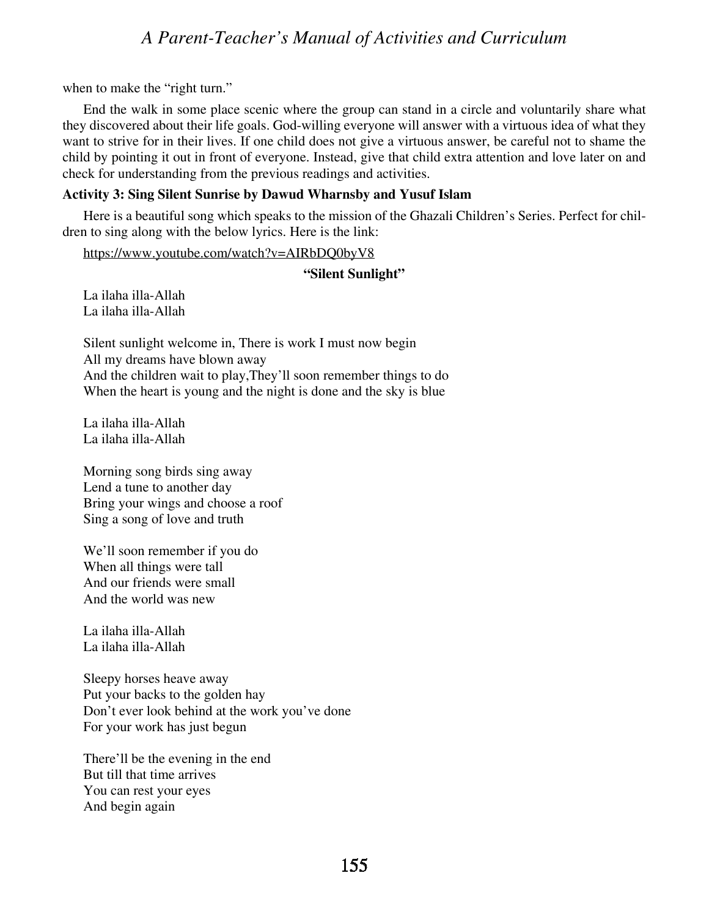when to make the "right turn."

End the walk in some place scenic where the group can stand in a circle and voluntarily share what they discovered about their life goals. God-willing everyone will answer with a virtuous idea of what they want to strive for in their lives. If one child does not give a virtuous answer, be careful not to shame the child by pointing it out in front of everyone. Instead, give that child extra attention and love later on and check for understanding from the previous readings and activities.

**Activity 3: Sing Silent Sunrise by Dawud Wharnsby and Yusuf Islam**

Here is a beautiful song which speaks to the mission of the Ghazali Children's Series. Perfect for children to sing along with the below lyrics. Here is the link:

https://www.youtube.com/watch?v=AIRbDQ0byV8

**"Silent Sunlight"**

La ilaha illa-Allah
La ilaha illa-Allah

Silent sunlight welcome in, There is work I must now begin
All my dreams have blown away
And the children wait to play,They'll soon remember things to do
When the heart is young and the night is done and the sky is blue

La ilaha illa-Allah
La ilaha illa-Allah

Morning song birds sing away
Lend a tune to another day
Bring your wings and choose a roof
Sing a song of love and truth

We'll soon remember if you do
When all things were tall
And our friends were small
And the world was new

La ilaha illa-Allah
La ilaha illa-Allah

Sleepy horses heave away
Put your backs to the golden hay
Don't ever look behind at the work you've done
For your work has just begun

There'll be the evening in the end
But till that time arrives
You can rest your eyes
And begin again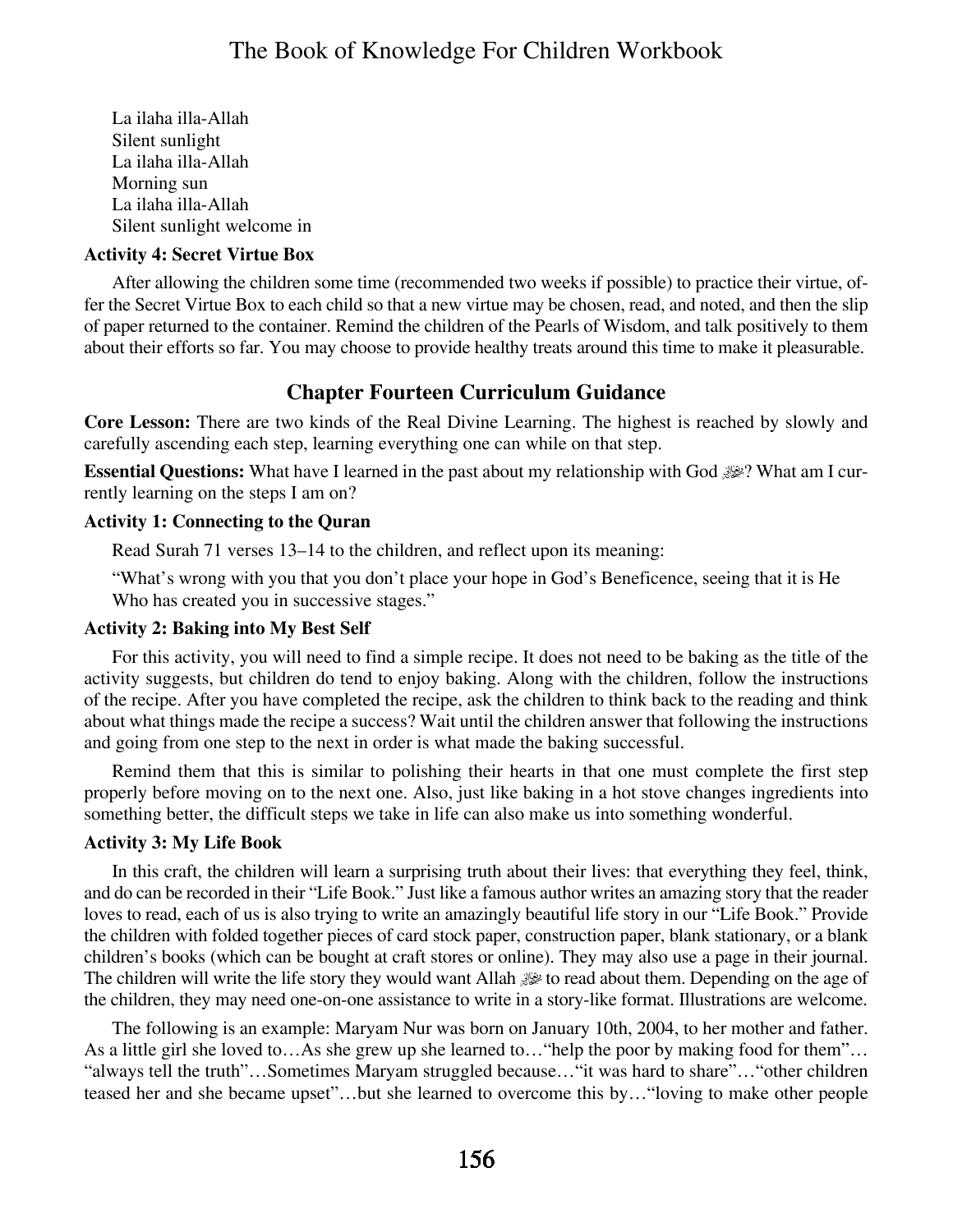La ilaha illa-Allah
Silent sunlight
La ilaha illa-Allah
Morning sun
La ilaha illa-Allah
Silent sunlight welcome in

**Activity 4: Secret Virtue Box**

After allowing the children some time (recommended two weeks if possible) to practice their virtue, offer the Secret Virtue Box to each child so that a new virtue may be chosen, read, and noted, and then the slip of paper returned to the container. Remind the children of the Pearls of Wisdom, and talk positively to them about their efforts so far. You may choose to provide healthy treats around this time to make it pleasurable.

## Chapter Fourteen Curriculum Guidance

**Core Lesson:** There are two kinds of the Real Divine Learning. The highest is reached by slowly and carefully ascending each step, learning everything one can while on that step.

**Essential Questions:** What have I learned in the past about my relationship with God ﷻ? What am I currently learning on the steps I am on?

**Activity 1: Connecting to the Quran**

Read Surah 71 verses 13–14 to the children, and reflect upon its meaning:

"What's wrong with you that you don't place your hope in God's Beneficence, seeing that it is He Who has created you in successive stages."

**Activity 2: Baking into My Best Self**

For this activity, you will need to find a simple recipe. It does not need to be baking as the title of the activity suggests, but children do tend to enjoy baking. Along with the children, follow the instructions of the recipe. After you have completed the recipe, ask the children to think back to the reading and think about what things made the recipe a success? Wait until the children answer that following the instructions and going from one step to the next in order is what made the baking successful.

Remind them that this is similar to polishing their hearts in that one must complete the first step properly before moving on to the next one. Also, just like baking in a hot stove changes ingredients into something better, the difficult steps we take in life can also make us into something wonderful.

**Activity 3: My Life Book**

In this craft, the children will learn a surprising truth about their lives: that everything they feel, think, and do can be recorded in their "Life Book." Just like a famous author writes an amazing story that the reader loves to read, each of us is also trying to write an amazingly beautiful life story in our "Life Book." Provide the children with folded together pieces of card stock paper, construction paper, blank stationary, or a blank children's books (which can be bought at craft stores or online). They may also use a page in their journal. The children will write the life story they would want Allah ﷻ to read about them. Depending on the age of the children, they may need one-on-one assistance to write in a story-like format. Illustrations are welcome.

The following is an example: Maryam Nur was born on January 10th, 2004, to her mother and father. As a little girl she loved to…As she grew up she learned to…"help the poor by making food for them"… "always tell the truth"…Sometimes Maryam struggled because…"it was hard to share"…"other children teased her and she became upset"…but she learned to overcome this by…"loving to make other people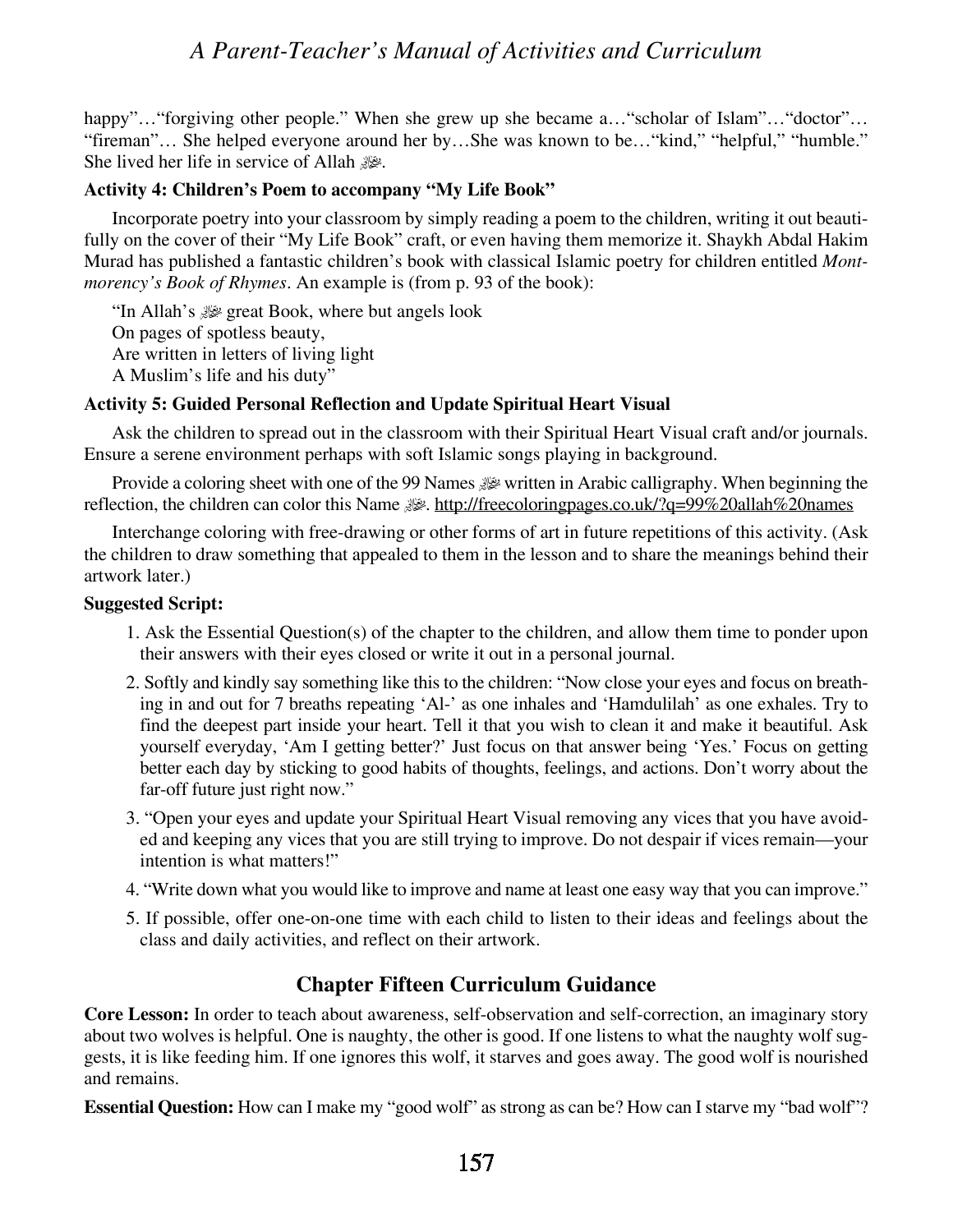happy"…"forgiving other people." When she grew up she became a…"scholar of Islam"…"doctor"… "fireman"… She helped everyone around her by…She was known to be…"kind," "helpful," "humble." She lived her life in service of Allah ﷻ.

**Activity 4: Children's Poem to accompany "My Life Book"**

Incorporate poetry into your classroom by simply reading a poem to the children, writing it out beautifully on the cover of their "My Life Book" craft, or even having them memorize it. Shaykh Abdal Hakim Murad has published a fantastic children's book with classical Islamic poetry for children entitled *Montmorency's Book of Rhymes*. An example is (from p. 93 of the book):

"In Allah's ﷻ great Book, where but angels look
On pages of spotless beauty,
Are written in letters of living light
A Muslim's life and his duty"

**Activity 5: Guided Personal Reflection and Update Spiritual Heart Visual**

Ask the children to spread out in the classroom with their Spiritual Heart Visual craft and/or journals. Ensure a serene environment perhaps with soft Islamic songs playing in background.

Provide a coloring sheet with one of the 99 Names ﷻ written in Arabic calligraphy. When beginning the reflection, the children can color this Name ﷻ. http://freecoloringpages.co.uk/?q=99%20allah%20names

Interchange coloring with free-drawing or other forms of art in future repetitions of this activity. (Ask the children to draw something that appealed to them in the lesson and to share the meanings behind their artwork later.)

**Suggested Script:**

1. Ask the Essential Question(s) of the chapter to the children, and allow them time to ponder upon their answers with their eyes closed or write it out in a personal journal.
2. Softly and kindly say something like this to the children: "Now close your eyes and focus on breathing in and out for 7 breaths repeating 'Al-' as one inhales and 'Hamdulilah' as one exhales. Try to find the deepest part inside your heart. Tell it that you wish to clean it and make it beautiful. Ask yourself everyday, 'Am I getting better?' Just focus on that answer being 'Yes.' Focus on getting better each day by sticking to good habits of thoughts, feelings, and actions. Don't worry about the far-off future just right now."
3. "Open your eyes and update your Spiritual Heart Visual removing any vices that you have avoided and keeping any vices that you are still trying to improve. Do not despair if vices remain—your intention is what matters!"
4. "Write down what you would like to improve and name at least one easy way that you can improve."
5. If possible, offer one-on-one time with each child to listen to their ideas and feelings about the class and daily activities, and reflect on their artwork.

## Chapter Fifteen Curriculum Guidance

**Core Lesson:** In order to teach about awareness, self-observation and self-correction, an imaginary story about two wolves is helpful. One is naughty, the other is good. If one listens to what the naughty wolf suggests, it is like feeding him. If one ignores this wolf, it starves and goes away. The good wolf is nourished and remains.

**Essential Question:** How can I make my "good wolf" as strong as can be? How can I starve my "bad wolf"?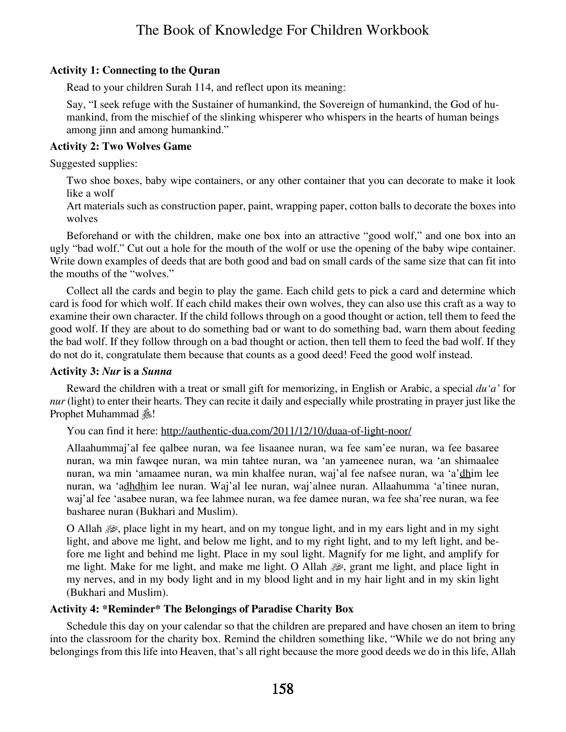**Activity 1: Connecting to the Quran**

Read to your children Surah 114, and reflect upon its meaning:

Say, "I seek refuge with the Sustainer of humankind, the Sovereign of humankind, the God of humankind, from the mischief of the slinking whisperer who whispers in the hearts of human beings among jinn and among humankind."

**Activity 2: Two Wolves Game**

Suggested supplies:

Two shoe boxes, baby wipe containers, or any other container that you can decorate to make it look like a wolf

Art materials such as construction paper, paint, wrapping paper, cotton balls to decorate the boxes into wolves

Beforehand or with the children, make one box into an attractive "good wolf," and one box into an ugly "bad wolf." Cut out a hole for the mouth of the wolf or use the opening of the baby wipe container. Write down examples of deeds that are both good and bad on small cards of the same size that can fit into the mouths of the "wolves."

Collect all the cards and begin to play the game. Each child gets to pick a card and determine which card is food for which wolf. If each child makes their own wolves, they can also use this craft as a way to examine their own character. If the child follows through on a good thought or action, tell them to feed the good wolf. If they are about to do something bad or want to do something bad, warn them about feeding the bad wolf. If they follow through on a bad thought or action, then tell them to feed the bad wolf. If they do not do it, congratulate them because that counts as a good deed! Feed the good wolf instead.

**Activity 3: *Nur* is a *Sunna***

Reward the children with a treat or small gift for memorizing, in English or Arabic, a special *du'a'* for *nur* (light) to enter their hearts. They can recite it daily and especially while prostrating in prayer just like the Prophet Muhammad ﷺ!

You can find it here: http://authentic-dua.com/2011/12/10/duaa-of-light-noor/

Allaahummaj'al fee qalbee nuran, wa fee lisaanee nuran, wa fee sam'ee nuran, wa fee basaree nuran, wa min fawqee nuran, wa min tahtee nuran, wa 'an yameenee nuran, wa 'an shimaalee nuran, wa min 'amaamee nuran, wa min khalfee nuran, waj'al fee nafsee nuran, wa 'a'dhim lee nuran, wa 'adhdhim lee nuran. Waj'al lee nuran, waj'alnee nuran. Allaahumma 'a'tinee nuran, waj'al fee 'asabee nuran, wa fee lahmee nuran, wa fee damee nuran, wa fee sha'ree nuran, wa fee basharee nuran (Bukhari and Muslim).

O Allah ﷻ, place light in my heart, and on my tongue light, and in my ears light and in my sight light, and above me light, and below me light, and to my right light, and to my left light, and before me light and behind me light. Place in my soul light. Magnify for me light, and amplify for me light. Make for me light, and make me light. O Allah ﷻ, grant me light, and place light in my nerves, and in my body light and in my blood light and in my hair light and in my skin light (Bukhari and Muslim).

**Activity 4: \*Reminder\* The Belongings of Paradise Charity Box**

Schedule this day on your calendar so that the children are prepared and have chosen an item to bring into the classroom for the charity box. Remind the children something like, "While we do not bring any belongings from this life into Heaven, that's all right because the more good deeds we do in this life, Allah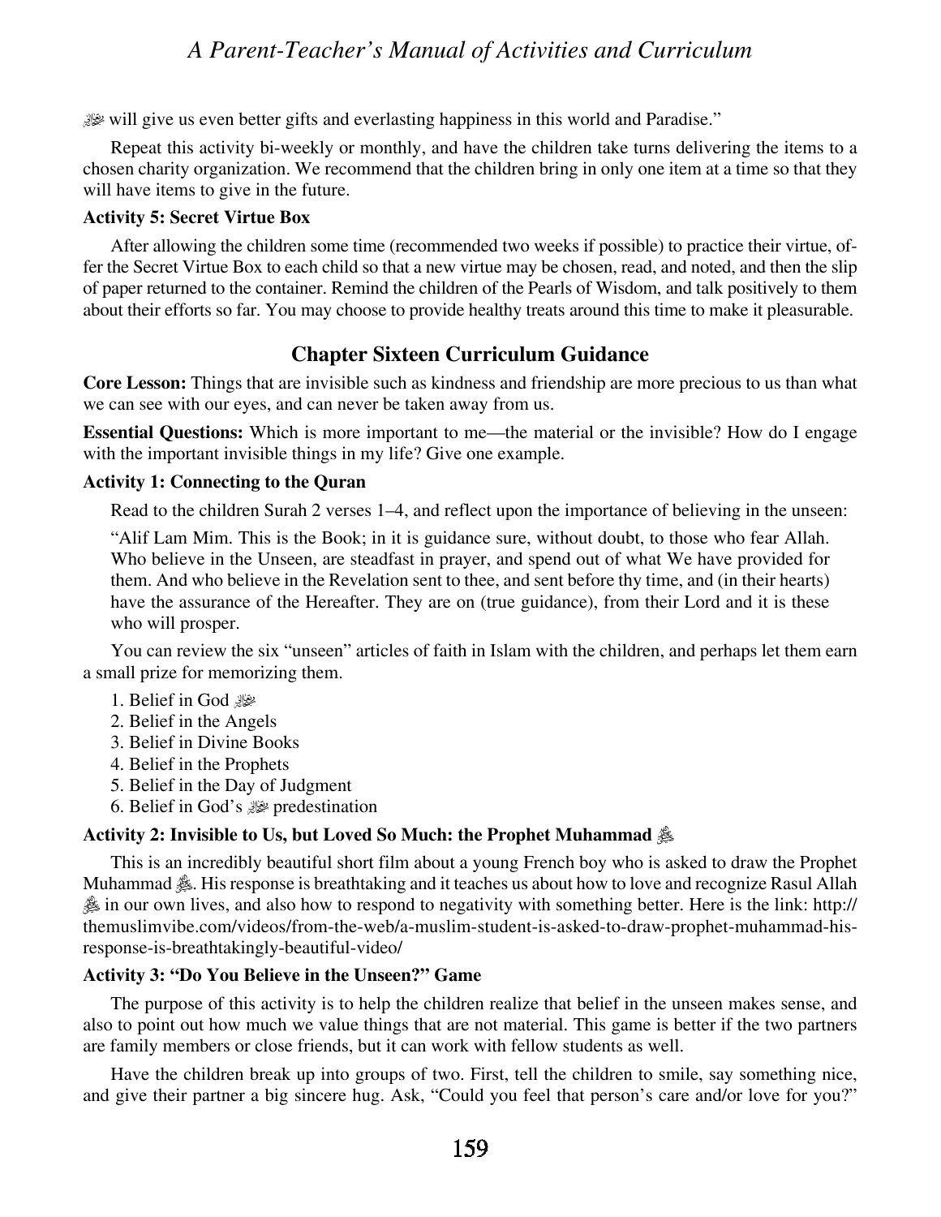ﷻ will give us even better gifts and everlasting happiness in this world and Paradise."

Repeat this activity bi-weekly or monthly, and have the children take turns delivering the items to a chosen charity organization. We recommend that the children bring in only one item at a time so that they will have items to give in the future.

**Activity 5: Secret Virtue Box**

After allowing the children some time (recommended two weeks if possible) to practice their virtue, offer the Secret Virtue Box to each child so that a new virtue may be chosen, read, and noted, and then the slip of paper returned to the container. Remind the children of the Pearls of Wisdom, and talk positively to them about their efforts so far. You may choose to provide healthy treats around this time to make it pleasurable.

## Chapter Sixteen Curriculum Guidance

**Core Lesson:** Things that are invisible such as kindness and friendship are more precious to us than what we can see with our eyes, and can never be taken away from us.

**Essential Questions:** Which is more important to me—the material or the invisible? How do I engage with the important invisible things in my life? Give one example.

**Activity 1: Connecting to the Quran**

Read to the children Surah 2 verses 1–4, and reflect upon the importance of believing in the unseen:

> "Alif Lam Mim. This is the Book; in it is guidance sure, without doubt, to those who fear Allah. Who believe in the Unseen, are steadfast in prayer, and spend out of what We have provided for them. And who believe in the Revelation sent to thee, and sent before thy time, and (in their hearts) have the assurance of the Hereafter. They are on (true guidance), from their Lord and it is these who will prosper.

You can review the six "unseen" articles of faith in Islam with the children, and perhaps let them earn a small prize for memorizing them.

1. Belief in God ﷻ
2. Belief in the Angels
3. Belief in Divine Books
4. Belief in the Prophets
5. Belief in the Day of Judgment
6. Belief in God's ﷻ predestination

**Activity 2: Invisible to Us, but Loved So Much: the Prophet Muhammad ﷺ**

This is an incredibly beautiful short film about a young French boy who is asked to draw the Prophet Muhammad ﷺ. His response is breathtaking and it teaches us about how to love and recognize Rasul Allah ﷺ in our own lives, and also how to respond to negativity with something better. Here is the link: http://themuslimvibe.com/videos/from-the-web/a-muslim-student-is-asked-to-draw-prophet-muhammad-his-response-is-breathtakingly-beautiful-video/

**Activity 3: "Do You Believe in the Unseen?" Game**

The purpose of this activity is to help the children realize that belief in the unseen makes sense, and also to point out how much we value things that are not material. This game is better if the two partners are family members or close friends, but it can work with fellow students as well.

Have the children break up into groups of two. First, tell the children to smile, say something nice, and give their partner a big sincere hug. Ask, "Could you feel that person's care and/or love for you?"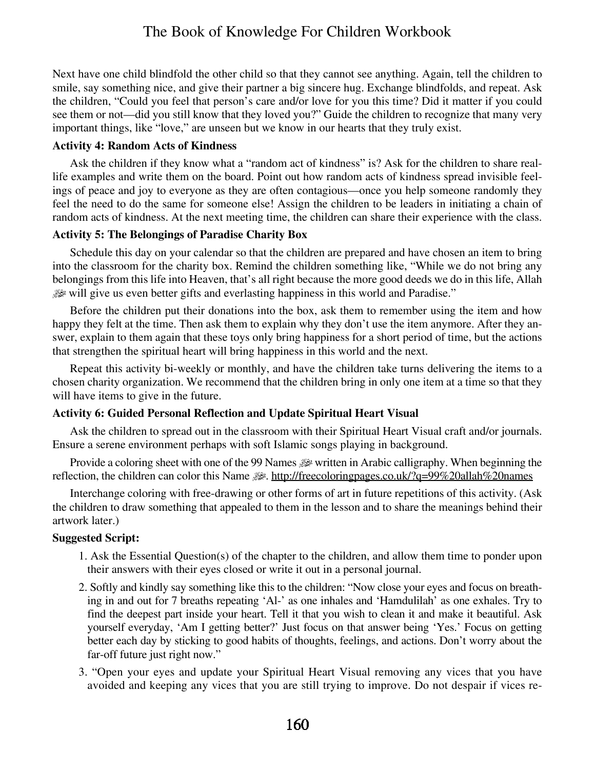Next have one child blindfold the other child so that they cannot see anything. Again, tell the children to smile, say something nice, and give their partner a big sincere hug. Exchange blindfolds, and repeat. Ask the children, "Could you feel that person's care and/or love for you this time? Did it matter if you could see them or not—did you still know that they loved you?" Guide the children to recognize that many very important things, like "love," are unseen but we know in our hearts that they truly exist.

**Activity 4: Random Acts of Kindness**

Ask the children if they know what a "random act of kindness" is? Ask for the children to share real-life examples and write them on the board. Point out how random acts of kindness spread invisible feelings of peace and joy to everyone as they are often contagious—once you help someone randomly they feel the need to do the same for someone else! Assign the children to be leaders in initiating a chain of random acts of kindness. At the next meeting time, the children can share their experience with the class.

**Activity 5: The Belongings of Paradise Charity Box**

Schedule this day on your calendar so that the children are prepared and have chosen an item to bring into the classroom for the charity box. Remind the children something like, "While we do not bring any belongings from this life into Heaven, that's all right because the more good deeds we do in this life, Allah ﷻ will give us even better gifts and everlasting happiness in this world and Paradise."

Before the children put their donations into the box, ask them to remember using the item and how happy they felt at the time. Then ask them to explain why they don't use the item anymore. After they answer, explain to them again that these toys only bring happiness for a short period of time, but the actions that strengthen the spiritual heart will bring happiness in this world and the next.

Repeat this activity bi-weekly or monthly, and have the children take turns delivering the items to a chosen charity organization. We recommend that the children bring in only one item at a time so that they will have items to give in the future.

**Activity 6: Guided Personal Reflection and Update Spiritual Heart Visual**

Ask the children to spread out in the classroom with their Spiritual Heart Visual craft and/or journals. Ensure a serene environment perhaps with soft Islamic songs playing in background.

Provide a coloring sheet with one of the 99 Names ﷻ written in Arabic calligraphy. When beginning the reflection, the children can color this Name ﷻ. http://freecoloringpages.co.uk/?q=99%20allah%20names

Interchange coloring with free-drawing or other forms of art in future repetitions of this activity. (Ask the children to draw something that appealed to them in the lesson and to share the meanings behind their artwork later.)

**Suggested Script:**

1. Ask the Essential Question(s) of the chapter to the children, and allow them time to ponder upon their answers with their eyes closed or write it out in a personal journal.
2. Softly and kindly say something like this to the children: "Now close your eyes and focus on breathing in and out for 7 breaths repeating 'Al-' as one inhales and 'Hamdulilah' as one exhales. Try to find the deepest part inside your heart. Tell it that you wish to clean it and make it beautiful. Ask yourself everyday, 'Am I getting better?' Just focus on that answer being 'Yes.' Focus on getting better each day by sticking to good habits of thoughts, feelings, and actions. Don't worry about the far-off future just right now."
3. "Open your eyes and update your Spiritual Heart Visual removing any vices that you have avoided and keeping any vices that you are still trying to improve. Do not despair if vices re-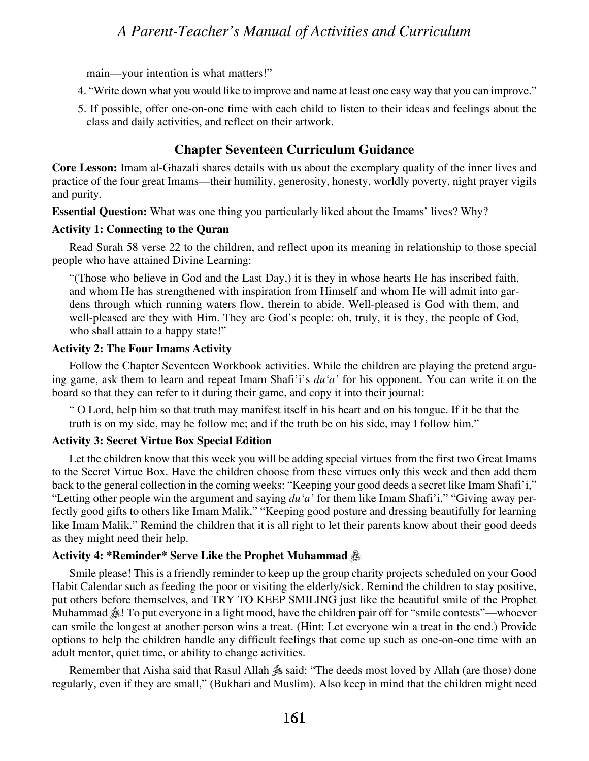main—your intention is what matters!"

4. "Write down what you would like to improve and name at least one easy way that you can improve."
5. If possible, offer one-on-one time with each child to listen to their ideas and feelings about the class and daily activities, and reflect on their artwork.

## Chapter Seventeen Curriculum Guidance

**Core Lesson:** Imam al-Ghazali shares details with us about the exemplary quality of the inner lives and practice of the four great Imams—their humility, generosity, honesty, worldly poverty, night prayer vigils and purity.

**Essential Question:** What was one thing you particularly liked about the Imams' lives? Why?

**Activity 1: Connecting to the Quran**

Read Surah 58 verse 22 to the children, and reflect upon its meaning in relationship to those special people who have attained Divine Learning:

> "(Those who believe in God and the Last Day,) it is they in whose hearts He has inscribed faith, and whom He has strengthened with inspiration from Himself and whom He will admit into gardens through which running waters flow, therein to abide. Well-pleased is God with them, and well-pleased are they with Him. They are God's people: oh, truly, it is they, the people of God, who shall attain to a happy state!"

**Activity 2: The Four Imams Activity**

Follow the Chapter Seventeen Workbook activities. While the children are playing the pretend arguing game, ask them to learn and repeat Imam Shafi'i's *du'a'* for his opponent. You can write it on the board so that they can refer to it during their game, and copy it into their journal:

> " O Lord, help him so that truth may manifest itself in his heart and on his tongue. If it be that the truth is on my side, may he follow me; and if the truth be on his side, may I follow him."

**Activity 3: Secret Virtue Box Special Edition**

Let the children know that this week you will be adding special virtues from the first two Great Imams to the Secret Virtue Box. Have the children choose from these virtues only this week and then add them back to the general collection in the coming weeks: "Keeping your good deeds a secret like Imam Shafi'i," "Letting other people win the argument and saying *du'a'* for them like Imam Shafi'i," "Giving away perfectly good gifts to others like Imam Malik," "Keeping good posture and dressing beautifully for learning like Imam Malik." Remind the children that it is all right to let their parents know about their good deeds as they might need their help.

**Activity 4: \*Reminder\* Serve Like the Prophet Muhammad ﷺ**

Smile please! This is a friendly reminder to keep up the group charity projects scheduled on your Good Habit Calendar such as feeding the poor or visiting the elderly/sick. Remind the children to stay positive, put others before themselves, and TRY TO KEEP SMILING just like the beautiful smile of the Prophet Muhammad ﷺ! To put everyone in a light mood, have the children pair off for "smile contests"—whoever can smile the longest at another person wins a treat. (Hint: Let everyone win a treat in the end.) Provide options to help the children handle any difficult feelings that come up such as one-on-one time with an adult mentor, quiet time, or ability to change activities.

Remember that Aisha said that Rasul Allah ﷺ said: "The deeds most loved by Allah (are those) done regularly, even if they are small," (Bukhari and Muslim). Also keep in mind that the children might need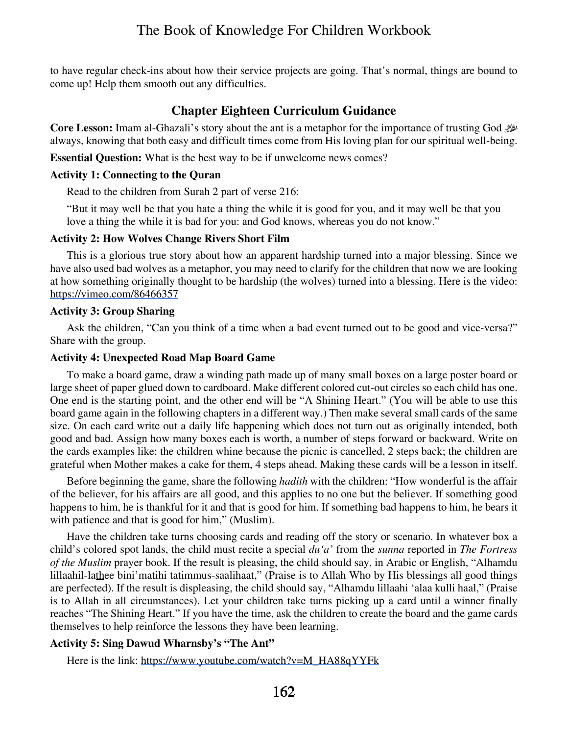to have regular check-ins about how their service projects are going. That's normal, things are bound to come up! Help them smooth out any difficulties.

## Chapter Eighteen Curriculum Guidance

**Core Lesson:** Imam al-Ghazali's story about the ant is a metaphor for the importance of trusting God ﷻ always, knowing that both easy and difficult times come from His loving plan for our spiritual well-being.

**Essential Question:** What is the best way to be if unwelcome news comes?

**Activity 1: Connecting to the Quran**

Read to the children from Surah 2 part of verse 216:

"But it may well be that you hate a thing the while it is good for you, and it may well be that you love a thing the while it is bad for you: and God knows, whereas you do not know."

**Activity 2: How Wolves Change Rivers Short Film**

This is a glorious true story about how an apparent hardship turned into a major blessing. Since we have also used bad wolves as a metaphor, you may need to clarify for the children that now we are looking at how something originally thought to be hardship (the wolves) turned into a blessing. Here is the video: https://vimeo.com/86466357

**Activity 3: Group Sharing**

Ask the children, "Can you think of a time when a bad event turned out to be good and vice-versa?" Share with the group.

**Activity 4: Unexpected Road Map Board Game**

To make a board game, draw a winding path made up of many small boxes on a large poster board or large sheet of paper glued down to cardboard. Make different colored cut-out circles so each child has one. One end is the starting point, and the other end will be "A Shining Heart." (You will be able to use this board game again in the following chapters in a different way.) Then make several small cards of the same size. On each card write out a daily life happening which does not turn out as originally intended, both good and bad. Assign how many boxes each is worth, a number of steps forward or backward. Write on the cards examples like: the children whine because the picnic is cancelled, 2 steps back; the children are grateful when Mother makes a cake for them, 4 steps ahead. Making these cards will be a lesson in itself.

Before beginning the game, share the following *hadith* with the children: "How wonderful is the affair of the believer, for his affairs are all good, and this applies to no one but the believer. If something good happens to him, he is thankful for it and that is good for him. If something bad happens to him, he bears it with patience and that is good for him," (Muslim).

Have the children take turns choosing cards and reading off the story or scenario. In whatever box a child's colored spot lands, the child must recite a special *du'a'* from the *sunna* reported in *The Fortress of the Muslim* prayer book. If the result is pleasing, the child should say, in Arabic or English, "Alhamdu lillaahil-lathee bini'matihi tatimmus-saalihaat," (Praise is to Allah Who by His blessings all good things are perfected). If the result is displeasing, the child should say, "Alhamdu lillaahi 'alaa kulli haal," (Praise is to Allah in all circumstances). Let your children take turns picking up a card until a winner finally reaches "The Shining Heart." If you have the time, ask the children to create the board and the game cards themselves to help reinforce the lessons they have been learning.

**Activity 5: Sing Dawud Wharnsby's "The Ant"**

Here is the link: https://www.youtube.com/watch?v=M_HA88qYYFk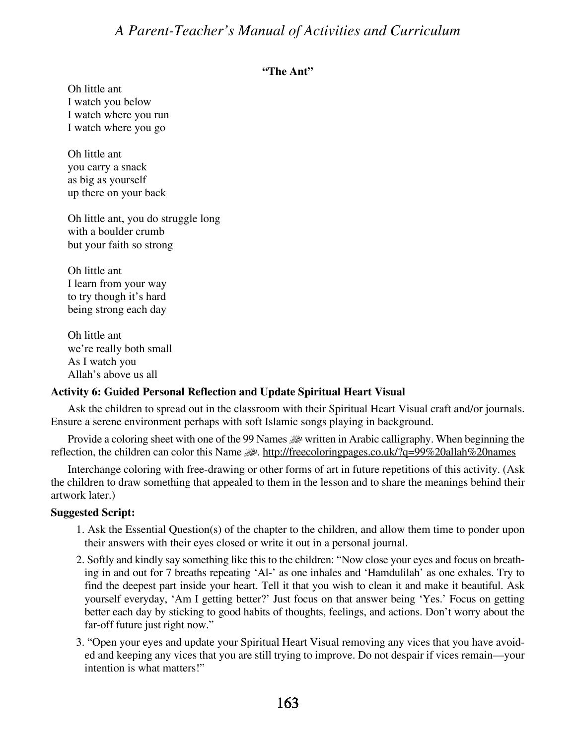**"The Ant"**

Oh little ant
I watch you below
I watch where you run
I watch where you go

Oh little ant
you carry a snack
as big as yourself
up there on your back

Oh little ant, you do struggle long
with a boulder crumb
but your faith so strong

Oh little ant
I learn from your way
to try though it's hard
being strong each day

Oh little ant
we're really both small
As I watch you
Allah's above us all

**Activity 6: Guided Personal Reflection and Update Spiritual Heart Visual**

Ask the children to spread out in the classroom with their Spiritual Heart Visual craft and/or journals. Ensure a serene environment perhaps with soft Islamic songs playing in background.

Provide a coloring sheet with one of the 99 Names ﷻ written in Arabic calligraphy. When beginning the reflection, the children can color this Name ﷻ. http://freecoloringpages.co.uk/?q=99%20allah%20names

Interchange coloring with free-drawing or other forms of art in future repetitions of this activity. (Ask the children to draw something that appealed to them in the lesson and to share the meanings behind their artwork later.)

**Suggested Script:**

1. Ask the Essential Question(s) of the chapter to the children, and allow them time to ponder upon their answers with their eyes closed or write it out in a personal journal.
2. Softly and kindly say something like this to the children: "Now close your eyes and focus on breathing in and out for 7 breaths repeating 'Al-' as one inhales and 'Hamdulilah' as one exhales. Try to find the deepest part inside your heart. Tell it that you wish to clean it and make it beautiful. Ask yourself everyday, 'Am I getting better?' Just focus on that answer being 'Yes.' Focus on getting better each day by sticking to good habits of thoughts, feelings, and actions. Don't worry about the far-off future just right now."
3. "Open your eyes and update your Spiritual Heart Visual removing any vices that you have avoided and keeping any vices that you are still trying to improve. Do not despair if vices remain—your intention is what matters!"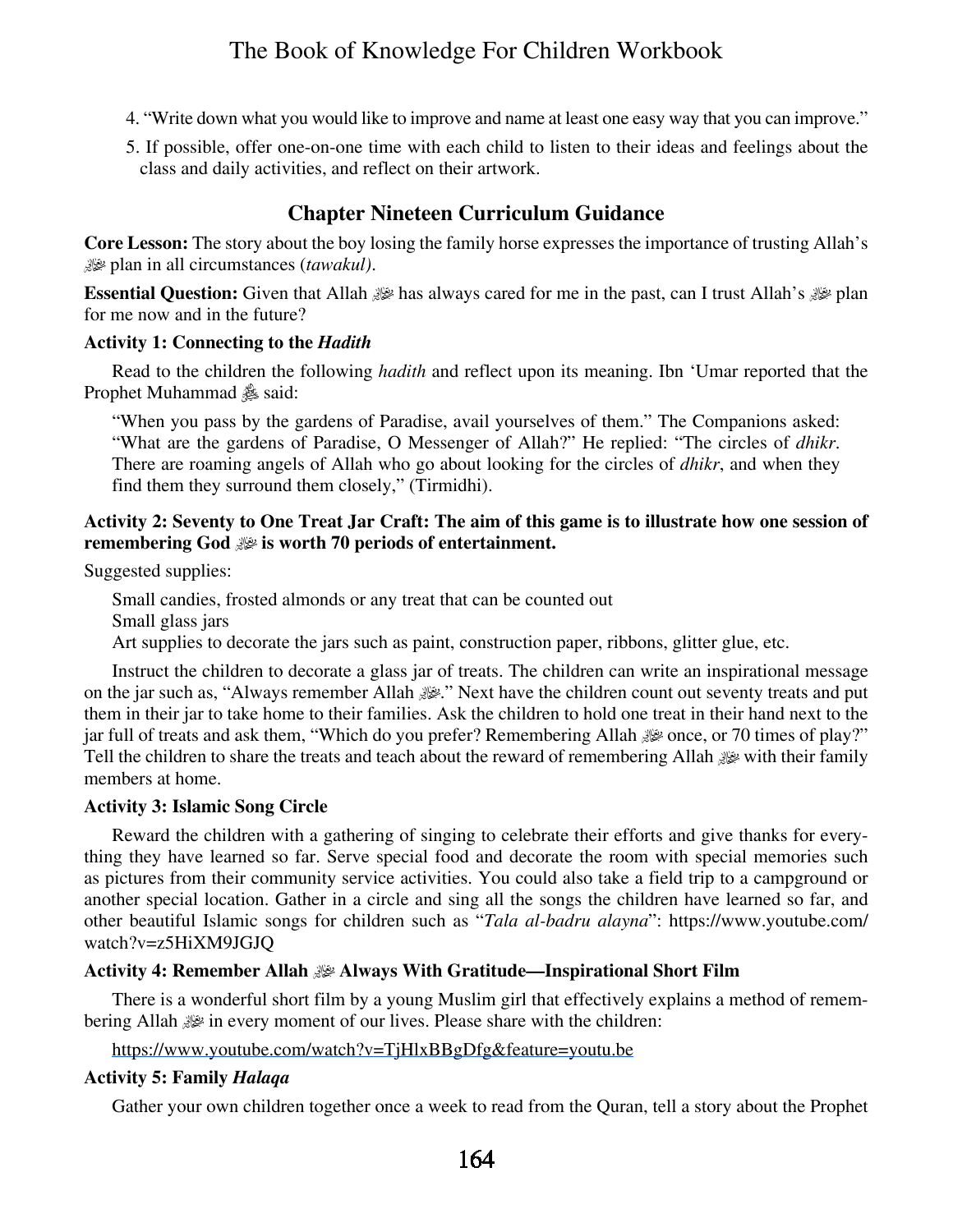4. “Write down what you would like to improve and name at least one easy way that you can improve.”
5. If possible, offer one-on-one time with each child to listen to their ideas and feelings about the class and daily activities, and reflect on their artwork.

## Chapter Nineteen Curriculum Guidance

**Core Lesson:** The story about the boy losing the family horse expresses the importance of trusting Allah’s ﷻ plan in all circumstances (*tawakul).*

**Essential Question:** Given that Allah ﷻ has always cared for me in the past, can I trust Allah’s ﷻ plan for me now and in the future?

**Activity 1: Connecting to the *Hadith***

Read to the children the following *hadith* and reflect upon its meaning. Ibn ‘Umar reported that the Prophet Muhammad ﷺ said:

> “When you pass by the gardens of Paradise, avail yourselves of them.” The Companions asked: “What are the gardens of Paradise, O Messenger of Allah?” He replied: “The circles of *dhikr*. There are roaming angels of Allah who go about looking for the circles of *dhikr*, and when they find them they surround them closely,” (Tirmidhi).

**Activity 2: Seventy to One Treat Jar Craft: The aim of this game is to illustrate how one session of remembering God ﷻ is worth 70 periods of entertainment.**

Suggested supplies:

Small candies, frosted almonds or any treat that can be counted out
Small glass jars
Art supplies to decorate the jars such as paint, construction paper, ribbons, glitter glue, etc.

Instruct the children to decorate a glass jar of treats. The children can write an inspirational message on the jar such as, “Always remember Allah ﷻ.” Next have the children count out seventy treats and put them in their jar to take home to their families. Ask the children to hold one treat in their hand next to the jar full of treats and ask them, “Which do you prefer? Remembering Allah ﷻ once, or 70 times of play?” Tell the children to share the treats and teach about the reward of remembering Allah ﷻ with their family members at home.

**Activity 3: Islamic Song Circle**

Reward the children with a gathering of singing to celebrate their efforts and give thanks for everything they have learned so far. Serve special food and decorate the room with special memories such as pictures from their community service activities. You could also take a field trip to a campground or another special location. Gather in a circle and sing all the songs the children have learned so far, and other beautiful Islamic songs for children such as “*Tala al-badru alayna*”: https://www.youtube.com/watch?v=z5HiXM9JGJQ

**Activity 4: Remember Allah ﷻ Always With Gratitude—Inspirational Short Film**

There is a wonderful short film by a young Muslim girl that effectively explains a method of remembering Allah ﷻ in every moment of our lives. Please share with the children:

https://www.youtube.com/watch?v=TjHlxBBgDfg&feature=youtu.be

**Activity 5: Family *Halaqa***

Gather your own children together once a week to read from the Quran, tell a story about the Prophet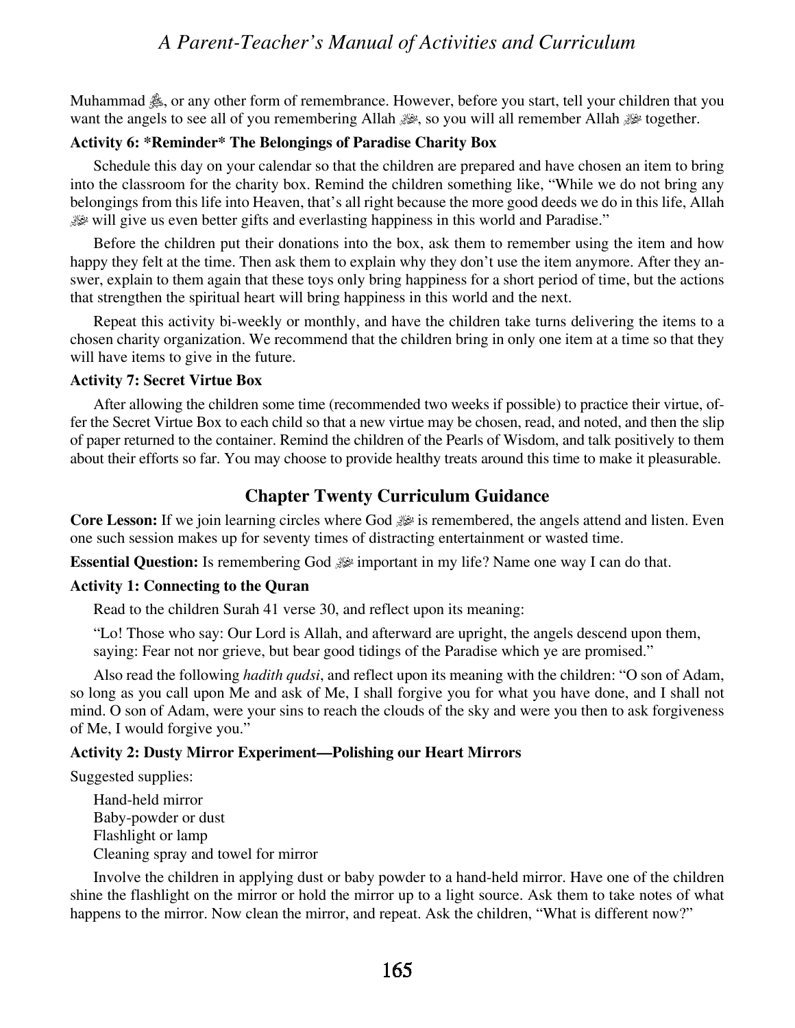Muhammad ﷺ, or any other form of remembrance. However, before you start, tell your children that you want the angels to see all of you remembering Allah ﷻ, so you will all remember Allah ﷻ together.

**Activity 6: *Reminder* The Belongings of Paradise Charity Box**

Schedule this day on your calendar so that the children are prepared and have chosen an item to bring into the classroom for the charity box. Remind the children something like, "While we do not bring any belongings from this life into Heaven, that's all right because the more good deeds we do in this life, Allah ﷻ will give us even better gifts and everlasting happiness in this world and Paradise."

Before the children put their donations into the box, ask them to remember using the item and how happy they felt at the time. Then ask them to explain why they don't use the item anymore. After they answer, explain to them again that these toys only bring happiness for a short period of time, but the actions that strengthen the spiritual heart will bring happiness in this world and the next.

Repeat this activity bi-weekly or monthly, and have the children take turns delivering the items to a chosen charity organization. We recommend that the children bring in only one item at a time so that they will have items to give in the future.

**Activity 7: Secret Virtue Box**

After allowing the children some time (recommended two weeks if possible) to practice their virtue, offer the Secret Virtue Box to each child so that a new virtue may be chosen, read, and noted, and then the slip of paper returned to the container. Remind the children of the Pearls of Wisdom, and talk positively to them about their efforts so far. You may choose to provide healthy treats around this time to make it pleasurable.

## Chapter Twenty Curriculum Guidance

**Core Lesson:** If we join learning circles where God ﷻ is remembered, the angels attend and listen. Even one such session makes up for seventy times of distracting entertainment or wasted time.

**Essential Question:** Is remembering God ﷻ important in my life? Name one way I can do that.

**Activity 1: Connecting to the Quran**

Read to the children Surah 41 verse 30, and reflect upon its meaning:

"Lo! Those who say: Our Lord is Allah, and afterward are upright, the angels descend upon them, saying: Fear not nor grieve, but bear good tidings of the Paradise which ye are promised."

Also read the following *hadith qudsi*, and reflect upon its meaning with the children: "O son of Adam, so long as you call upon Me and ask of Me, I shall forgive you for what you have done, and I shall not mind. O son of Adam, were your sins to reach the clouds of the sky and were you then to ask forgiveness of Me, I would forgive you."

**Activity 2: Dusty Mirror Experiment—Polishing our Heart Mirrors**

Suggested supplies:

Hand-held mirror
Baby-powder or dust
Flashlight or lamp
Cleaning spray and towel for mirror

Involve the children in applying dust or baby powder to a hand-held mirror. Have one of the children shine the flashlight on the mirror or hold the mirror up to a light source. Ask them to take notes of what happens to the mirror. Now clean the mirror, and repeat. Ask the children, "What is different now?"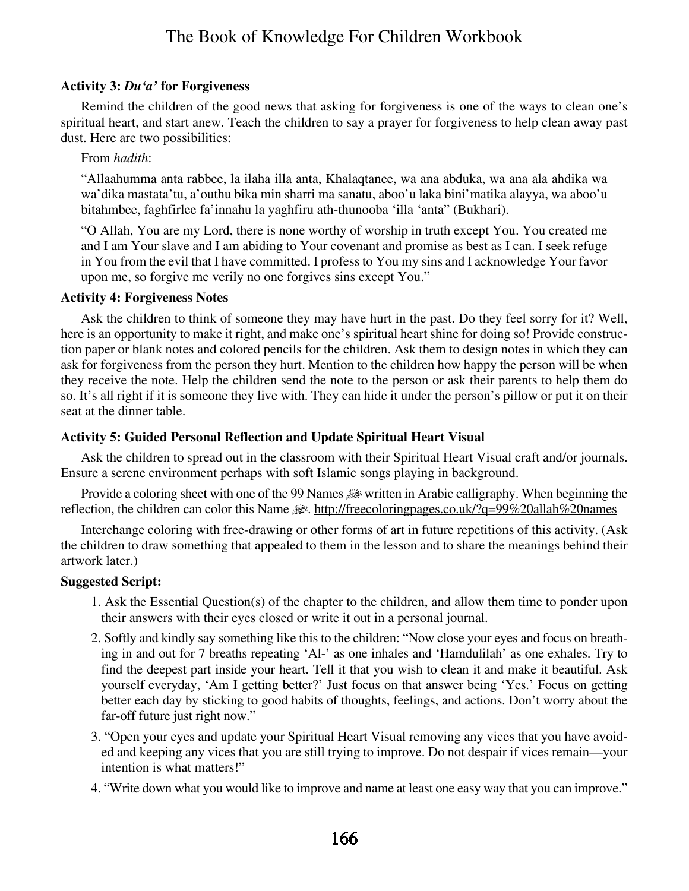**Activity 3: *Du'a'* for Forgiveness**

Remind the children of the good news that asking for forgiveness is one of the ways to clean one's spiritual heart, and start anew. Teach the children to say a prayer for forgiveness to help clean away past dust. Here are two possibilities:

From *hadith*:

"Allaahumma anta rabbee, la ilaha illa anta, Khalaqtanee, wa ana abduka, wa ana ala ahdika wa wa'dika mastata'tu, a'outhu bika min sharri ma sanatu, aboo'u laka bini'matika alayya, wa aboo'u bitahmbee, faghfirlee fa'innahu la yaghfiru ath-thunooba 'illa 'anta" (Bukhari).

"O Allah, You are my Lord, there is none worthy of worship in truth except You. You created me and I am Your slave and I am abiding to Your covenant and promise as best as I can. I seek refuge in You from the evil that I have committed. I profess to You my sins and I acknowledge Your favor upon me, so forgive me verily no one forgives sins except You."

**Activity 4: Forgiveness Notes**

Ask the children to think of someone they may have hurt in the past. Do they feel sorry for it? Well, here is an opportunity to make it right, and make one's spiritual heart shine for doing so! Provide construction paper or blank notes and colored pencils for the children. Ask them to design notes in which they can ask for forgiveness from the person they hurt. Mention to the children how happy the person will be when they receive the note. Help the children send the note to the person or ask their parents to help them do so. It's all right if it is someone they live with. They can hide it under the person's pillow or put it on their seat at the dinner table.

**Activity 5: Guided Personal Reflection and Update Spiritual Heart Visual**

Ask the children to spread out in the classroom with their Spiritual Heart Visual craft and/or journals. Ensure a serene environment perhaps with soft Islamic songs playing in background.

Provide a coloring sheet with one of the 99 Names ﷻ written in Arabic calligraphy. When beginning the reflection, the children can color this Name ﷻ. http://freecoloringpages.co.uk/?q=99%20allah%20names

Interchange coloring with free-drawing or other forms of art in future repetitions of this activity. (Ask the children to draw something that appealed to them in the lesson and to share the meanings behind their artwork later.)

**Suggested Script:**

1. Ask the Essential Question(s) of the chapter to the children, and allow them time to ponder upon their answers with their eyes closed or write it out in a personal journal.
2. Softly and kindly say something like this to the children: "Now close your eyes and focus on breathing in and out for 7 breaths repeating 'Al-' as one inhales and 'Hamdulilah' as one exhales. Try to find the deepest part inside your heart. Tell it that you wish to clean it and make it beautiful. Ask yourself everyday, 'Am I getting better?' Just focus on that answer being 'Yes.' Focus on getting better each day by sticking to good habits of thoughts, feelings, and actions. Don't worry about the far-off future just right now."
3. "Open your eyes and update your Spiritual Heart Visual removing any vices that you have avoided and keeping any vices that you are still trying to improve. Do not despair if vices remain—your intention is what matters!"
4. "Write down what you would like to improve and name at least one easy way that you can improve."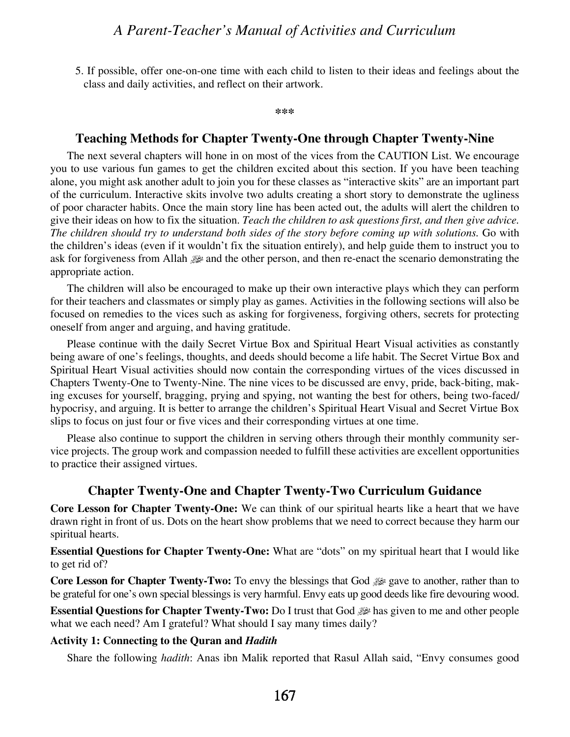5. If possible, offer one-on-one time with each child to listen to their ideas and feelings about the class and daily activities, and reflect on their artwork.

***

## Teaching Methods for Chapter Twenty-One through Chapter Twenty-Nine

The next several chapters will hone in on most of the vices from the CAUTION List. We encourage you to use various fun games to get the children excited about this section. If you have been teaching alone, you might ask another adult to join you for these classes as "interactive skits" are an important part of the curriculum. Interactive skits involve two adults creating a short story to demonstrate the ugliness of poor character habits. Once the main story line has been acted out, the adults will alert the children to give their ideas on how to fix the situation. *Teach the children to ask questions first, and then give advice. The children should try to understand both sides of the story before coming up with solutions.* Go with the children's ideas (even if it wouldn't fix the situation entirely), and help guide them to instruct you to ask for forgiveness from Allah ﷻ and the other person, and then re-enact the scenario demonstrating the appropriate action.

The children will also be encouraged to make up their own interactive plays which they can perform for their teachers and classmates or simply play as games. Activities in the following sections will also be focused on remedies to the vices such as asking for forgiveness, forgiving others, secrets for protecting oneself from anger and arguing, and having gratitude.

Please continue with the daily Secret Virtue Box and Spiritual Heart Visual activities as constantly being aware of one's feelings, thoughts, and deeds should become a life habit. The Secret Virtue Box and Spiritual Heart Visual activities should now contain the corresponding virtues of the vices discussed in Chapters Twenty-One to Twenty-Nine. The nine vices to be discussed are envy, pride, back-biting, making excuses for yourself, bragging, prying and spying, not wanting the best for others, being two-faced/hypocrisy, and arguing. It is better to arrange the children's Spiritual Heart Visual and Secret Virtue Box slips to focus on just four or five vices and their corresponding virtues at one time.

Please also continue to support the children in serving others through their monthly community service projects. The group work and compassion needed to fulfill these activities are excellent opportunities to practice their assigned virtues.

## Chapter Twenty-One and Chapter Twenty-Two Curriculum Guidance

**Core Lesson for Chapter Twenty-One:** We can think of our spiritual hearts like a heart that we have drawn right in front of us. Dots on the heart show problems that we need to correct because they harm our spiritual hearts.

**Essential Questions for Chapter Twenty-One:** What are "dots" on my spiritual heart that I would like to get rid of?

**Core Lesson for Chapter Twenty-Two:** To envy the blessings that God ﷻ gave to another, rather than to be grateful for one's own special blessings is very harmful. Envy eats up good deeds like fire devouring wood.

**Essential Questions for Chapter Twenty-Two:** Do I trust that God ﷻ has given to me and other people what we each need? Am I grateful? What should I say many times daily?

**Activity 1: Connecting to the Quran and *Hadith***

Share the following *hadith*: Anas ibn Malik reported that Rasul Allah said, "Envy consumes good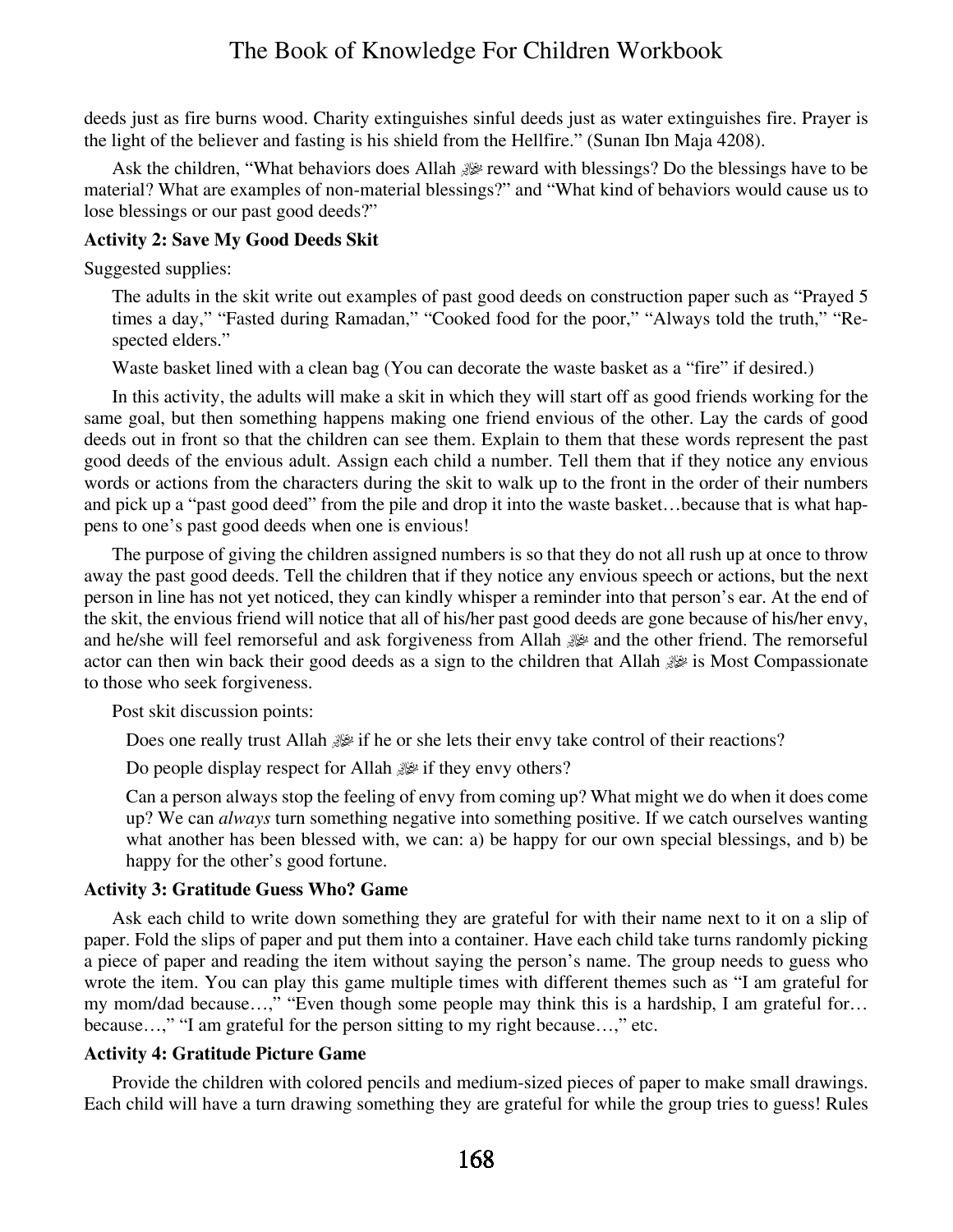deeds just as fire burns wood. Charity extinguishes sinful deeds just as water extinguishes fire. Prayer is the light of the believer and fasting is his shield from the Hellfire." (Sunan Ibn Maja 4208).

Ask the children, "What behaviors does Allah ﷻ reward with blessings? Do the blessings have to be material? What are examples of non-material blessings?" and "What kind of behaviors would cause us to lose blessings or our past good deeds?"

**Activity 2: Save My Good Deeds Skit**

Suggested supplies:

The adults in the skit write out examples of past good deeds on construction paper such as "Prayed 5 times a day," "Fasted during Ramadan," "Cooked food for the poor," "Always told the truth," "Respected elders."

Waste basket lined with a clean bag (You can decorate the waste basket as a "fire" if desired.)

In this activity, the adults will make a skit in which they will start off as good friends working for the same goal, but then something happens making one friend envious of the other. Lay the cards of good deeds out in front so that the children can see them. Explain to them that these words represent the past good deeds of the envious adult. Assign each child a number. Tell them that if they notice any envious words or actions from the characters during the skit to walk up to the front in the order of their numbers and pick up a "past good deed" from the pile and drop it into the waste basket…because that is what happens to one's past good deeds when one is envious!

The purpose of giving the children assigned numbers is so that they do not all rush up at once to throw away the past good deeds. Tell the children that if they notice any envious speech or actions, but the next person in line has not yet noticed, they can kindly whisper a reminder into that person's ear. At the end of the skit, the envious friend will notice that all of his/her past good deeds are gone because of his/her envy, and he/she will feel remorseful and ask forgiveness from Allah ﷻ and the other friend. The remorseful actor can then win back their good deeds as a sign to the children that Allah ﷻ is Most Compassionate to those who seek forgiveness.

Post skit discussion points:

Does one really trust Allah ﷻ if he or she lets their envy take control of their reactions?

Do people display respect for Allah ﷻ if they envy others?

Can a person always stop the feeling of envy from coming up? What might we do when it does come up? We can *always* turn something negative into something positive. If we catch ourselves wanting what another has been blessed with, we can: a) be happy for our own special blessings, and b) be happy for the other's good fortune.

**Activity 3: Gratitude Guess Who? Game**

Ask each child to write down something they are grateful for with their name next to it on a slip of paper. Fold the slips of paper and put them into a container. Have each child take turns randomly picking a piece of paper and reading the item without saying the person's name. The group needs to guess who wrote the item. You can play this game multiple times with different themes such as "I am grateful for my mom/dad because…," "Even though some people may think this is a hardship, I am grateful for… because…," "I am grateful for the person sitting to my right because…," etc.

**Activity 4: Gratitude Picture Game**

Provide the children with colored pencils and medium-sized pieces of paper to make small drawings. Each child will have a turn drawing something they are grateful for while the group tries to guess! Rules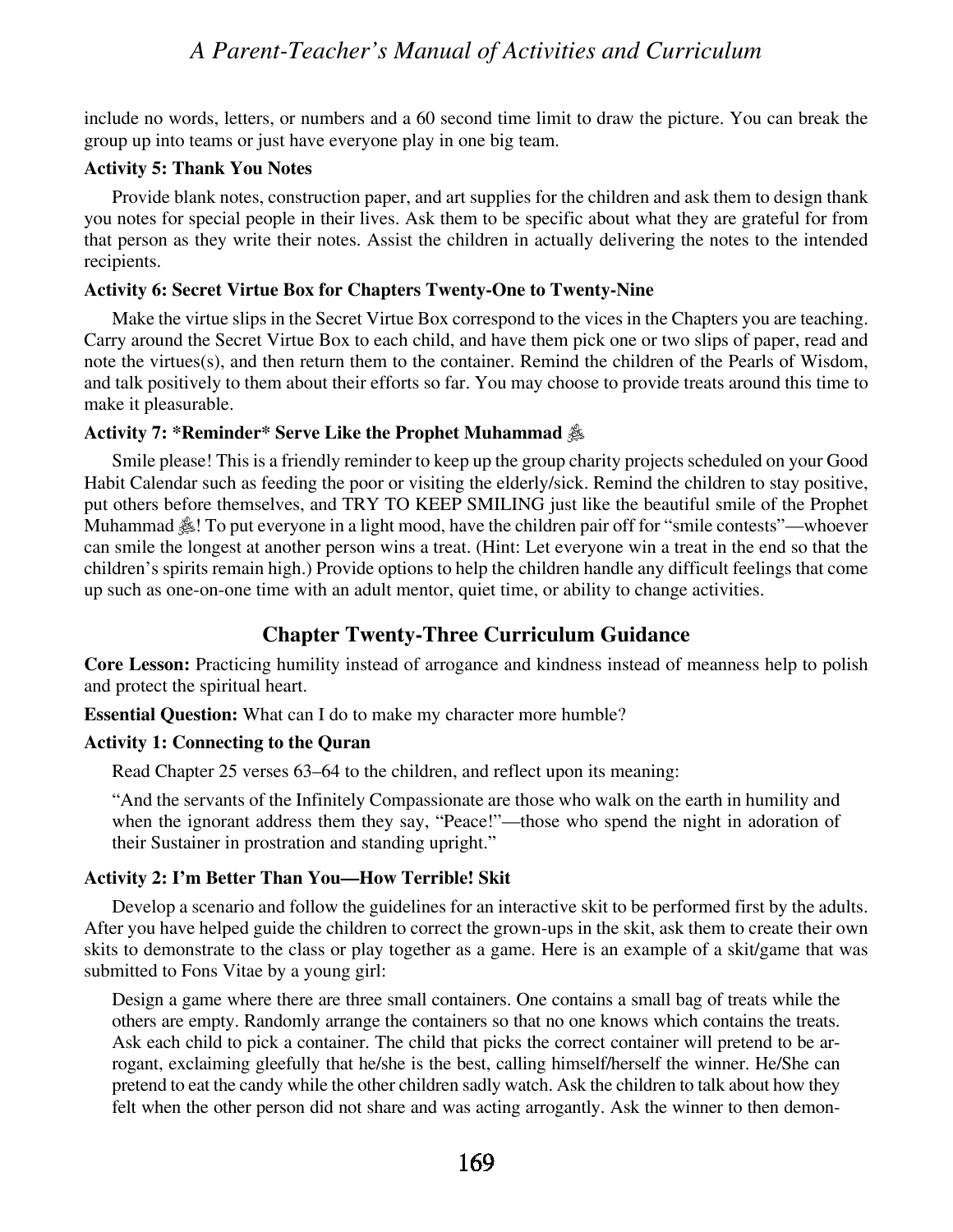include no words, letters, or numbers and a 60 second time limit to draw the picture. You can break the group up into teams or just have everyone play in one big team.

**Activity 5: Thank You Notes**

Provide blank notes, construction paper, and art supplies for the children and ask them to design thank you notes for special people in their lives. Ask them to be specific about what they are grateful for from that person as they write their notes. Assist the children in actually delivering the notes to the intended recipients.

**Activity 6: Secret Virtue Box for Chapters Twenty-One to Twenty-Nine**

Make the virtue slips in the Secret Virtue Box correspond to the vices in the Chapters you are teaching. Carry around the Secret Virtue Box to each child, and have them pick one or two slips of paper, read and note the virtues(s), and then return them to the container. Remind the children of the Pearls of Wisdom, and talk positively to them about their efforts so far. You may choose to provide treats around this time to make it pleasurable.

**Activity 7: *Reminder* Serve Like the Prophet Muhammad ﷺ**

Smile please! This is a friendly reminder to keep up the group charity projects scheduled on your Good Habit Calendar such as feeding the poor or visiting the elderly/sick. Remind the children to stay positive, put others before themselves, and TRY TO KEEP SMILING just like the beautiful smile of the Prophet Muhammad ﷺ! To put everyone in a light mood, have the children pair off for "smile contests"—whoever can smile the longest at another person wins a treat. (Hint: Let everyone win a treat in the end so that the children's spirits remain high.) Provide options to help the children handle any difficult feelings that come up such as one-on-one time with an adult mentor, quiet time, or ability to change activities.

## Chapter Twenty-Three Curriculum Guidance

**Core Lesson:** Practicing humility instead of arrogance and kindness instead of meanness help to polish and protect the spiritual heart.

**Essential Question:** What can I do to make my character more humble?

**Activity 1: Connecting to the Quran**

Read Chapter 25 verses 63–64 to the children, and reflect upon its meaning:

> "And the servants of the Infinitely Compassionate are those who walk on the earth in humility and when the ignorant address them they say, "Peace!"—those who spend the night in adoration of their Sustainer in prostration and standing upright."

**Activity 2: I'm Better Than You—How Terrible! Skit**

Develop a scenario and follow the guidelines for an interactive skit to be performed first by the adults. After you have helped guide the children to correct the grown-ups in the skit, ask them to create their own skits to demonstrate to the class or play together as a game. Here is an example of a skit/game that was submitted to Fons Vitae by a young girl:

> Design a game where there are three small containers. One contains a small bag of treats while the others are empty. Randomly arrange the containers so that no one knows which contains the treats. Ask each child to pick a container. The child that picks the correct container will pretend to be arrogant, exclaiming gleefully that he/she is the best, calling himself/herself the winner. He/She can pretend to eat the candy while the other children sadly watch. Ask the children to talk about how they felt when the other person did not share and was acting arrogantly. Ask the winner to then demon-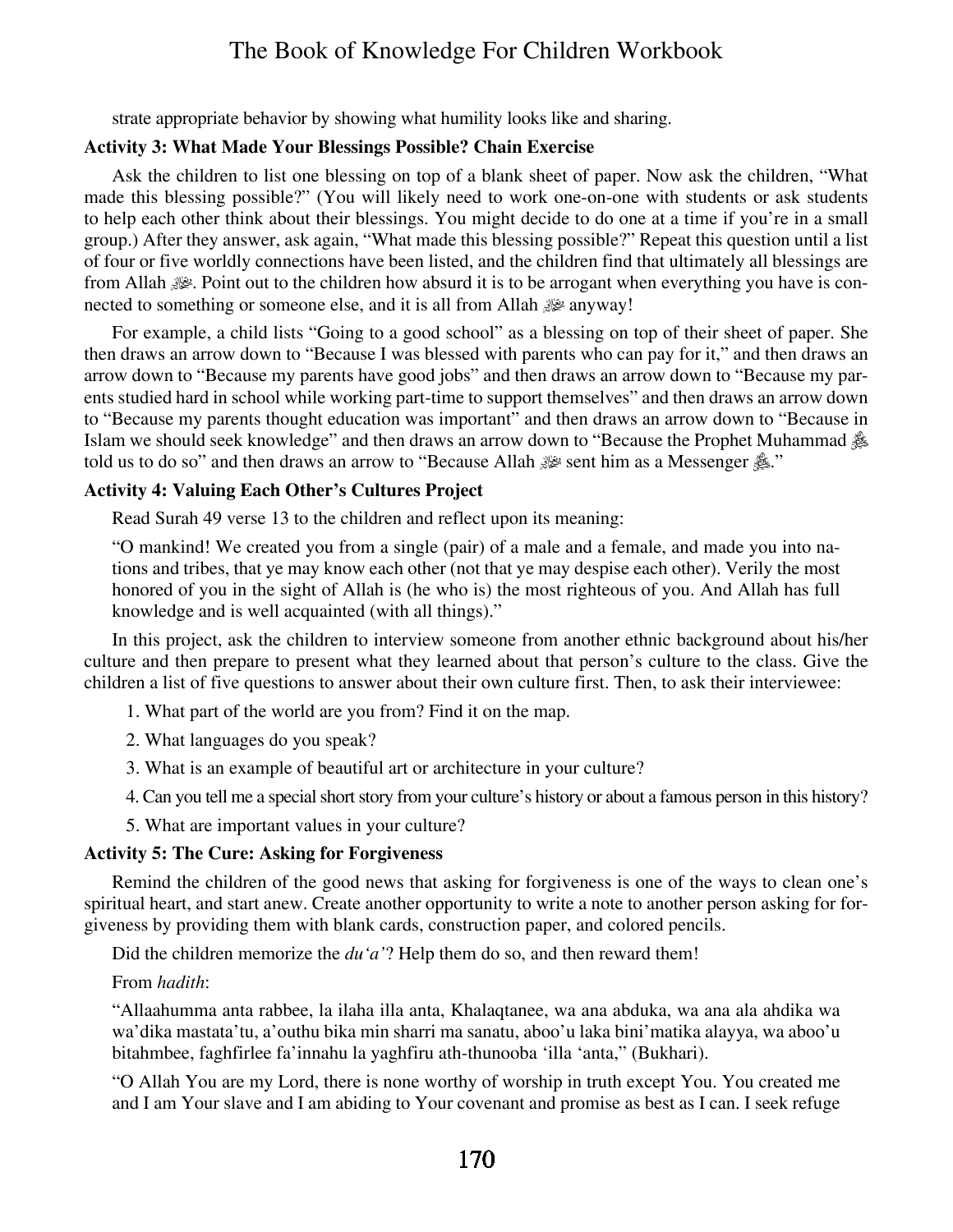strate appropriate behavior by showing what humility looks like and sharing.

**Activity 3: What Made Your Blessings Possible? Chain Exercise**

Ask the children to list one blessing on top of a blank sheet of paper. Now ask the children, "What made this blessing possible?" (You will likely need to work one-on-one with students or ask students to help each other think about their blessings. You might decide to do one at a time if you're in a small group.) After they answer, ask again, "What made this blessing possible?" Repeat this question until a list of four or five worldly connections have been listed, and the children find that ultimately all blessings are from Allah ﷻ. Point out to the children how absurd it is to be arrogant when everything you have is connected to something or someone else, and it is all from Allah ﷻ anyway!

For example, a child lists "Going to a good school" as a blessing on top of their sheet of paper. She then draws an arrow down to "Because I was blessed with parents who can pay for it," and then draws an arrow down to "Because my parents have good jobs" and then draws an arrow down to "Because my parents studied hard in school while working part-time to support themselves" and then draws an arrow down to "Because my parents thought education was important" and then draws an arrow down to "Because in Islam we should seek knowledge" and then draws an arrow down to "Because the Prophet Muhammad ﷺ told us to do so" and then draws an arrow to "Because Allah ﷻ sent him as a Messenger ﷺ."

**Activity 4: Valuing Each Other's Cultures Project**

Read Surah 49 verse 13 to the children and reflect upon its meaning:

> "O mankind! We created you from a single (pair) of a male and a female, and made you into nations and tribes, that ye may know each other (not that ye may despise each other). Verily the most honored of you in the sight of Allah is (he who is) the most righteous of you. And Allah has full knowledge and is well acquainted (with all things)."

In this project, ask the children to interview someone from another ethnic background about his/her culture and then prepare to present what they learned about that person's culture to the class. Give the children a list of five questions to answer about their own culture first. Then, to ask their interviewee:

1. What part of the world are you from? Find it on the map.
2. What languages do you speak?
3. What is an example of beautiful art or architecture in your culture?
4. Can you tell me a special short story from your culture's history or about a famous person in this history?
5. What are important values in your culture?

**Activity 5: The Cure: Asking for Forgiveness**

Remind the children of the good news that asking for forgiveness is one of the ways to clean one's spiritual heart, and start anew. Create another opportunity to write a note to another person asking for forgiveness by providing them with blank cards, construction paper, and colored pencils.

Did the children memorize the *du'a'*? Help them do so, and then reward them!

From *hadith*:

> "Allaahumma anta rabbee, la ilaha illa anta, Khalaqtanee, wa ana abduka, wa ana ala ahdika wa wa'dika mastata'tu, a'outhu bika min sharri ma sanatu, aboo'u laka bini'matika alayya, wa aboo'u bitahmbee, faghfirlee fa'innahu la yaghfiru ath-thunooba 'illa 'anta," (Bukhari).

> "O Allah You are my Lord, there is none worthy of worship in truth except You. You created me and I am Your slave and I am abiding to Your covenant and promise as best as I can. I seek refuge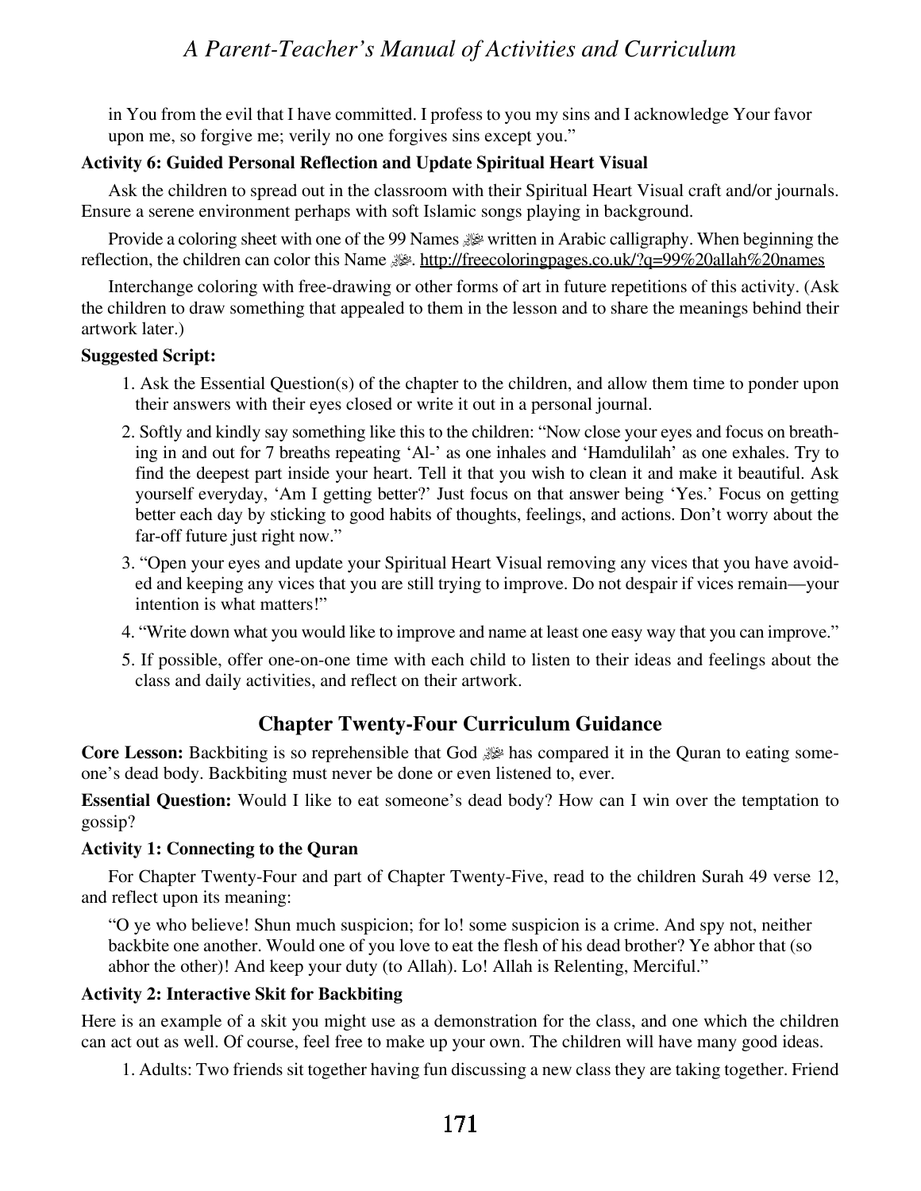in You from the evil that I have committed. I profess to you my sins and I acknowledge Your favor upon me, so forgive me; verily no one forgives sins except you."

**Activity 6: Guided Personal Reflection and Update Spiritual Heart Visual**

Ask the children to spread out in the classroom with their Spiritual Heart Visual craft and/or journals. Ensure a serene environment perhaps with soft Islamic songs playing in background.

Provide a coloring sheet with one of the 99 Names ﷻ written in Arabic calligraphy. When beginning the reflection, the children can color this Name ﷻ. http://freecoloringpages.co.uk/?q=99%20allah%20names

Interchange coloring with free-drawing or other forms of art in future repetitions of this activity. (Ask the children to draw something that appealed to them in the lesson and to share the meanings behind their artwork later.)

**Suggested Script:**

1. Ask the Essential Question(s) of the chapter to the children, and allow them time to ponder upon their answers with their eyes closed or write it out in a personal journal.
2. Softly and kindly say something like this to the children: "Now close your eyes and focus on breathing in and out for 7 breaths repeating 'Al-' as one inhales and 'Hamdulilah' as one exhales. Try to find the deepest part inside your heart. Tell it that you wish to clean it and make it beautiful. Ask yourself everyday, 'Am I getting better?' Just focus on that answer being 'Yes.' Focus on getting better each day by sticking to good habits of thoughts, feelings, and actions. Don't worry about the far-off future just right now."
3. "Open your eyes and update your Spiritual Heart Visual removing any vices that you have avoided and keeping any vices that you are still trying to improve. Do not despair if vices remain—your intention is what matters!"
4. "Write down what you would like to improve and name at least one easy way that you can improve."
5. If possible, offer one-on-one time with each child to listen to their ideas and feelings about the class and daily activities, and reflect on their artwork.

## Chapter Twenty-Four Curriculum Guidance

**Core Lesson:** Backbiting is so reprehensible that God ﷻ has compared it in the Quran to eating someone's dead body. Backbiting must never be done or even listened to, ever.

**Essential Question:** Would I like to eat someone's dead body? How can I win over the temptation to gossip?

**Activity 1: Connecting to the Quran**

For Chapter Twenty-Four and part of Chapter Twenty-Five, read to the children Surah 49 verse 12, and reflect upon its meaning:

> "O ye who believe! Shun much suspicion; for lo! some suspicion is a crime. And spy not, neither backbite one another. Would one of you love to eat the flesh of his dead brother? Ye abhor that (so abhor the other)! And keep your duty (to Allah). Lo! Allah is Relenting, Merciful."

**Activity 2: Interactive Skit for Backbiting**

Here is an example of a skit you might use as a demonstration for the class, and one which the children can act out as well. Of course, feel free to make up your own. The children will have many good ideas.

1. Adults: Two friends sit together having fun discussing a new class they are taking together. Friend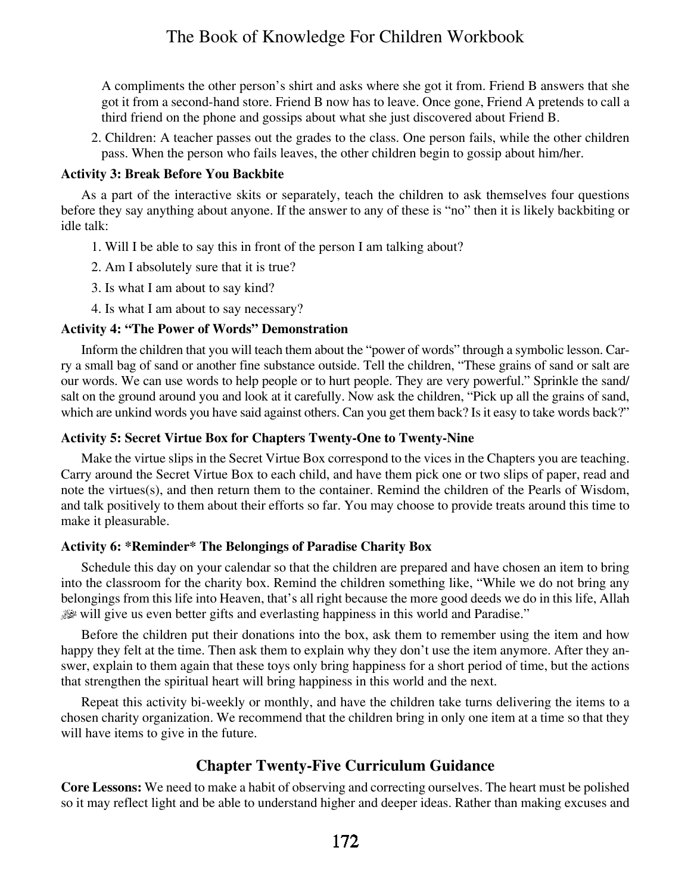A compliments the other person's shirt and asks where she got it from. Friend B answers that she got it from a second-hand store. Friend B now has to leave. Once gone, Friend A pretends to call a third friend on the phone and gossips about what she just discovered about Friend B.

2. Children: A teacher passes out the grades to the class. One person fails, while the other children pass. When the person who fails leaves, the other children begin to gossip about him/her.

**Activity 3: Break Before You Backbite**

As a part of the interactive skits or separately, teach the children to ask themselves four questions before they say anything about anyone. If the answer to any of these is "no" then it is likely backbiting or idle talk:

1. Will I be able to say this in front of the person I am talking about?
2. Am I absolutely sure that it is true?
3. Is what I am about to say kind?
4. Is what I am about to say necessary?

**Activity 4: "The Power of Words" Demonstration**

Inform the children that you will teach them about the "power of words" through a symbolic lesson. Carry a small bag of sand or another fine substance outside. Tell the children, "These grains of sand or salt are our words. We can use words to help people or to hurt people. They are very powerful." Sprinkle the sand/salt on the ground around you and look at it carefully. Now ask the children, "Pick up all the grains of sand, which are unkind words you have said against others. Can you get them back? Is it easy to take words back?"

**Activity 5: Secret Virtue Box for Chapters Twenty-One to Twenty-Nine**

Make the virtue slips in the Secret Virtue Box correspond to the vices in the Chapters you are teaching. Carry around the Secret Virtue Box to each child, and have them pick one or two slips of paper, read and note the virtues(s), and then return them to the container. Remind the children of the Pearls of Wisdom, and talk positively to them about their efforts so far. You may choose to provide treats around this time to make it pleasurable.

**Activity 6: *Reminder* The Belongings of Paradise Charity Box**

Schedule this day on your calendar so that the children are prepared and have chosen an item to bring into the classroom for the charity box. Remind the children something like, "While we do not bring any belongings from this life into Heaven, that's all right because the more good deeds we do in this life, Allah ﷻ will give us even better gifts and everlasting happiness in this world and Paradise."

Before the children put their donations into the box, ask them to remember using the item and how happy they felt at the time. Then ask them to explain why they don't use the item anymore. After they answer, explain to them again that these toys only bring happiness for a short period of time, but the actions that strengthen the spiritual heart will bring happiness in this world and the next.

Repeat this activity bi-weekly or monthly, and have the children take turns delivering the items to a chosen charity organization. We recommend that the children bring in only one item at a time so that they will have items to give in the future.

## Chapter Twenty-Five Curriculum Guidance

**Core Lessons:** We need to make a habit of observing and correcting ourselves. The heart must be polished so it may reflect light and be able to understand higher and deeper ideas. Rather than making excuses and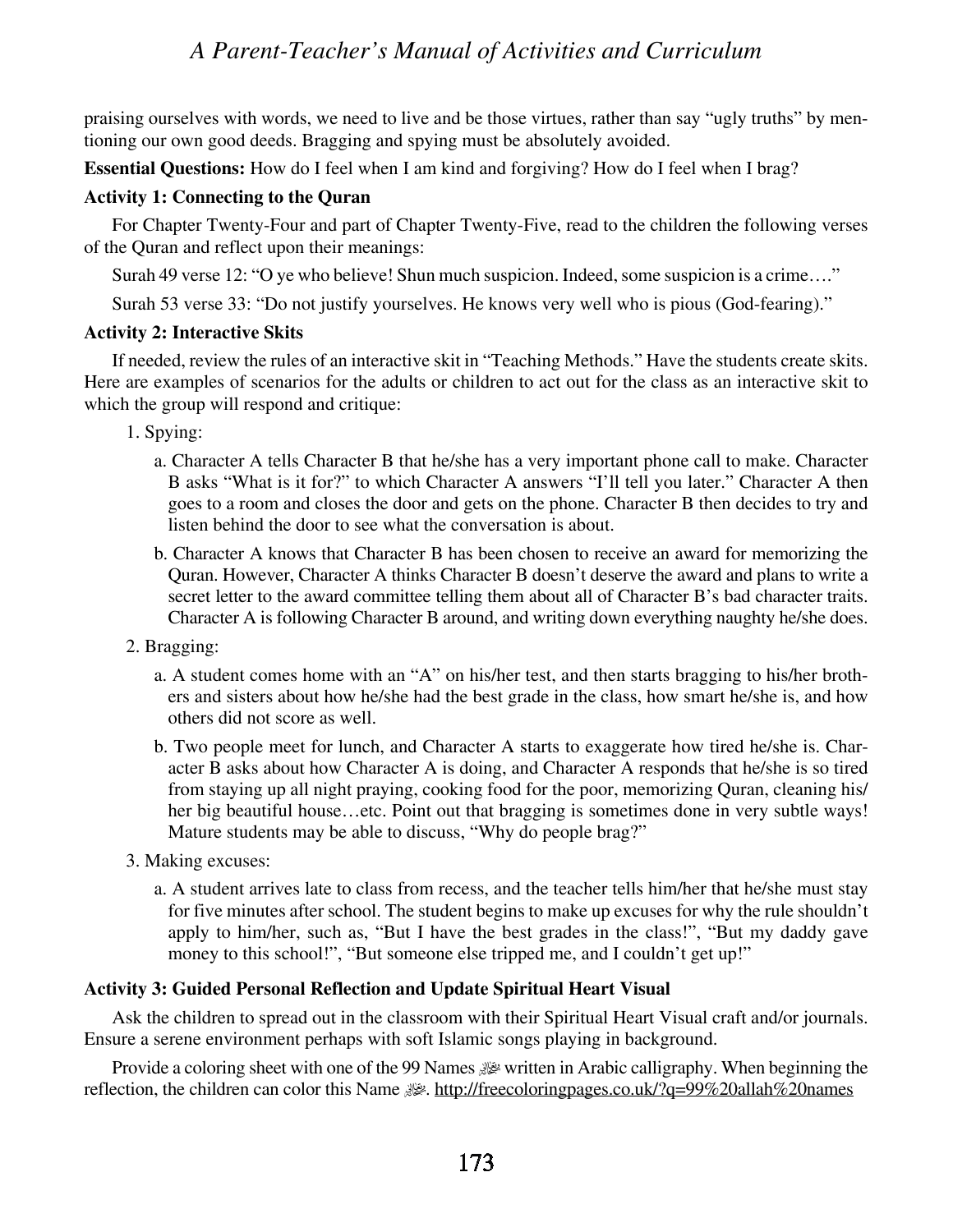praising ourselves with words, we need to live and be those virtues, rather than say "ugly truths" by mentioning our own good deeds. Bragging and spying must be absolutely avoided.

**Essential Questions:** How do I feel when I am kind and forgiving? How do I feel when I brag?

**Activity 1: Connecting to the Quran**

For Chapter Twenty-Four and part of Chapter Twenty-Five, read to the children the following verses of the Quran and reflect upon their meanings:

Surah 49 verse 12: "O ye who believe! Shun much suspicion. Indeed, some suspicion is a crime…."

Surah 53 verse 33: "Do not justify yourselves. He knows very well who is pious (God-fearing)."

**Activity 2: Interactive Skits**

If needed, review the rules of an interactive skit in "Teaching Methods." Have the students create skits. Here are examples of scenarios for the adults or children to act out for the class as an interactive skit to which the group will respond and critique:

1. Spying:
   a. Character A tells Character B that he/she has a very important phone call to make. Character B asks "What is it for?" to which Character A answers "I'll tell you later." Character A then goes to a room and closes the door and gets on the phone. Character B then decides to try and listen behind the door to see what the conversation is about.
   b. Character A knows that Character B has been chosen to receive an award for memorizing the Quran. However, Character A thinks Character B doesn't deserve the award and plans to write a secret letter to the award committee telling them about all of Character B's bad character traits. Character A is following Character B around, and writing down everything naughty he/she does.
2. Bragging:
   a. A student comes home with an "A" on his/her test, and then starts bragging to his/her brothers and sisters about how he/she had the best grade in the class, how smart he/she is, and how others did not score as well.
   b. Two people meet for lunch, and Character A starts to exaggerate how tired he/she is. Character B asks about how Character A is doing, and Character A responds that he/she is so tired from staying up all night praying, cooking food for the poor, memorizing Quran, cleaning his/her big beautiful house…etc. Point out that bragging is sometimes done in very subtle ways! Mature students may be able to discuss, "Why do people brag?"
3. Making excuses:
   a. A student arrives late to class from recess, and the teacher tells him/her that he/she must stay for five minutes after school. The student begins to make up excuses for why the rule shouldn't apply to him/her, such as, "But I have the best grades in the class!", "But my daddy gave money to this school!", "But someone else tripped me, and I couldn't get up!"

**Activity 3: Guided Personal Reflection and Update Spiritual Heart Visual**

Ask the children to spread out in the classroom with their Spiritual Heart Visual craft and/or journals. Ensure a serene environment perhaps with soft Islamic songs playing in background.

Provide a coloring sheet with one of the 99 Names ﷻ written in Arabic calligraphy. When beginning the reflection, the children can color this Name ﷻ. http://freecoloringpages.co.uk/?q=99%20allah%20names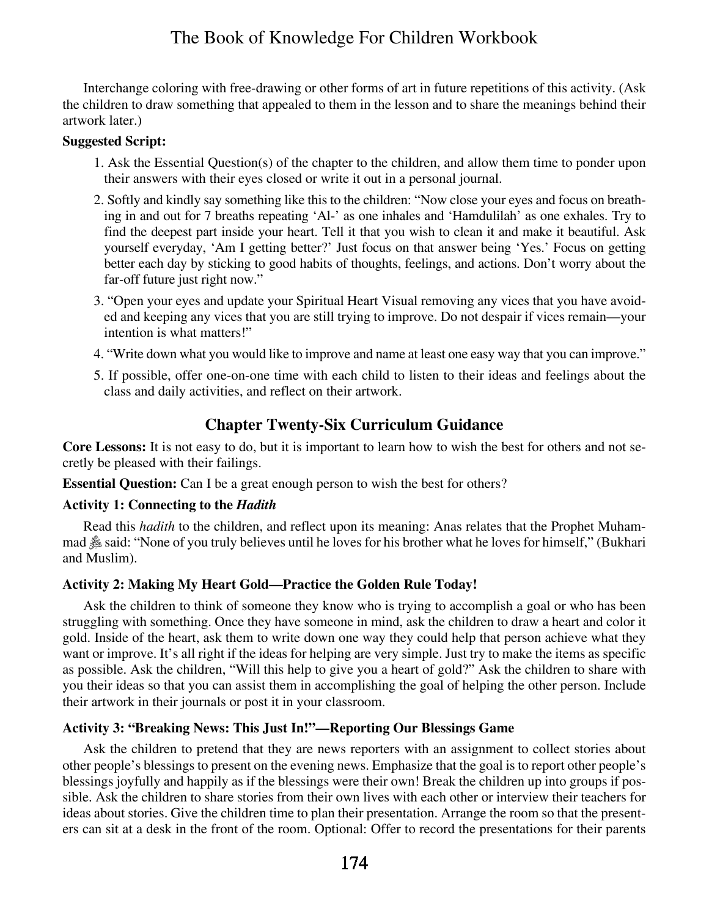Interchange coloring with free-drawing or other forms of art in future repetitions of this activity. (Ask the children to draw something that appealed to them in the lesson and to share the meanings behind their artwork later.)

**Suggested Script:**

1. Ask the Essential Question(s) of the chapter to the children, and allow them time to ponder upon their answers with their eyes closed or write it out in a personal journal.
2. Softly and kindly say something like this to the children: "Now close your eyes and focus on breathing in and out for 7 breaths repeating 'Al-' as one inhales and 'Hamdulilah' as one exhales. Try to find the deepest part inside your heart. Tell it that you wish to clean it and make it beautiful. Ask yourself everyday, 'Am I getting better?' Just focus on that answer being 'Yes.' Focus on getting better each day by sticking to good habits of thoughts, feelings, and actions. Don't worry about the far-off future just right now."
3. "Open your eyes and update your Spiritual Heart Visual removing any vices that you have avoided and keeping any vices that you are still trying to improve. Do not despair if vices remain—your intention is what matters!"
4. "Write down what you would like to improve and name at least one easy way that you can improve."
5. If possible, offer one-on-one time with each child to listen to their ideas and feelings about the class and daily activities, and reflect on their artwork.

## Chapter Twenty-Six Curriculum Guidance

**Core Lessons:** It is not easy to do, but it is important to learn how to wish the best for others and not secretly be pleased with their failings.

**Essential Question:** Can I be a great enough person to wish the best for others?

**Activity 1: Connecting to the *Hadith***

Read this *hadith* to the children, and reflect upon its meaning: Anas relates that the Prophet Muhammad ﷺ said: "None of you truly believes until he loves for his brother what he loves for himself," (Bukhari and Muslim).

**Activity 2: Making My Heart Gold—Practice the Golden Rule Today!**

Ask the children to think of someone they know who is trying to accomplish a goal or who has been struggling with something. Once they have someone in mind, ask the children to draw a heart and color it gold. Inside of the heart, ask them to write down one way they could help that person achieve what they want or improve. It's all right if the ideas for helping are very simple. Just try to make the items as specific as possible. Ask the children, "Will this help to give you a heart of gold?" Ask the children to share with you their ideas so that you can assist them in accomplishing the goal of helping the other person. Include their artwork in their journals or post it in your classroom.

**Activity 3: "Breaking News: This Just In!"—Reporting Our Blessings Game**

Ask the children to pretend that they are news reporters with an assignment to collect stories about other people's blessings to present on the evening news. Emphasize that the goal is to report other people's blessings joyfully and happily as if the blessings were their own! Break the children up into groups if possible. Ask the children to share stories from their own lives with each other or interview their teachers for ideas about stories. Give the children time to plan their presentation. Arrange the room so that the presenters can sit at a desk in the front of the room. Optional: Offer to record the presentations for their parents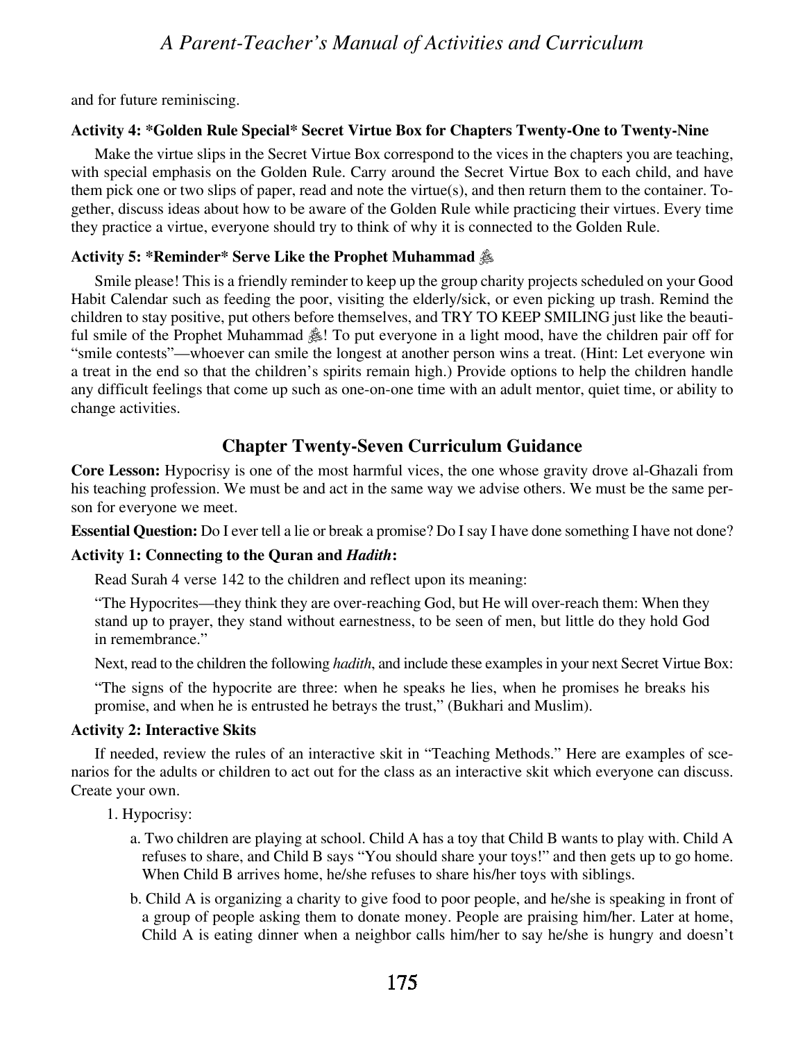and for future reminiscing.

**Activity 4: *Golden Rule Special* Secret Virtue Box for Chapters Twenty-One to Twenty-Nine**

Make the virtue slips in the Secret Virtue Box correspond to the vices in the chapters you are teaching, with special emphasis on the Golden Rule. Carry around the Secret Virtue Box to each child, and have them pick one or two slips of paper, read and note the virtue(s), and then return them to the container. Together, discuss ideas about how to be aware of the Golden Rule while practicing their virtues. Every time they practice a virtue, everyone should try to think of why it is connected to the Golden Rule.

**Activity 5: *Reminder* Serve Like the Prophet Muhammad ﷺ**

Smile please! This is a friendly reminder to keep up the group charity projects scheduled on your Good Habit Calendar such as feeding the poor, visiting the elderly/sick, or even picking up trash. Remind the children to stay positive, put others before themselves, and TRY TO KEEP SMILING just like the beautiful smile of the Prophet Muhammad ﷺ! To put everyone in a light mood, have the children pair off for "smile contests"—whoever can smile the longest at another person wins a treat. (Hint: Let everyone win a treat in the end so that the children's spirits remain high.) Provide options to help the children handle any difficult feelings that come up such as one-on-one time with an adult mentor, quiet time, or ability to change activities.

## Chapter Twenty-Seven Curriculum Guidance

**Core Lesson:** Hypocrisy is one of the most harmful vices, the one whose gravity drove al-Ghazali from his teaching profession. We must be and act in the same way we advise others. We must be the same person for everyone we meet.

**Essential Question:** Do I ever tell a lie or break a promise? Do I say I have done something I have not done?

**Activity 1: Connecting to the Quran and *Hadith*:**

Read Surah 4 verse 142 to the children and reflect upon its meaning:

"The Hypocrites—they think they are over-reaching God, but He will over-reach them: When they stand up to prayer, they stand without earnestness, to be seen of men, but little do they hold God in remembrance."

Next, read to the children the following *hadith*, and include these examples in your next Secret Virtue Box:

"The signs of the hypocrite are three: when he speaks he lies, when he promises he breaks his promise, and when he is entrusted he betrays the trust," (Bukhari and Muslim).

**Activity 2: Interactive Skits**

If needed, review the rules of an interactive skit in "Teaching Methods." Here are examples of scenarios for the adults or children to act out for the class as an interactive skit which everyone can discuss. Create your own.

1. Hypocrisy:
   a. Two children are playing at school. Child A has a toy that Child B wants to play with. Child A refuses to share, and Child B says "You should share your toys!" and then gets up to go home. When Child B arrives home, he/she refuses to share his/her toys with siblings.
   b. Child A is organizing a charity to give food to poor people, and he/she is speaking in front of a group of people asking them to donate money. People are praising him/her. Later at home, Child A is eating dinner when a neighbor calls him/her to say he/she is hungry and doesn't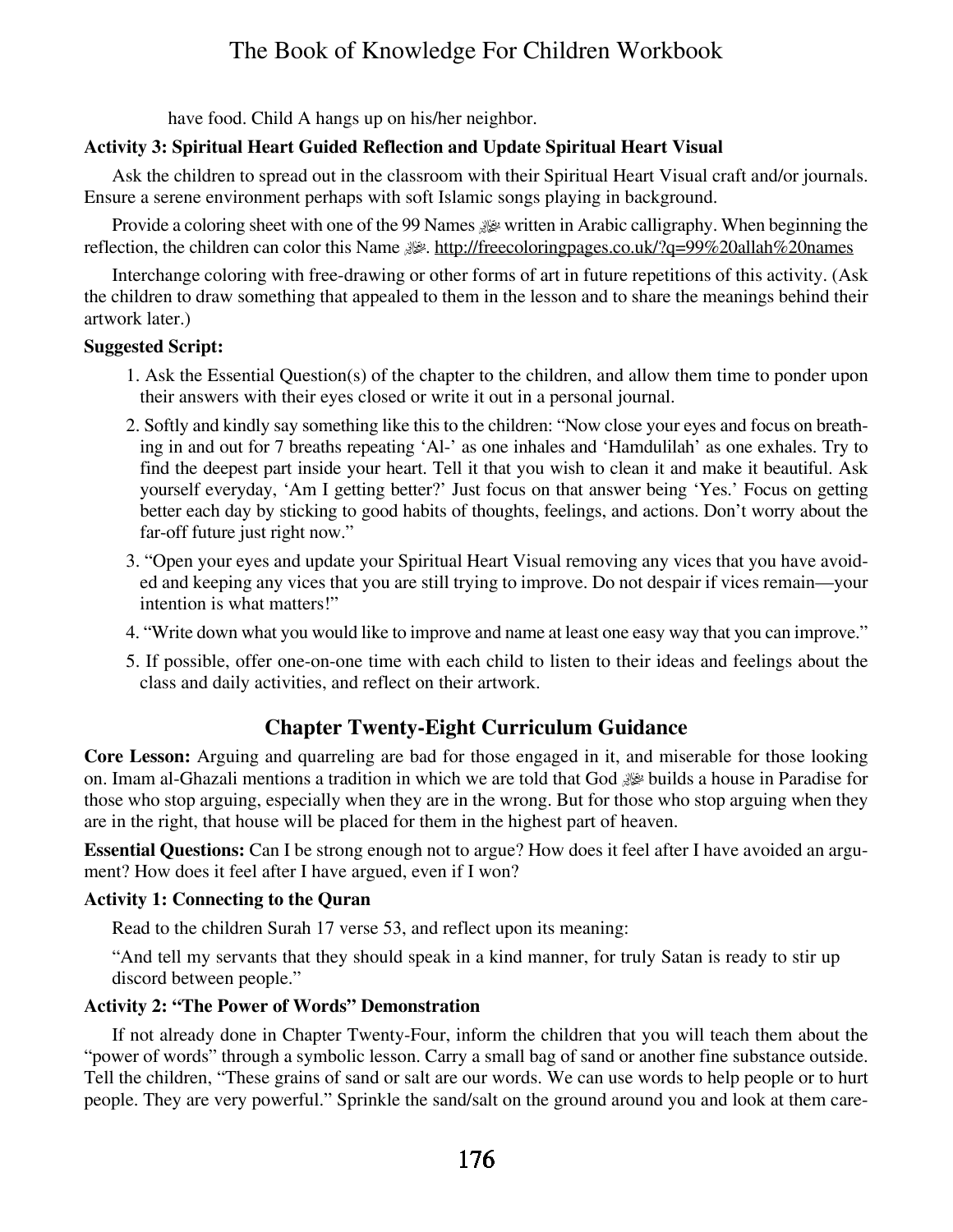have food. Child A hangs up on his/her neighbor.

**Activity 3: Spiritual Heart Guided Reflection and Update Spiritual Heart Visual**

Ask the children to spread out in the classroom with their Spiritual Heart Visual craft and/or journals. Ensure a serene environment perhaps with soft Islamic songs playing in background.

Provide a coloring sheet with one of the 99 Names ﷻ written in Arabic calligraphy. When beginning the reflection, the children can color this Name ﷻ. http://freecoloringpages.co.uk/?q=99%20allah%20names

Interchange coloring with free-drawing or other forms of art in future repetitions of this activity. (Ask the children to draw something that appealed to them in the lesson and to share the meanings behind their artwork later.)

**Suggested Script:**

1. Ask the Essential Question(s) of the chapter to the children, and allow them time to ponder upon their answers with their eyes closed or write it out in a personal journal.
2. Softly and kindly say something like this to the children: "Now close your eyes and focus on breathing in and out for 7 breaths repeating 'Al-' as one inhales and 'Hamdulilah' as one exhales. Try to find the deepest part inside your heart. Tell it that you wish to clean it and make it beautiful. Ask yourself everyday, 'Am I getting better?' Just focus on that answer being 'Yes.' Focus on getting better each day by sticking to good habits of thoughts, feelings, and actions. Don't worry about the far-off future just right now."
3. "Open your eyes and update your Spiritual Heart Visual removing any vices that you have avoided and keeping any vices that you are still trying to improve. Do not despair if vices remain—your intention is what matters!"
4. "Write down what you would like to improve and name at least one easy way that you can improve."
5. If possible, offer one-on-one time with each child to listen to their ideas and feelings about the class and daily activities, and reflect on their artwork.

## Chapter Twenty-Eight Curriculum Guidance

**Core Lesson:** Arguing and quarreling are bad for those engaged in it, and miserable for those looking on. Imam al-Ghazali mentions a tradition in which we are told that God ﷻ builds a house in Paradise for those who stop arguing, especially when they are in the wrong. But for those who stop arguing when they are in the right, that house will be placed for them in the highest part of heaven.

**Essential Questions:** Can I be strong enough not to argue? How does it feel after I have avoided an argument? How does it feel after I have argued, even if I won?

**Activity 1: Connecting to the Quran**

Read to the children Surah 17 verse 53, and reflect upon its meaning:

"And tell my servants that they should speak in a kind manner, for truly Satan is ready to stir up discord between people."

**Activity 2: "The Power of Words" Demonstration**

If not already done in Chapter Twenty-Four, inform the children that you will teach them about the "power of words" through a symbolic lesson. Carry a small bag of sand or another fine substance outside. Tell the children, "These grains of sand or salt are our words. We can use words to help people or to hurt people. They are very powerful." Sprinkle the sand/salt on the ground around you and look at them care-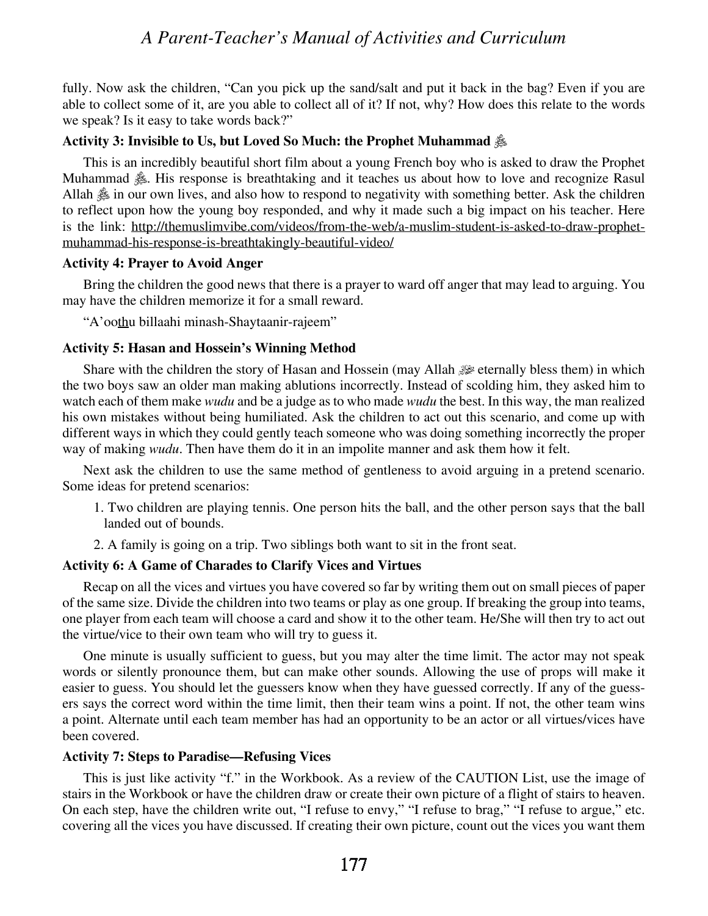fully. Now ask the children, "Can you pick up the sand/salt and put it back in the bag? Even if you are able to collect some of it, are you able to collect all of it? If not, why? How does this relate to the words we speak? Is it easy to take words back?"

#### Activity 3: Invisible to Us, but Loved So Much: the Prophet Muhammad ﷺ

This is an incredibly beautiful short film about a young French boy who is asked to draw the Prophet Muhammad ﷺ. His response is breathtaking and it teaches us about how to love and recognize Rasul Allah ﷺ in our own lives, and also how to respond to negativity with something better. Ask the children to reflect upon how the young boy responded, and why it made such a big impact on his teacher. Here is the link: http://themuslimvibe.com/videos/from-the-web/a-muslim-student-is-asked-to-draw-prophet-muhammad-his-response-is-breathtakingly-beautiful-video/

#### Activity 4: Prayer to Avoid Anger

Bring the children the good news that there is a prayer to ward off anger that may lead to arguing. You may have the children memorize it for a small reward.

"A'oothu billaahi minash-Shaytaanir-rajeem"

#### Activity 5: Hasan and Hossein's Winning Method

Share with the children the story of Hasan and Hossein (may Allah ﷻ eternally bless them) in which the two boys saw an older man making ablutions incorrectly. Instead of scolding him, they asked him to watch each of them make *wudu* and be a judge as to who made *wudu* the best. In this way, the man realized his own mistakes without being humiliated. Ask the children to act out this scenario, and come up with different ways in which they could gently teach someone who was doing something incorrectly the proper way of making *wudu*. Then have them do it in an impolite manner and ask them how it felt.

Next ask the children to use the same method of gentleness to avoid arguing in a pretend scenario. Some ideas for pretend scenarios:

1. Two children are playing tennis. One person hits the ball, and the other person says that the ball landed out of bounds.
2. A family is going on a trip. Two siblings both want to sit in the front seat.

#### Activity 6: A Game of Charades to Clarify Vices and Virtues

Recap on all the vices and virtues you have covered so far by writing them out on small pieces of paper of the same size. Divide the children into two teams or play as one group. If breaking the group into teams, one player from each team will choose a card and show it to the other team. He/She will then try to act out the virtue/vice to their own team who will try to guess it.

One minute is usually sufficient to guess, but you may alter the time limit. The actor may not speak words or silently pronounce them, but can make other sounds. Allowing the use of props will make it easier to guess. You should let the guessers know when they have guessed correctly. If any of the guessers says the correct word within the time limit, then their team wins a point. If not, the other team wins a point. Alternate until each team member has had an opportunity to be an actor or all virtues/vices have been covered.

#### Activity 7: Steps to Paradise—Refusing Vices

This is just like activity "f." in the Workbook. As a review of the CAUTION List, use the image of stairs in the Workbook or have the children draw or create their own picture of a flight of stairs to heaven. On each step, have the children write out, "I refuse to envy," "I refuse to brag," "I refuse to argue," etc. covering all the vices you have discussed. If creating their own picture, count out the vices you want them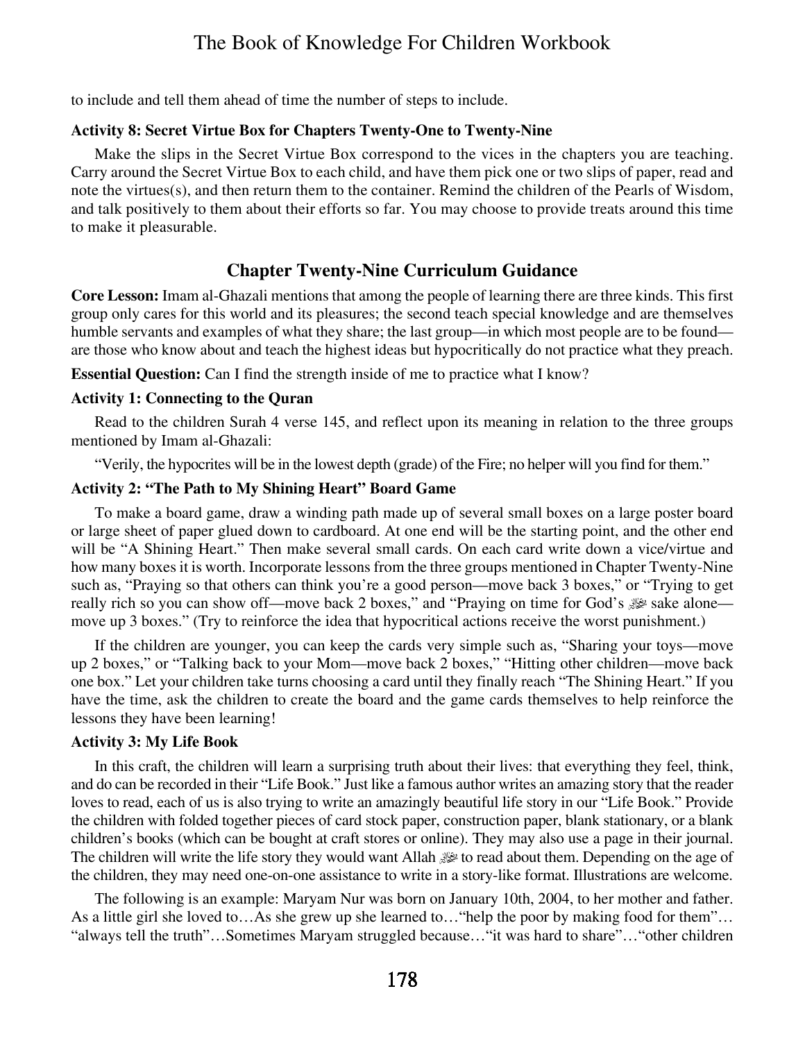to include and tell them ahead of time the number of steps to include.

#### Activity 8: Secret Virtue Box for Chapters Twenty-One to Twenty-Nine

Make the slips in the Secret Virtue Box correspond to the vices in the chapters you are teaching. Carry around the Secret Virtue Box to each child, and have them pick one or two slips of paper, read and note the virtues(s), and then return them to the container. Remind the children of the Pearls of Wisdom, and talk positively to them about their efforts so far. You may choose to provide treats around this time to make it pleasurable.

## Chapter Twenty-Nine Curriculum Guidance

**Core Lesson:** Imam al-Ghazali mentions that among the people of learning there are three kinds. This first group only cares for this world and its pleasures; the second teach special knowledge and are themselves humble servants and examples of what they share; the last group—in which most people are to be found—are those who know about and teach the highest ideas but hypocritically do not practice what they preach.

**Essential Question:** Can I find the strength inside of me to practice what I know?

#### Activity 1: Connecting to the Quran

Read to the children Surah 4 verse 145, and reflect upon its meaning in relation to the three groups mentioned by Imam al-Ghazali:

"Verily, the hypocrites will be in the lowest depth (grade) of the Fire; no helper will you find for them."

#### Activity 2: "The Path to My Shining Heart" Board Game

To make a board game, draw a winding path made up of several small boxes on a large poster board or large sheet of paper glued down to cardboard. At one end will be the starting point, and the other end will be "A Shining Heart." Then make several small cards. On each card write down a vice/virtue and how many boxes it is worth. Incorporate lessons from the three groups mentioned in Chapter Twenty-Nine such as, "Praying so that others can think you're a good person—move back 3 boxes," or "Trying to get really rich so you can show off—move back 2 boxes," and "Praying on time for God's ﷻ sake alone—move up 3 boxes." (Try to reinforce the idea that hypocritical actions receive the worst punishment.)

If the children are younger, you can keep the cards very simple such as, "Sharing your toys—move up 2 boxes," or "Talking back to your Mom—move back 2 boxes," "Hitting other children—move back one box." Let your children take turns choosing a card until they finally reach "The Shining Heart." If you have the time, ask the children to create the board and the game cards themselves to help reinforce the lessons they have been learning!

#### Activity 3: My Life Book

In this craft, the children will learn a surprising truth about their lives: that everything they feel, think, and do can be recorded in their "Life Book." Just like a famous author writes an amazing story that the reader loves to read, each of us is also trying to write an amazingly beautiful life story in our "Life Book." Provide the children with folded together pieces of card stock paper, construction paper, blank stationary, or a blank children's books (which can be bought at craft stores or online). They may also use a page in their journal. The children will write the life story they would want Allah ﷻ to read about them. Depending on the age of the children, they may need one-on-one assistance to write in a story-like format. Illustrations are welcome.

The following is an example: Maryam Nur was born on January 10th, 2004, to her mother and father. As a little girl she loved to…As she grew up she learned to…"help the poor by making food for them"… "always tell the truth"…Sometimes Maryam struggled because…"it was hard to share"…"other children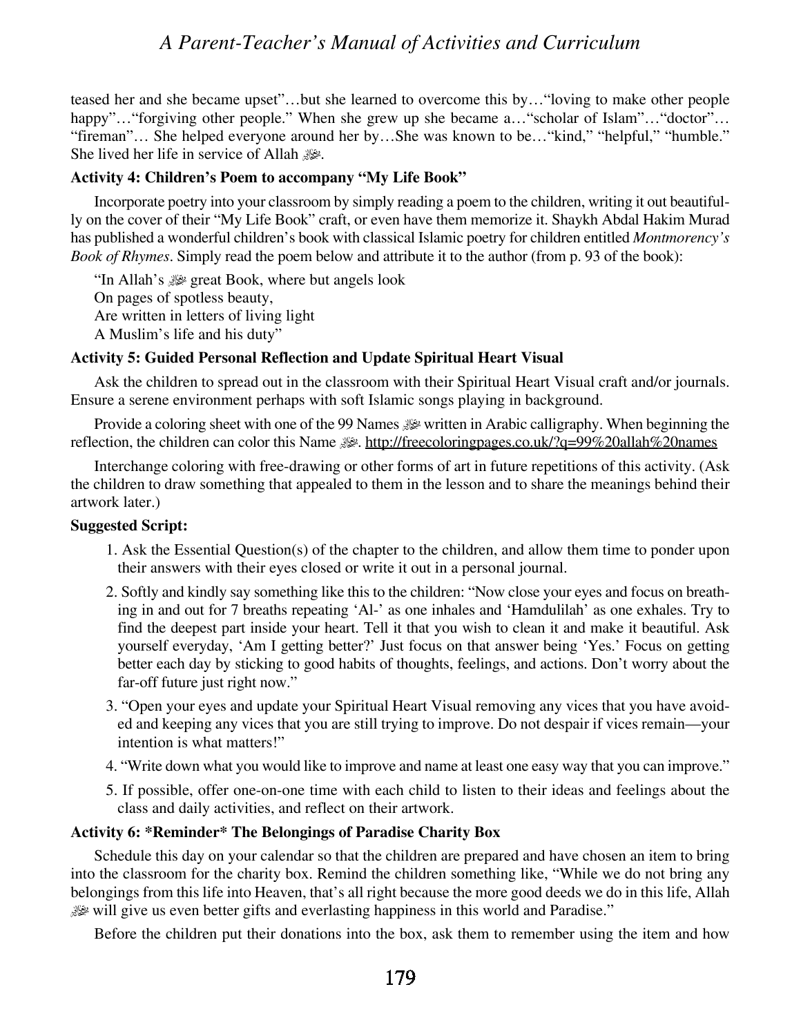teased her and she became upset"…but she learned to overcome this by…"loving to make other people happy"…"forgiving other people." When she grew up she became a…"scholar of Islam"…"doctor"… "fireman"… She helped everyone around her by…She was known to be…"kind," "helpful," "humble." She lived her life in service of Allah ﷻ.

**Activity 4: Children's Poem to accompany "My Life Book"**

Incorporate poetry into your classroom by simply reading a poem to the children, writing it out beautifully on the cover of their "My Life Book" craft, or even have them memorize it. Shaykh Abdal Hakim Murad has published a wonderful children's book with classical Islamic poetry for children entitled *Montmorency's Book of Rhymes*. Simply read the poem below and attribute it to the author (from p. 93 of the book):

"In Allah's ﷻ great Book, where but angels look
On pages of spotless beauty,
Are written in letters of living light
A Muslim's life and his duty"

**Activity 5: Guided Personal Reflection and Update Spiritual Heart Visual**

Ask the children to spread out in the classroom with their Spiritual Heart Visual craft and/or journals. Ensure a serene environment perhaps with soft Islamic songs playing in background.

Provide a coloring sheet with one of the 99 Names ﷻ written in Arabic calligraphy. When beginning the reflection, the children can color this Name ﷻ. http://freecoloringpages.co.uk/?q=99%20allah%20names

Interchange coloring with free-drawing or other forms of art in future repetitions of this activity. (Ask the children to draw something that appealed to them in the lesson and to share the meanings behind their artwork later.)

**Suggested Script:**

1. Ask the Essential Question(s) of the chapter to the children, and allow them time to ponder upon their answers with their eyes closed or write it out in a personal journal.
2. Softly and kindly say something like this to the children: "Now close your eyes and focus on breathing in and out for 7 breaths repeating 'Al-' as one inhales and 'Hamdulilah' as one exhales. Try to find the deepest part inside your heart. Tell it that you wish to clean it and make it beautiful. Ask yourself everyday, 'Am I getting better?' Just focus on that answer being 'Yes.' Focus on getting better each day by sticking to good habits of thoughts, feelings, and actions. Don't worry about the far-off future just right now."
3. "Open your eyes and update your Spiritual Heart Visual removing any vices that you have avoided and keeping any vices that you are still trying to improve. Do not despair if vices remain—your intention is what matters!"
4. "Write down what you would like to improve and name at least one easy way that you can improve."
5. If possible, offer one-on-one time with each child to listen to their ideas and feelings about the class and daily activities, and reflect on their artwork.

**Activity 6: *Reminder* The Belongings of Paradise Charity Box**

Schedule this day on your calendar so that the children are prepared and have chosen an item to bring into the classroom for the charity box. Remind the children something like, "While we do not bring any belongings from this life into Heaven, that's all right because the more good deeds we do in this life, Allah ﷻ will give us even better gifts and everlasting happiness in this world and Paradise."

Before the children put their donations into the box, ask them to remember using the item and how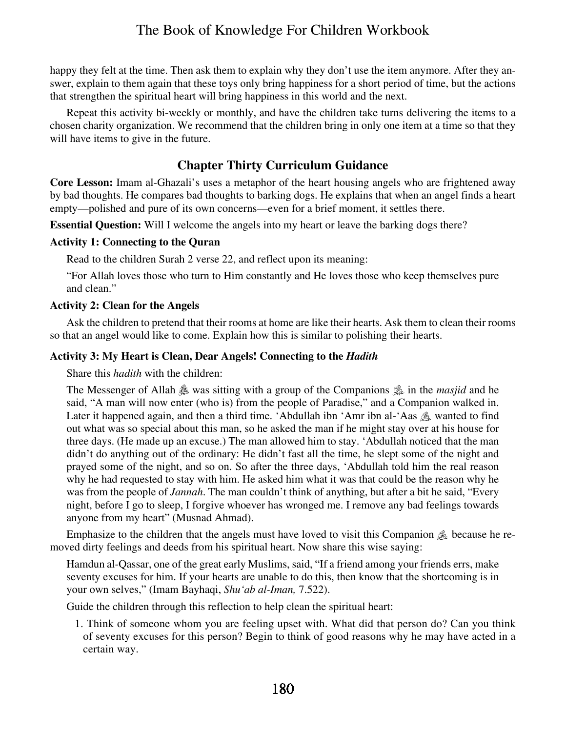happy they felt at the time. Then ask them to explain why they don't use the item anymore. After they answer, explain to them again that these toys only bring happiness for a short period of time, but the actions that strengthen the spiritual heart will bring happiness in this world and the next.

Repeat this activity bi-weekly or monthly, and have the children take turns delivering the items to a chosen charity organization. We recommend that the children bring in only one item at a time so that they will have items to give in the future.

## Chapter Thirty Curriculum Guidance

**Core Lesson:** Imam al-Ghazali's uses a metaphor of the heart housing angels who are frightened away by bad thoughts. He compares bad thoughts to barking dogs. He explains that when an angel finds a heart empty—polished and pure of its own concerns—even for a brief moment, it settles there.

**Essential Question:** Will I welcome the angels into my heart or leave the barking dogs there?

**Activity 1: Connecting to the Quran**

Read to the children Surah 2 verse 22, and reflect upon its meaning:

> "For Allah loves those who turn to Him constantly and He loves those who keep themselves pure and clean."

**Activity 2: Clean for the Angels**

Ask the children to pretend that their rooms at home are like their hearts. Ask them to clean their rooms so that an angel would like to come. Explain how this is similar to polishing their hearts.

**Activity 3: My Heart is Clean, Dear Angels! Connecting to the *Hadith***

Share this *hadith* with the children:

> The Messenger of Allah ﷺ was sitting with a group of the Companions ﷺ in the *masjid* and he said, "A man will now enter (who is) from the people of Paradise," and a Companion walked in. Later it happened again, and then a third time. 'Abdullah ibn 'Amr ibn al-'Aas ﷺ wanted to find out what was so special about this man, so he asked the man if he might stay over at his house for three days. (He made up an excuse.) The man allowed him to stay. 'Abdullah noticed that the man didn't do anything out of the ordinary: He didn't fast all the time, he slept some of the night and prayed some of the night, and so on. So after the three days, 'Abdullah told him the real reason why he had requested to stay with him. He asked him what it was that could be the reason why he was from the people of *Jannah*. The man couldn't think of anything, but after a bit he said, "Every night, before I go to sleep, I forgive whoever has wronged me. I remove any bad feelings towards anyone from my heart" (Musnad Ahmad).

Emphasize to the children that the angels must have loved to visit this Companion ﷺ because he removed dirty feelings and deeds from his spiritual heart. Now share this wise saying:

> Hamdun al-Qassar, one of the great early Muslims, said, "If a friend among your friends errs, make seventy excuses for him. If your hearts are unable to do this, then know that the shortcoming is in your own selves," (Imam Bayhaqi, *Shu'ab al-Iman,* 7.522).

Guide the children through this reflection to help clean the spiritual heart:

1. Think of someone whom you are feeling upset with. What did that person do? Can you think of seventy excuses for this person? Begin to think of good reasons why he may have acted in a certain way.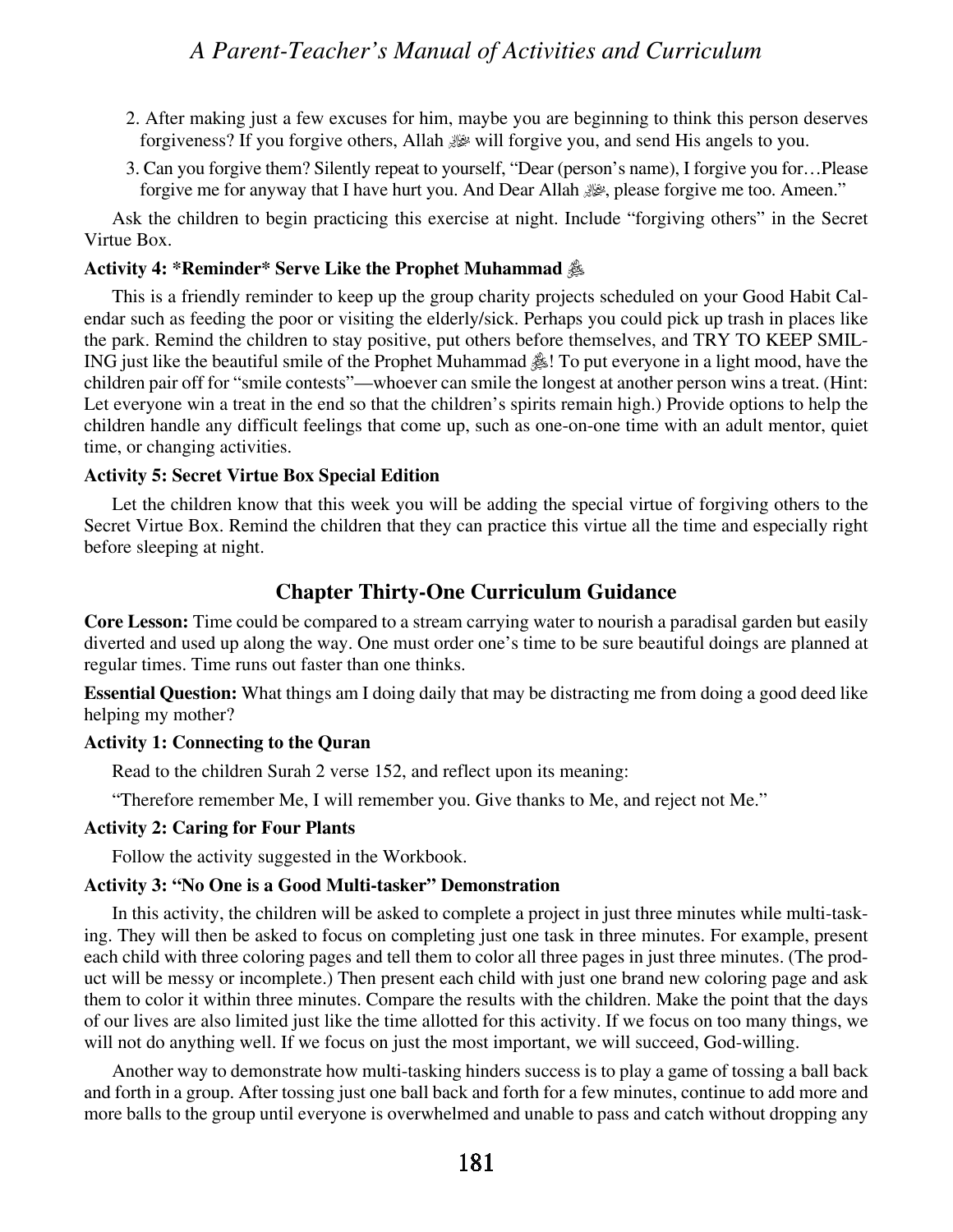2. After making just a few excuses for him, maybe you are beginning to think this person deserves forgiveness? If you forgive others, Allah ﷻ will forgive you, and send His angels to you.
3. Can you forgive them? Silently repeat to yourself, "Dear (person's name), I forgive you for…Please forgive me for anyway that I have hurt you. And Dear Allah ﷻ, please forgive me too. Ameen."

Ask the children to begin practicing this exercise at night. Include "forgiving others" in the Secret Virtue Box.

**Activity 4: *Reminder* Serve Like the Prophet Muhammad ﷺ**

This is a friendly reminder to keep up the group charity projects scheduled on your Good Habit Calendar such as feeding the poor or visiting the elderly/sick. Perhaps you could pick up trash in places like the park. Remind the children to stay positive, put others before themselves, and TRY TO KEEP SMILING just like the beautiful smile of the Prophet Muhammad ﷺ! To put everyone in a light mood, have the children pair off for "smile contests"—whoever can smile the longest at another person wins a treat. (Hint: Let everyone win a treat in the end so that the children's spirits remain high.) Provide options to help the children handle any difficult feelings that come up, such as one-on-one time with an adult mentor, quiet time, or changing activities.

**Activity 5: Secret Virtue Box Special Edition**

Let the children know that this week you will be adding the special virtue of forgiving others to the Secret Virtue Box. Remind the children that they can practice this virtue all the time and especially right before sleeping at night.

## Chapter Thirty-One Curriculum Guidance

**Core Lesson:** Time could be compared to a stream carrying water to nourish a paradisal garden but easily diverted and used up along the way. One must order one's time to be sure beautiful doings are planned at regular times. Time runs out faster than one thinks.

**Essential Question:** What things am I doing daily that may be distracting me from doing a good deed like helping my mother?

**Activity 1: Connecting to the Quran**

Read to the children Surah 2 verse 152, and reflect upon its meaning:

"Therefore remember Me, I will remember you. Give thanks to Me, and reject not Me."

**Activity 2: Caring for Four Plants**

Follow the activity suggested in the Workbook.

**Activity 3: "No One is a Good Multi-tasker" Demonstration**

In this activity, the children will be asked to complete a project in just three minutes while multi-tasking. They will then be asked to focus on completing just one task in three minutes. For example, present each child with three coloring pages and tell them to color all three pages in just three minutes. (The product will be messy or incomplete.) Then present each child with just one brand new coloring page and ask them to color it within three minutes. Compare the results with the children. Make the point that the days of our lives are also limited just like the time allotted for this activity. If we focus on too many things, we will not do anything well. If we focus on just the most important, we will succeed, God-willing.

Another way to demonstrate how multi-tasking hinders success is to play a game of tossing a ball back and forth in a group. After tossing just one ball back and forth for a few minutes, continue to add more and more balls to the group until everyone is overwhelmed and unable to pass and catch without dropping any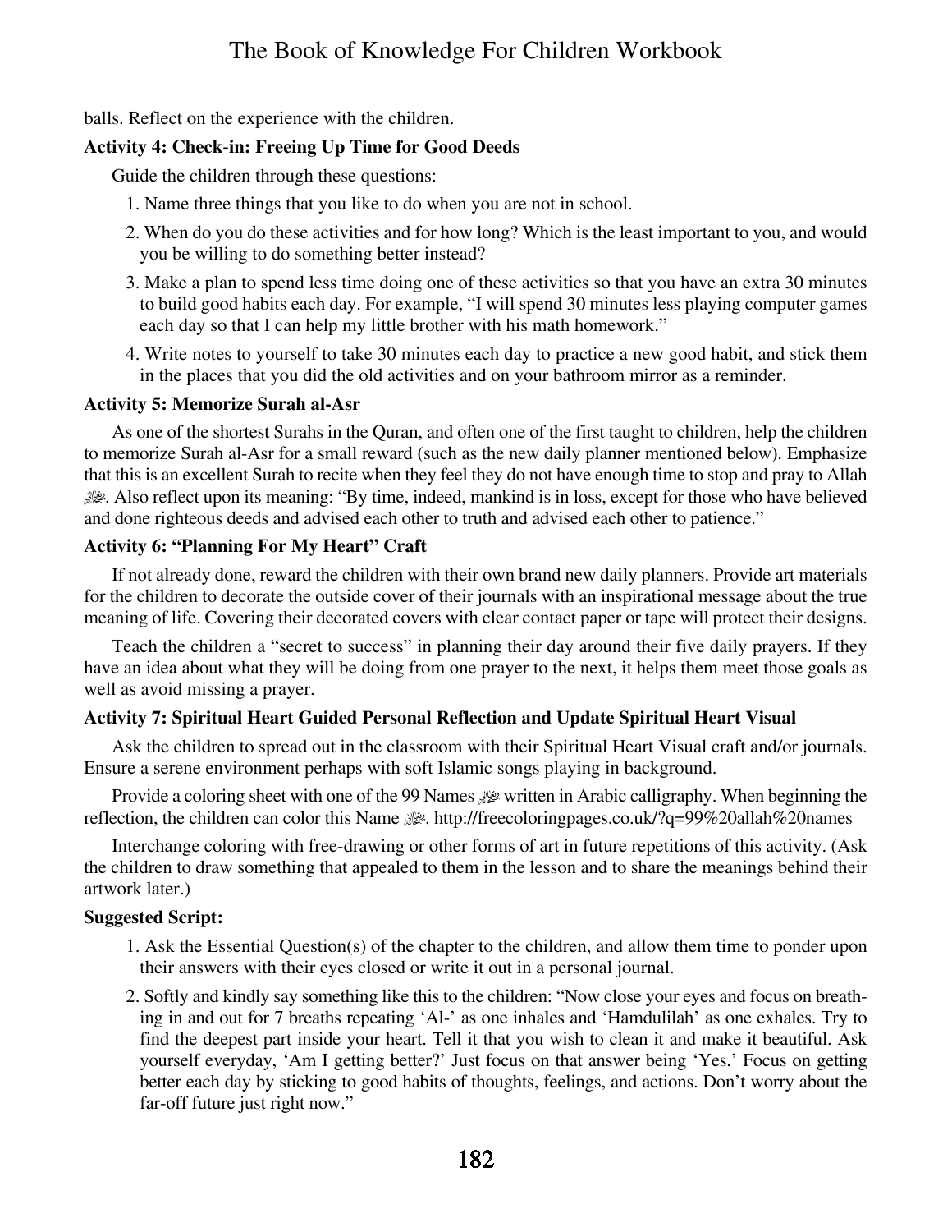balls. Reflect on the experience with the children.

**Activity 4: Check-in: Freeing Up Time for Good Deeds**

Guide the children through these questions:

1. Name three things that you like to do when you are not in school.
2. When do you do these activities and for how long? Which is the least important to you, and would you be willing to do something better instead?
3. Make a plan to spend less time doing one of these activities so that you have an extra 30 minutes to build good habits each day. For example, "I will spend 30 minutes less playing computer games each day so that I can help my little brother with his math homework."
4. Write notes to yourself to take 30 minutes each day to practice a new good habit, and stick them in the places that you did the old activities and on your bathroom mirror as a reminder.

**Activity 5: Memorize Surah al-Asr**

As one of the shortest Surahs in the Quran, and often one of the first taught to children, help the children to memorize Surah al-Asr for a small reward (such as the new daily planner mentioned below). Emphasize that this is an excellent Surah to recite when they feel they do not have enough time to stop and pray to Allah ﷻ. Also reflect upon its meaning: "By time, indeed, mankind is in loss, except for those who have believed and done righteous deeds and advised each other to truth and advised each other to patience."

**Activity 6: "Planning For My Heart" Craft**

If not already done, reward the children with their own brand new daily planners. Provide art materials for the children to decorate the outside cover of their journals with an inspirational message about the true meaning of life. Covering their decorated covers with clear contact paper or tape will protect their designs.

Teach the children a "secret to success" in planning their day around their five daily prayers. If they have an idea about what they will be doing from one prayer to the next, it helps them meet those goals as well as avoid missing a prayer.

**Activity 7: Spiritual Heart Guided Personal Reflection and Update Spiritual Heart Visual**

Ask the children to spread out in the classroom with their Spiritual Heart Visual craft and/or journals. Ensure a serene environment perhaps with soft Islamic songs playing in background.

Provide a coloring sheet with one of the 99 Names ﷻ written in Arabic calligraphy. When beginning the reflection, the children can color this Name ﷻ. http://freecoloringpages.co.uk/?q=99%20allah%20names

Interchange coloring with free-drawing or other forms of art in future repetitions of this activity. (Ask the children to draw something that appealed to them in the lesson and to share the meanings behind their artwork later.)

**Suggested Script:**

1. Ask the Essential Question(s) of the chapter to the children, and allow them time to ponder upon their answers with their eyes closed or write it out in a personal journal.
2. Softly and kindly say something like this to the children: "Now close your eyes and focus on breathing in and out for 7 breaths repeating 'Al-' as one inhales and 'Hamdulilah' as one exhales. Try to find the deepest part inside your heart. Tell it that you wish to clean it and make it beautiful. Ask yourself everyday, 'Am I getting better?' Just focus on that answer being 'Yes.' Focus on getting better each day by sticking to good habits of thoughts, feelings, and actions. Don't worry about the far-off future just right now."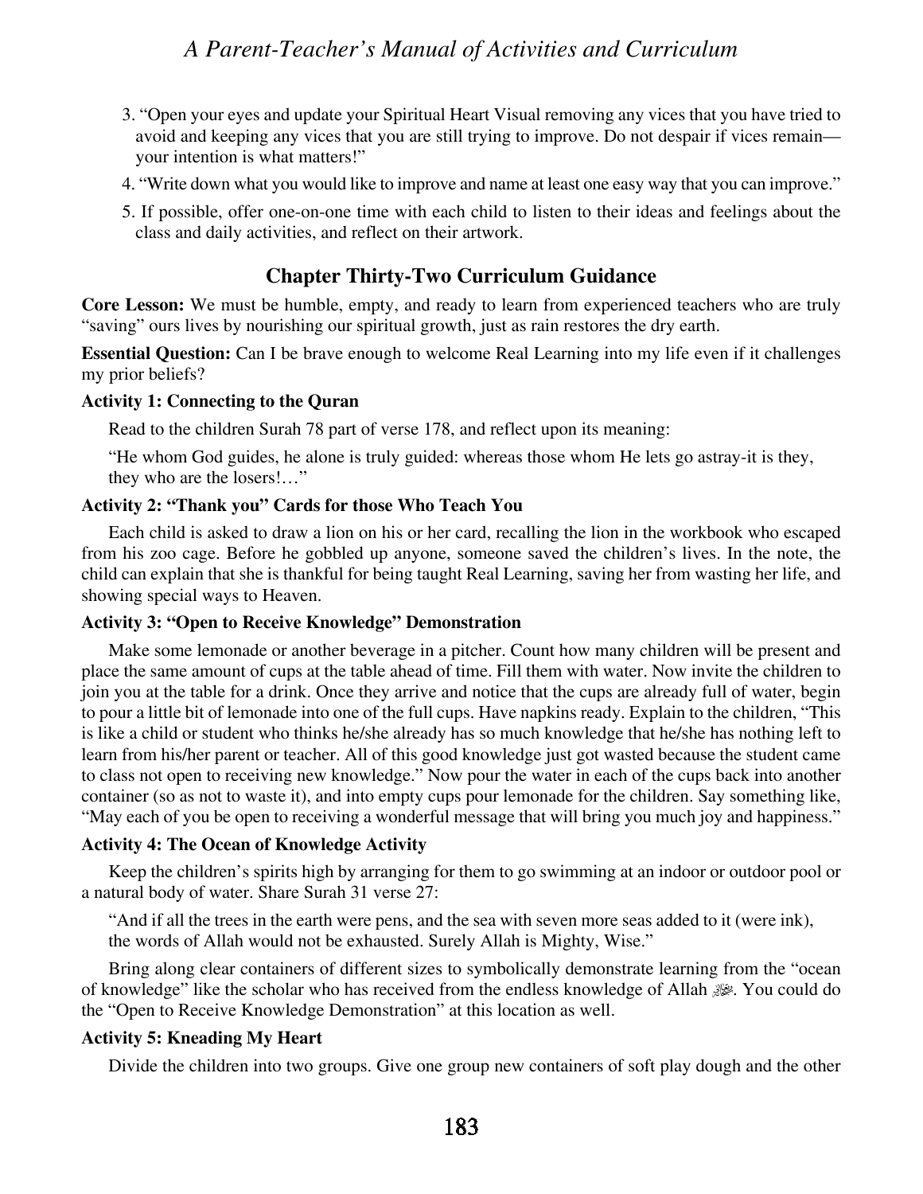3. "Open your eyes and update your Spiritual Heart Visual removing any vices that you have tried to avoid and keeping any vices that you are still trying to improve. Do not despair if vices remain—your intention is what matters!"
4. "Write down what you would like to improve and name at least one easy way that you can improve."
5. If possible, offer one-on-one time with each child to listen to their ideas and feelings about the class and daily activities, and reflect on their artwork.

## Chapter Thirty-Two Curriculum Guidance

**Core Lesson:** We must be humble, empty, and ready to learn from experienced teachers who are truly "saving" ours lives by nourishing our spiritual growth, just as rain restores the dry earth.

**Essential Question:** Can I be brave enough to welcome Real Learning into my life even if it challenges my prior beliefs?

**Activity 1: Connecting to the Quran**

Read to the children Surah 78 part of verse 178, and reflect upon its meaning:

"He whom God guides, he alone is truly guided: whereas those whom He lets go astray-it is they, they who are the losers!…"

**Activity 2: "Thank you" Cards for those Who Teach You**

Each child is asked to draw a lion on his or her card, recalling the lion in the workbook who escaped from his zoo cage. Before he gobbled up anyone, someone saved the children's lives. In the note, the child can explain that she is thankful for being taught Real Learning, saving her from wasting her life, and showing special ways to Heaven.

**Activity 3: "Open to Receive Knowledge" Demonstration**

Make some lemonade or another beverage in a pitcher. Count how many children will be present and place the same amount of cups at the table ahead of time. Fill them with water. Now invite the children to join you at the table for a drink. Once they arrive and notice that the cups are already full of water, begin to pour a little bit of lemonade into one of the full cups. Have napkins ready. Explain to the children, "This is like a child or student who thinks he/she already has so much knowledge that he/she has nothing left to learn from his/her parent or teacher. All of this good knowledge just got wasted because the student came to class not open to receiving new knowledge." Now pour the water in each of the cups back into another container (so as not to waste it), and into empty cups pour lemonade for the children. Say something like, "May each of you be open to receiving a wonderful message that will bring you much joy and happiness."

**Activity 4: The Ocean of Knowledge Activity**

Keep the children's spirits high by arranging for them to go swimming at an indoor or outdoor pool or a natural body of water. Share Surah 31 verse 27:

"And if all the trees in the earth were pens, and the sea with seven more seas added to it (were ink), the words of Allah would not be exhausted. Surely Allah is Mighty, Wise."

Bring along clear containers of different sizes to symbolically demonstrate learning from the "ocean of knowledge" like the scholar who has received from the endless knowledge of Allah ﷻ. You could do the "Open to Receive Knowledge Demonstration" at this location as well.

**Activity 5: Kneading My Heart**

Divide the children into two groups. Give one group new containers of soft play dough and the other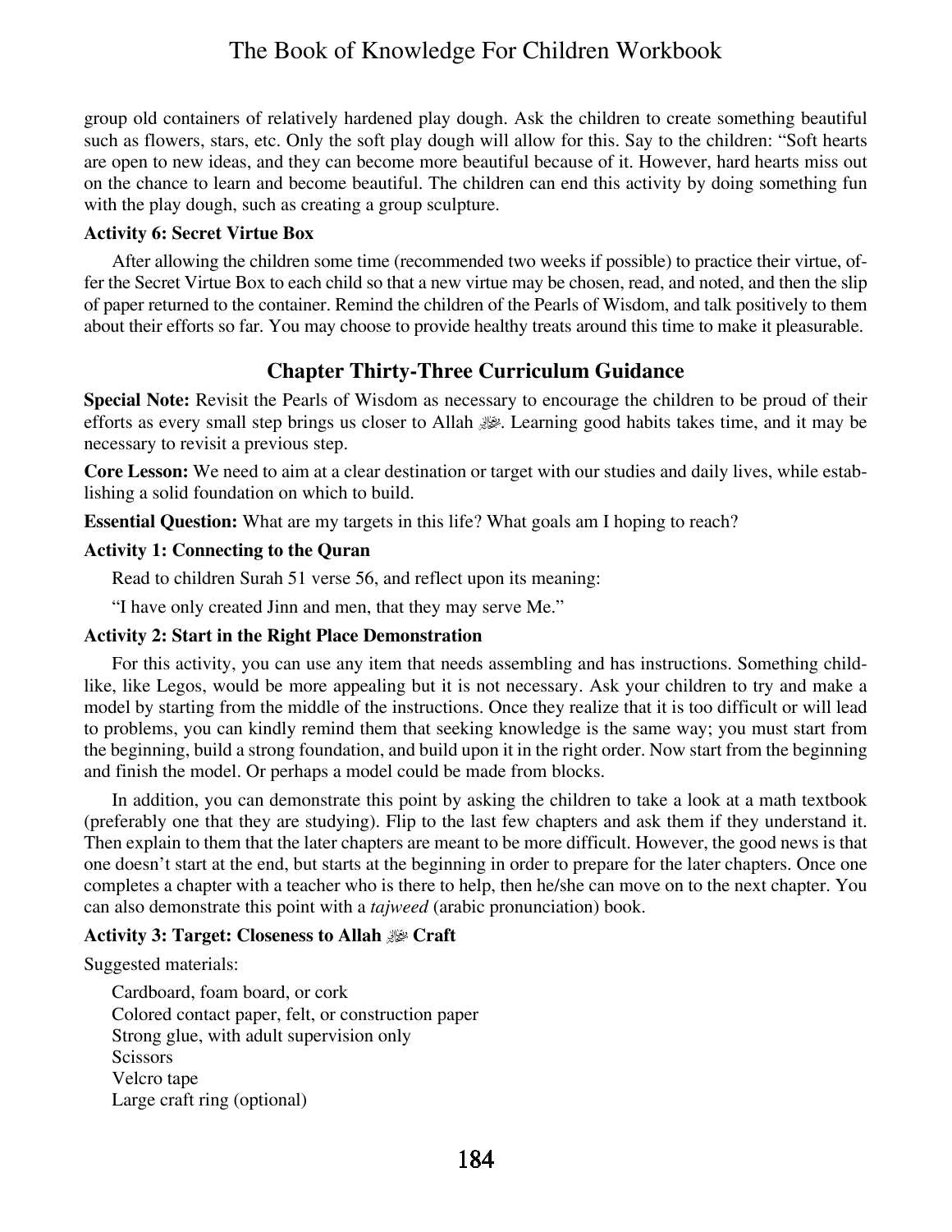group old containers of relatively hardened play dough. Ask the children to create something beautiful such as flowers, stars, etc. Only the soft play dough will allow for this. Say to the children: "Soft hearts are open to new ideas, and they can become more beautiful because of it. However, hard hearts miss out on the chance to learn and become beautiful. The children can end this activity by doing something fun with the play dough, such as creating a group sculpture.

**Activity 6: Secret Virtue Box**

After allowing the children some time (recommended two weeks if possible) to practice their virtue, offer the Secret Virtue Box to each child so that a new virtue may be chosen, read, and noted, and then the slip of paper returned to the container. Remind the children of the Pearls of Wisdom, and talk positively to them about their efforts so far. You may choose to provide healthy treats around this time to make it pleasurable.

## Chapter Thirty-Three Curriculum Guidance

**Special Note:** Revisit the Pearls of Wisdom as necessary to encourage the children to be proud of their efforts as every small step brings us closer to Allah ﷻ. Learning good habits takes time, and it may be necessary to revisit a previous step.

**Core Lesson:** We need to aim at a clear destination or target with our studies and daily lives, while establishing a solid foundation on which to build.

**Essential Question:** What are my targets in this life? What goals am I hoping to reach?

**Activity 1: Connecting to the Quran**

Read to children Surah 51 verse 56, and reflect upon its meaning:

"I have only created Jinn and men, that they may serve Me."

**Activity 2: Start in the Right Place Demonstration**

For this activity, you can use any item that needs assembling and has instructions. Something child-like, like Legos, would be more appealing but it is not necessary. Ask your children to try and make a model by starting from the middle of the instructions. Once they realize that it is too difficult or will lead to problems, you can kindly remind them that seeking knowledge is the same way; you must start from the beginning, build a strong foundation, and build upon it in the right order. Now start from the beginning and finish the model. Or perhaps a model could be made from blocks.

In addition, you can demonstrate this point by asking the children to take a look at a math textbook (preferably one that they are studying). Flip to the last few chapters and ask them if they understand it. Then explain to them that the later chapters are meant to be more difficult. However, the good news is that one doesn't start at the end, but starts at the beginning in order to prepare for the later chapters. Once one completes a chapter with a teacher who is there to help, then he/she can move on to the next chapter. You can also demonstrate this point with a *tajweed* (arabic pronunciation) book.

**Activity 3: Target: Closeness to Allah ﷻ Craft**

Suggested materials:

Cardboard, foam board, or cork
Colored contact paper, felt, or construction paper
Strong glue, with adult supervision only
Scissors
Velcro tape
Large craft ring (optional)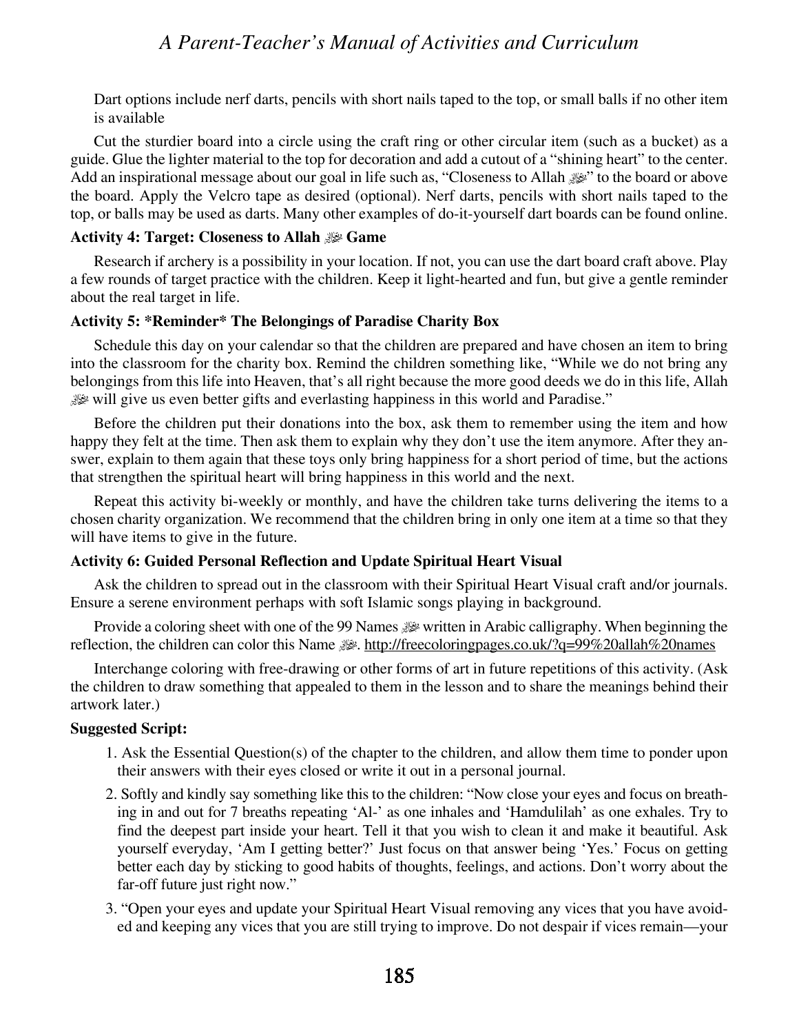Dart options include nerf darts, pencils with short nails taped to the top, or small balls if no other item is available

Cut the sturdier board into a circle using the craft ring or other circular item (such as a bucket) as a guide. Glue the lighter material to the top for decoration and add a cutout of a "shining heart" to the center. Add an inspirational message about our goal in life such as, "Closeness to Allah ﷻ" to the board or above the board. Apply the Velcro tape as desired (optional). Nerf darts, pencils with short nails taped to the top, or balls may be used as darts. Many other examples of do-it-yourself dart boards can be found online.

**Activity 4: Target: Closeness to Allah ﷻ Game**

Research if archery is a possibility in your location. If not, you can use the dart board craft above. Play a few rounds of target practice with the children. Keep it light-hearted and fun, but give a gentle reminder about the real target in life.

**Activity 5: *Reminder* The Belongings of Paradise Charity Box**

Schedule this day on your calendar so that the children are prepared and have chosen an item to bring into the classroom for the charity box. Remind the children something like, "While we do not bring any belongings from this life into Heaven, that's all right because the more good deeds we do in this life, Allah ﷻ will give us even better gifts and everlasting happiness in this world and Paradise."

Before the children put their donations into the box, ask them to remember using the item and how happy they felt at the time. Then ask them to explain why they don't use the item anymore. After they answer, explain to them again that these toys only bring happiness for a short period of time, but the actions that strengthen the spiritual heart will bring happiness in this world and the next.

Repeat this activity bi-weekly or monthly, and have the children take turns delivering the items to a chosen charity organization. We recommend that the children bring in only one item at a time so that they will have items to give in the future.

**Activity 6: Guided Personal Reflection and Update Spiritual Heart Visual**

Ask the children to spread out in the classroom with their Spiritual Heart Visual craft and/or journals. Ensure a serene environment perhaps with soft Islamic songs playing in background.

Provide a coloring sheet with one of the 99 Names ﷻ written in Arabic calligraphy. When beginning the reflection, the children can color this Name ﷻ. http://freecoloringpages.co.uk/?q=99%20allah%20names

Interchange coloring with free-drawing or other forms of art in future repetitions of this activity. (Ask the children to draw something that appealed to them in the lesson and to share the meanings behind their artwork later.)

**Suggested Script:**

1. Ask the Essential Question(s) of the chapter to the children, and allow them time to ponder upon their answers with their eyes closed or write it out in a personal journal.
2. Softly and kindly say something like this to the children: "Now close your eyes and focus on breathing in and out for 7 breaths repeating 'Al-' as one inhales and 'Hamdulilah' as one exhales. Try to find the deepest part inside your heart. Tell it that you wish to clean it and make it beautiful. Ask yourself everyday, 'Am I getting better?' Just focus on that answer being 'Yes.' Focus on getting better each day by sticking to good habits of thoughts, feelings, and actions. Don't worry about the far-off future just right now."
3. "Open your eyes and update your Spiritual Heart Visual removing any vices that you have avoided and keeping any vices that you are still trying to improve. Do not despair if vices remain—your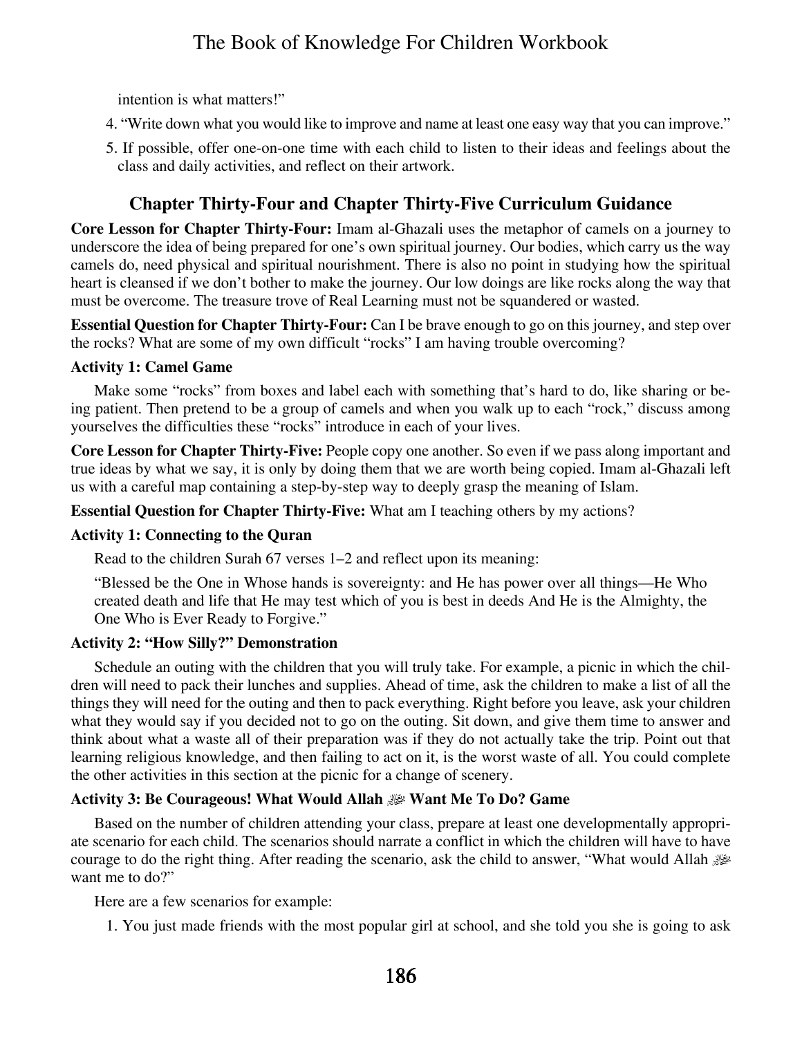intention is what matters!"

4. "Write down what you would like to improve and name at least one easy way that you can improve."
5. If possible, offer one-on-one time with each child to listen to their ideas and feelings about the class and daily activities, and reflect on their artwork.

## Chapter Thirty-Four and Chapter Thirty-Five Curriculum Guidance

**Core Lesson for Chapter Thirty-Four:** Imam al-Ghazali uses the metaphor of camels on a journey to underscore the idea of being prepared for one's own spiritual journey. Our bodies, which carry us the way camels do, need physical and spiritual nourishment. There is also no point in studying how the spiritual heart is cleansed if we don't bother to make the journey. Our low doings are like rocks along the way that must be overcome. The treasure trove of Real Learning must not be squandered or wasted.

**Essential Question for Chapter Thirty-Four:** Can I be brave enough to go on this journey, and step over the rocks? What are some of my own difficult "rocks" I am having trouble overcoming?

### Activity 1: Camel Game

Make some "rocks" from boxes and label each with something that's hard to do, like sharing or being patient. Then pretend to be a group of camels and when you walk up to each "rock," discuss among yourselves the difficulties these "rocks" introduce in each of your lives.

**Core Lesson for Chapter Thirty-Five:** People copy one another. So even if we pass along important and true ideas by what we say, it is only by doing them that we are worth being copied. Imam al-Ghazali left us with a careful map containing a step-by-step way to deeply grasp the meaning of Islam.

**Essential Question for Chapter Thirty-Five:** What am I teaching others by my actions?

### Activity 1: Connecting to the Quran

Read to the children Surah 67 verses 1–2 and reflect upon its meaning:

"Blessed be the One in Whose hands is sovereignty: and He has power over all things—He Who created death and life that He may test which of you is best in deeds And He is the Almighty, the One Who is Ever Ready to Forgive."

### Activity 2: "How Silly?" Demonstration

Schedule an outing with the children that you will truly take. For example, a picnic in which the children will need to pack their lunches and supplies. Ahead of time, ask the children to make a list of all the things they will need for the outing and then to pack everything. Right before you leave, ask your children what they would say if you decided not to go on the outing. Sit down, and give them time to answer and think about what a waste all of their preparation was if they do not actually take the trip. Point out that learning religious knowledge, and then failing to act on it, is the worst waste of all. You could complete the other activities in this section at the picnic for a change of scenery.

### Activity 3: Be Courageous! What Would Allah ﷻ Want Me To Do? Game

Based on the number of children attending your class, prepare at least one developmentally appropriate scenario for each child. The scenarios should narrate a conflict in which the children will have to have courage to do the right thing. After reading the scenario, ask the child to answer, "What would Allah ﷻ want me to do?"

Here are a few scenarios for example:

1. You just made friends with the most popular girl at school, and she told you she is going to ask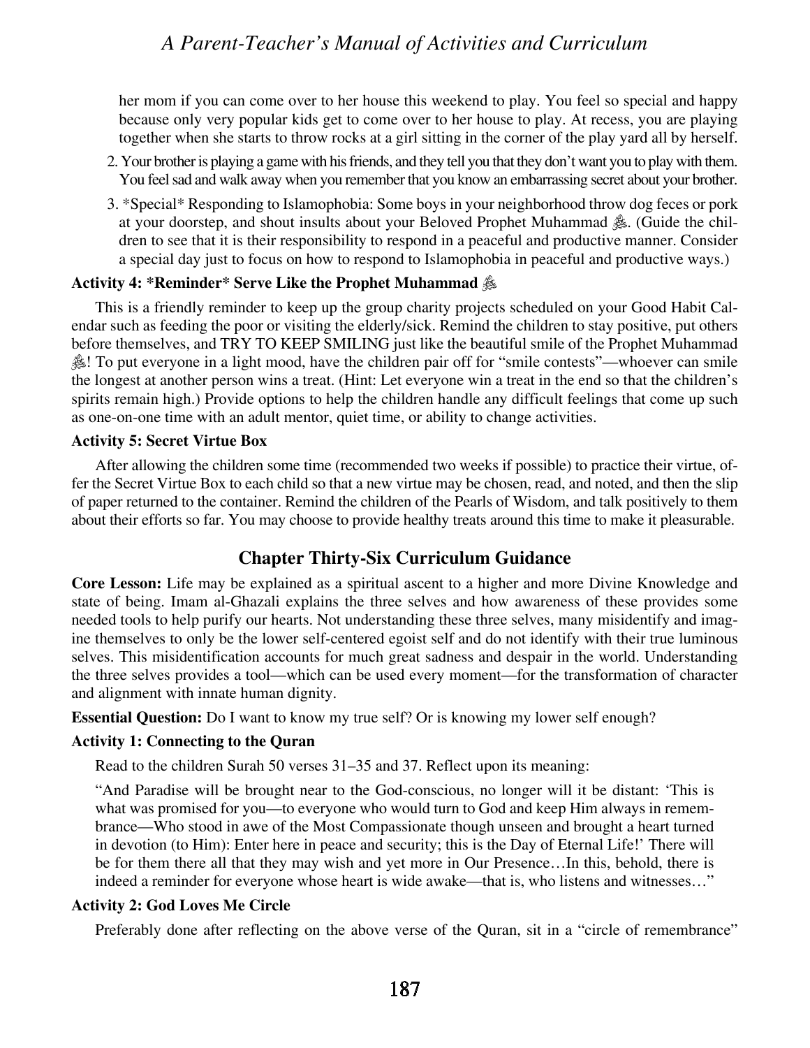her mom if you can come over to her house this weekend to play. You feel so special and happy because only very popular kids get to come over to her house to play. At recess, you are playing together when she starts to throw rocks at a girl sitting in the corner of the play yard all by herself.

2. Your brother is playing a game with his friends, and they tell you that they don't want you to play with them. You feel sad and walk away when you remember that you know an embarrassing secret about your brother.
3. *Special* Responding to Islamophobia: Some boys in your neighborhood throw dog feces or pork at your doorstep, and shout insults about your Beloved Prophet Muhammad ﷺ. (Guide the children to see that it is their responsibility to respond in a peaceful and productive manner. Consider a special day just to focus on how to respond to Islamophobia in peaceful and productive ways.)

**Activity 4: *Reminder* Serve Like the Prophet Muhammad ﷺ**

This is a friendly reminder to keep up the group charity projects scheduled on your Good Habit Calendar such as feeding the poor or visiting the elderly/sick. Remind the children to stay positive, put others before themselves, and TRY TO KEEP SMILING just like the beautiful smile of the Prophet Muhammad ﷺ! To put everyone in a light mood, have the children pair off for "smile contests"—whoever can smile the longest at another person wins a treat. (Hint: Let everyone win a treat in the end so that the children's spirits remain high.) Provide options to help the children handle any difficult feelings that come up such as one-on-one time with an adult mentor, quiet time, or ability to change activities.

**Activity 5: Secret Virtue Box**

After allowing the children some time (recommended two weeks if possible) to practice their virtue, offer the Secret Virtue Box to each child so that a new virtue may be chosen, read, and noted, and then the slip of paper returned to the container. Remind the children of the Pearls of Wisdom, and talk positively to them about their efforts so far. You may choose to provide healthy treats around this time to make it pleasurable.

## Chapter Thirty-Six Curriculum Guidance

**Core Lesson:** Life may be explained as a spiritual ascent to a higher and more Divine Knowledge and state of being. Imam al-Ghazali explains the three selves and how awareness of these provides some needed tools to help purify our hearts. Not understanding these three selves, many misidentify and imagine themselves to only be the lower self-centered egoist self and do not identify with their true luminous selves. This misidentification accounts for much great sadness and despair in the world. Understanding the three selves provides a tool—which can be used every moment—for the transformation of character and alignment with innate human dignity.

**Essential Question:** Do I want to know my true self? Or is knowing my lower self enough?

**Activity 1: Connecting to the Quran**

Read to the children Surah 50 verses 31–35 and 37. Reflect upon its meaning:

"And Paradise will be brought near to the God-conscious, no longer will it be distant: 'This is what was promised for you—to everyone who would turn to God and keep Him always in remembrance—Who stood in awe of the Most Compassionate though unseen and brought a heart turned in devotion (to Him): Enter here in peace and security; this is the Day of Eternal Life!' There will be for them there all that they may wish and yet more in Our Presence…In this, behold, there is indeed a reminder for everyone whose heart is wide awake—that is, who listens and witnesses…"

**Activity 2: God Loves Me Circle**

Preferably done after reflecting on the above verse of the Quran, sit in a "circle of remembrance"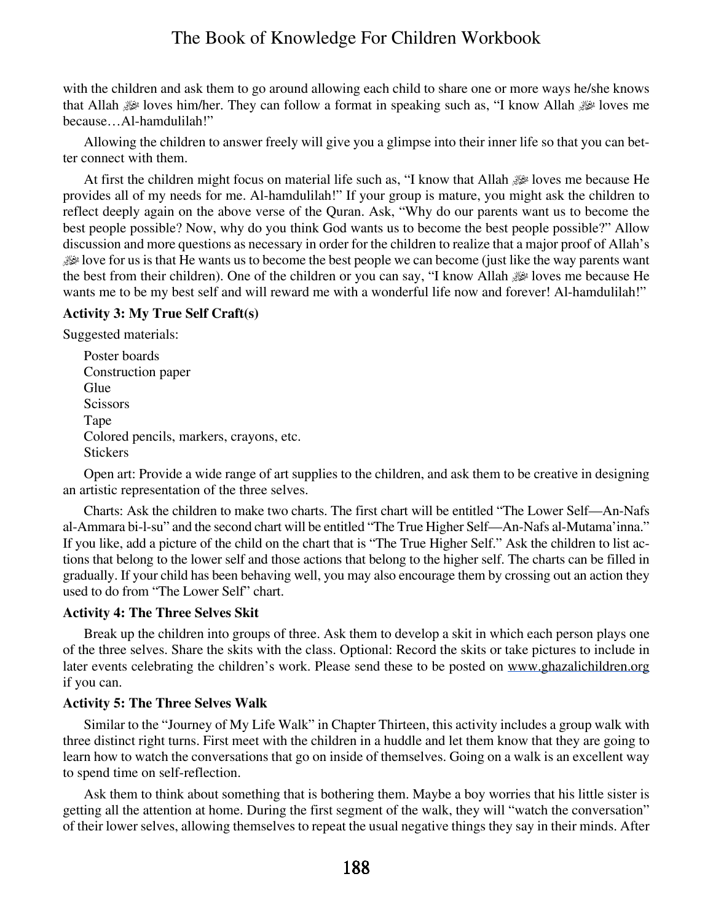with the children and ask them to go around allowing each child to share one or more ways he/she knows that Allah ﷻ loves him/her. They can follow a format in speaking such as, "I know Allah ﷻ loves me because…Al-hamdulilah!"

Allowing the children to answer freely will give you a glimpse into their inner life so that you can better connect with them.

At first the children might focus on material life such as, "I know that Allah ﷻ loves me because He provides all of my needs for me. Al-hamdulilah!" If your group is mature, you might ask the children to reflect deeply again on the above verse of the Quran. Ask, "Why do our parents want us to become the best people possible? Now, why do you think God wants us to become the best people possible?" Allow discussion and more questions as necessary in order for the children to realize that a major proof of Allah's ﷻ love for us is that He wants us to become the best people we can become (just like the way parents want the best from their children). One of the children or you can say, "I know Allah ﷻ loves me because He wants me to be my best self and will reward me with a wonderful life now and forever! Al-hamdulilah!"

**Activity 3: My True Self Craft(s)**

Suggested materials:

Poster boards
Construction paper
Glue
Scissors
Tape
Colored pencils, markers, crayons, etc.
Stickers

Open art: Provide a wide range of art supplies to the children, and ask them to be creative in designing an artistic representation of the three selves.

Charts: Ask the children to make two charts. The first chart will be entitled "The Lower Self—An-Nafs al-Ammara bi-l-su" and the second chart will be entitled "The True Higher Self—An-Nafs al-Mutama'inna." If you like, add a picture of the child on the chart that is "The True Higher Self." Ask the children to list actions that belong to the lower self and those actions that belong to the higher self. The charts can be filled in gradually. If your child has been behaving well, you may also encourage them by crossing out an action they used to do from "The Lower Self" chart.

**Activity 4: The Three Selves Skit**

Break up the children into groups of three. Ask them to develop a skit in which each person plays one of the three selves. Share the skits with the class. Optional: Record the skits or take pictures to include in later events celebrating the children's work. Please send these to be posted on www.ghazalichildren.org if you can.

**Activity 5: The Three Selves Walk**

Similar to the "Journey of My Life Walk" in Chapter Thirteen, this activity includes a group walk with three distinct right turns. First meet with the children in a huddle and let them know that they are going to learn how to watch the conversations that go on inside of themselves. Going on a walk is an excellent way to spend time on self-reflection.

Ask them to think about something that is bothering them. Maybe a boy worries that his little sister is getting all the attention at home. During the first segment of the walk, they will "watch the conversation" of their lower selves, allowing themselves to repeat the usual negative things they say in their minds. After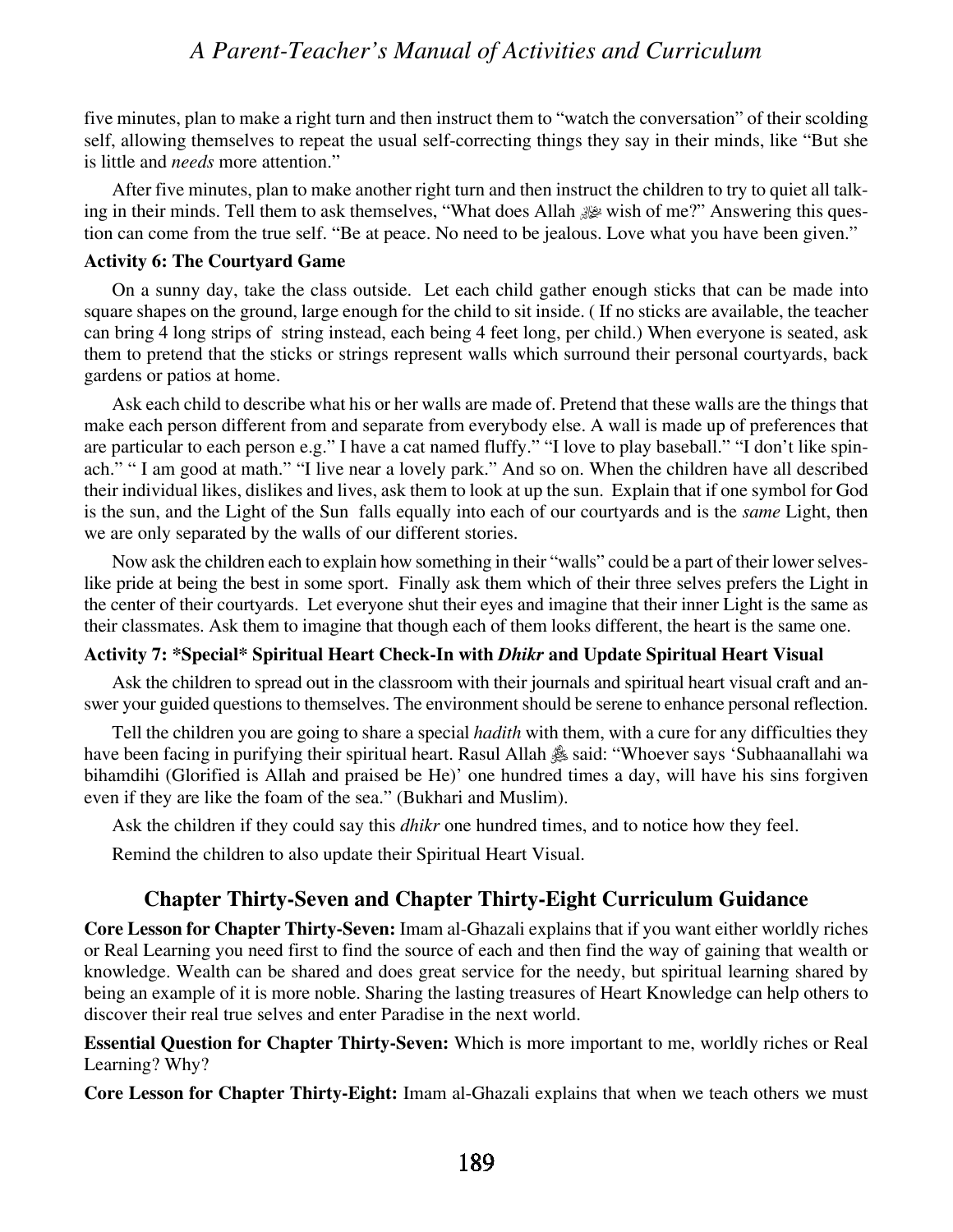five minutes, plan to make a right turn and then instruct them to "watch the conversation" of their scolding self, allowing themselves to repeat the usual self-correcting things they say in their minds, like "But she is little and *needs* more attention."

After five minutes, plan to make another right turn and then instruct the children to try to quiet all talking in their minds. Tell them to ask themselves, "What does Allah ﷻ wish of me?" Answering this question can come from the true self. "Be at peace. No need to be jealous. Love what you have been given."

**Activity 6: The Courtyard Game**

On a sunny day, take the class outside. Let each child gather enough sticks that can be made into square shapes on the ground, large enough for the child to sit inside. ( If no sticks are available, the teacher can bring 4 long strips of string instead, each being 4 feet long, per child.) When everyone is seated, ask them to pretend that the sticks or strings represent walls which surround their personal courtyards, back gardens or patios at home.

Ask each child to describe what his or her walls are made of. Pretend that these walls are the things that make each person different from and separate from everybody else. A wall is made up of preferences that are particular to each person e.g." I have a cat named fluffy." "I love to play baseball." "I don't like spinach." " I am good at math." "I live near a lovely park." And so on. When the children have all described their individual likes, dislikes and lives, ask them to look at up the sun. Explain that if one symbol for God is the sun, and the Light of the Sun falls equally into each of our courtyards and is the *same* Light, then we are only separated by the walls of our different stories.

Now ask the children each to explain how something in their "walls" could be a part of their lower selves-like pride at being the best in some sport. Finally ask them which of their three selves prefers the Light in the center of their courtyards. Let everyone shut their eyes and imagine that their inner Light is the same as their classmates. Ask them to imagine that though each of them looks different, the heart is the same one.

**Activity 7: *Special* Spiritual Heart Check-In with *Dhikr* and Update Spiritual Heart Visual**

Ask the children to spread out in the classroom with their journals and spiritual heart visual craft and answer your guided questions to themselves. The environment should be serene to enhance personal reflection.

Tell the children you are going to share a special *hadith* with them, with a cure for any difficulties they have been facing in purifying their spiritual heart. Rasul Allah ﷺ said: "Whoever says 'Subhaanallahi wa bihamdihi (Glorified is Allah and praised be He)' one hundred times a day, will have his sins forgiven even if they are like the foam of the sea." (Bukhari and Muslim).

Ask the children if they could say this *dhikr* one hundred times, and to notice how they feel.

Remind the children to also update their Spiritual Heart Visual.

## Chapter Thirty-Seven and Chapter Thirty-Eight Curriculum Guidance

**Core Lesson for Chapter Thirty-Seven:** Imam al-Ghazali explains that if you want either worldly riches or Real Learning you need first to find the source of each and then find the way of gaining that wealth or knowledge. Wealth can be shared and does great service for the needy, but spiritual learning shared by being an example of it is more noble. Sharing the lasting treasures of Heart Knowledge can help others to discover their real true selves and enter Paradise in the next world.

**Essential Question for Chapter Thirty-Seven:** Which is more important to me, worldly riches or Real Learning? Why?

**Core Lesson for Chapter Thirty-Eight:** Imam al-Ghazali explains that when we teach others we must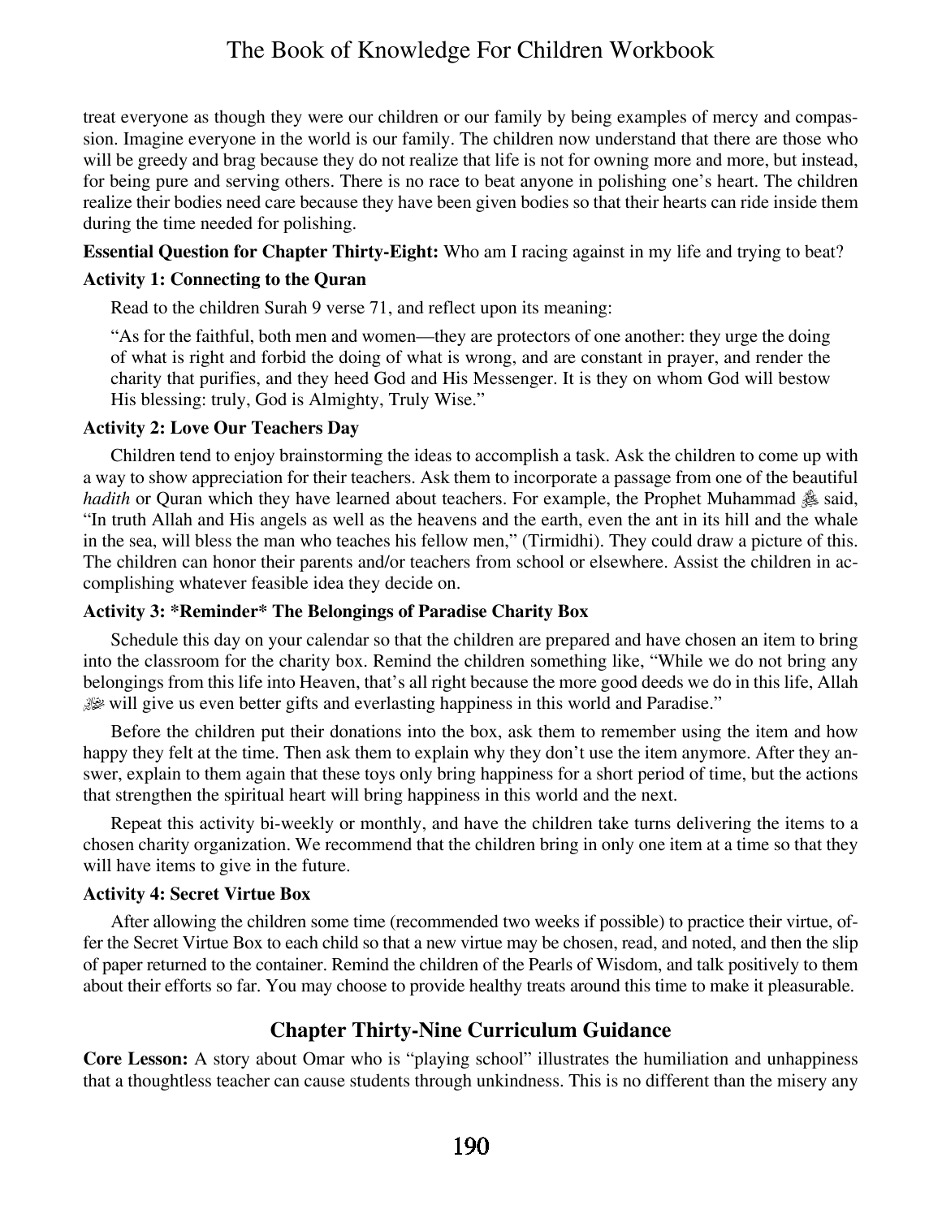treat everyone as though they were our children or our family by being examples of mercy and compassion. Imagine everyone in the world is our family. The children now understand that there are those who will be greedy and brag because they do not realize that life is not for owning more and more, but instead, for being pure and serving others. There is no race to beat anyone in polishing one's heart. The children realize their bodies need care because they have been given bodies so that their hearts can ride inside them during the time needed for polishing.

**Essential Question for Chapter Thirty-Eight:** Who am I racing against in my life and trying to beat?

**Activity 1: Connecting to the Quran**

Read to the children Surah 9 verse 71, and reflect upon its meaning:

"As for the faithful, both men and women—they are protectors of one another: they urge the doing of what is right and forbid the doing of what is wrong, and are constant in prayer, and render the charity that purifies, and they heed God and His Messenger. It is they on whom God will bestow His blessing: truly, God is Almighty, Truly Wise."

**Activity 2: Love Our Teachers Day**

Children tend to enjoy brainstorming the ideas to accomplish a task. Ask the children to come up with a way to show appreciation for their teachers. Ask them to incorporate a passage from one of the beautiful *hadith* or Quran which they have learned about teachers. For example, the Prophet Muhammad ﷺ said, "In truth Allah and His angels as well as the heavens and the earth, even the ant in its hill and the whale in the sea, will bless the man who teaches his fellow men," (Tirmidhi). They could draw a picture of this. The children can honor their parents and/or teachers from school or elsewhere. Assist the children in accomplishing whatever feasible idea they decide on.

**Activity 3: *Reminder* The Belongings of Paradise Charity Box**

Schedule this day on your calendar so that the children are prepared and have chosen an item to bring into the classroom for the charity box. Remind the children something like, "While we do not bring any belongings from this life into Heaven, that's all right because the more good deeds we do in this life, Allah ﷻ will give us even better gifts and everlasting happiness in this world and Paradise."

Before the children put their donations into the box, ask them to remember using the item and how happy they felt at the time. Then ask them to explain why they don't use the item anymore. After they answer, explain to them again that these toys only bring happiness for a short period of time, but the actions that strengthen the spiritual heart will bring happiness in this world and the next.

Repeat this activity bi-weekly or monthly, and have the children take turns delivering the items to a chosen charity organization. We recommend that the children bring in only one item at a time so that they will have items to give in the future.

**Activity 4: Secret Virtue Box**

After allowing the children some time (recommended two weeks if possible) to practice their virtue, offer the Secret Virtue Box to each child so that a new virtue may be chosen, read, and noted, and then the slip of paper returned to the container. Remind the children of the Pearls of Wisdom, and talk positively to them about their efforts so far. You may choose to provide healthy treats around this time to make it pleasurable.

## Chapter Thirty-Nine Curriculum Guidance

**Core Lesson:** A story about Omar who is "playing school" illustrates the humiliation and unhappiness that a thoughtless teacher can cause students through unkindness. This is no different than the misery any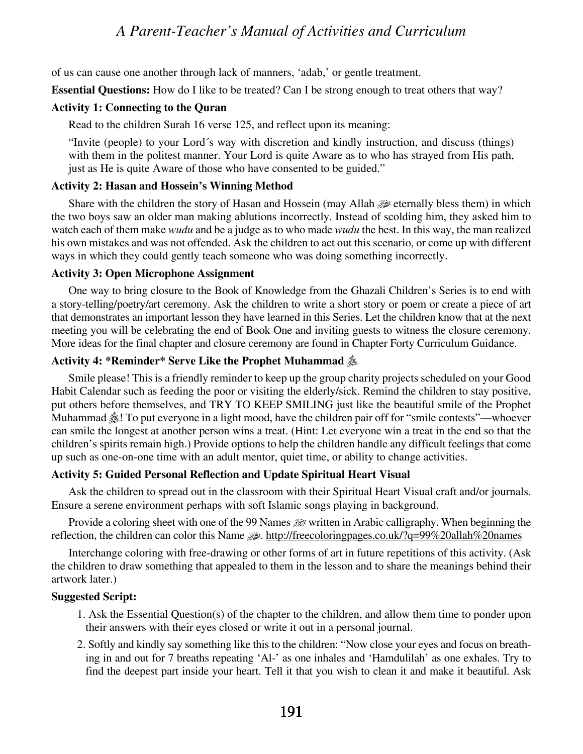of us can cause one another through lack of manners, 'adab,' or gentle treatment.

**Essential Questions:** How do I like to be treated? Can I be strong enough to treat others that way?

**Activity 1: Connecting to the Quran**

Read to the children Surah 16 verse 125, and reflect upon its meaning:

"Invite (people) to your Lord´s way with discretion and kindly instruction, and discuss (things) with them in the politest manner. Your Lord is quite Aware as to who has strayed from His path, just as He is quite Aware of those who have consented to be guided."

**Activity 2: Hasan and Hossein's Winning Method**

Share with the children the story of Hasan and Hossein (may Allah ﷻ eternally bless them) in which the two boys saw an older man making ablutions incorrectly. Instead of scolding him, they asked him to watch each of them make *wudu* and be a judge as to who made *wudu* the best. In this way, the man realized his own mistakes and was not offended. Ask the children to act out this scenario, or come up with different ways in which they could gently teach someone who was doing something incorrectly.

**Activity 3: Open Microphone Assignment**

One way to bring closure to the Book of Knowledge from the Ghazali Children's Series is to end with a story-telling/poetry/art ceremony. Ask the children to write a short story or poem or create a piece of art that demonstrates an important lesson they have learned in this Series. Let the children know that at the next meeting you will be celebrating the end of Book One and inviting guests to witness the closure ceremony. More ideas for the final chapter and closure ceremony are found in Chapter Forty Curriculum Guidance.

**Activity 4: *Reminder* Serve Like the Prophet Muhammad ﷺ**

Smile please! This is a friendly reminder to keep up the group charity projects scheduled on your Good Habit Calendar such as feeding the poor or visiting the elderly/sick. Remind the children to stay positive, put others before themselves, and TRY TO KEEP SMILING just like the beautiful smile of the Prophet Muhammad ﷺ! To put everyone in a light mood, have the children pair off for "smile contests"—whoever can smile the longest at another person wins a treat. (Hint: Let everyone win a treat in the end so that the children's spirits remain high.) Provide options to help the children handle any difficult feelings that come up such as one-on-one time with an adult mentor, quiet time, or ability to change activities.

**Activity 5: Guided Personal Reflection and Update Spiritual Heart Visual**

Ask the children to spread out in the classroom with their Spiritual Heart Visual craft and/or journals. Ensure a serene environment perhaps with soft Islamic songs playing in background.

Provide a coloring sheet with one of the 99 Names ﷻ written in Arabic calligraphy. When beginning the reflection, the children can color this Name ﷻ. http://freecoloringpages.co.uk/?q=99%20allah%20names

Interchange coloring with free-drawing or other forms of art in future repetitions of this activity. (Ask the children to draw something that appealed to them in the lesson and to share the meanings behind their artwork later.)

**Suggested Script:**

1. Ask the Essential Question(s) of the chapter to the children, and allow them time to ponder upon their answers with their eyes closed or write it out in a personal journal.
2. Softly and kindly say something like this to the children: "Now close your eyes and focus on breathing in and out for 7 breaths repeating 'Al-' as one inhales and 'Hamdulilah' as one exhales. Try to find the deepest part inside your heart. Tell it that you wish to clean it and make it beautiful. Ask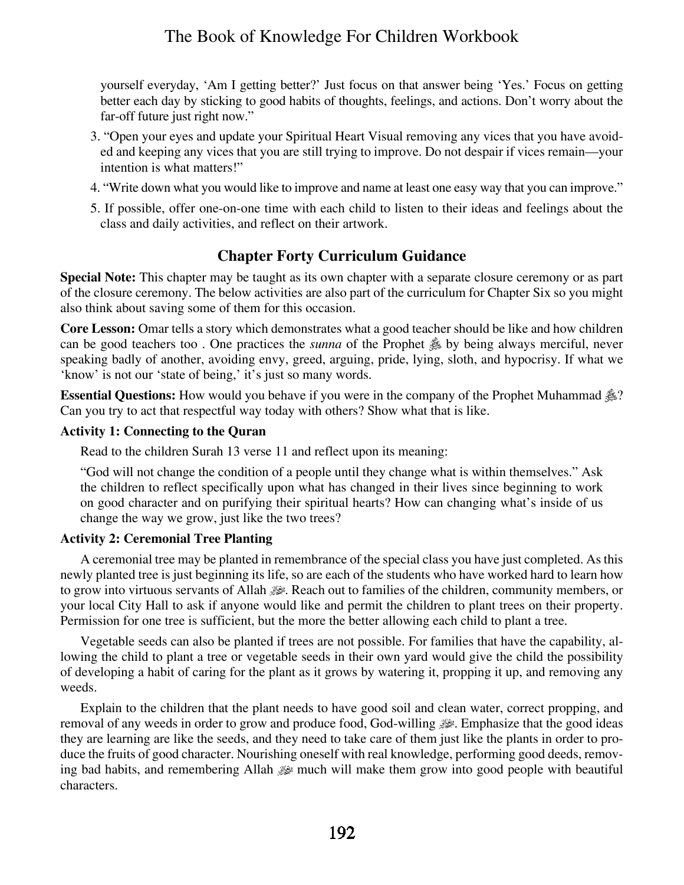yourself everyday, ‘Am I getting better?’ Just focus on that answer being ‘Yes.’ Focus on getting better each day by sticking to good habits of thoughts, feelings, and actions. Don’t worry about the far-off future just right now.”

3. “Open your eyes and update your Spiritual Heart Visual removing any vices that you have avoided and keeping any vices that you are still trying to improve. Do not despair if vices remain—your intention is what matters!”
4. “Write down what you would like to improve and name at least one easy way that you can improve.”
5. If possible, offer one-on-one time with each child to listen to their ideas and feelings about the class and daily activities, and reflect on their artwork.

## Chapter Forty Curriculum Guidance

**Special Note:** This chapter may be taught as its own chapter with a separate closure ceremony or as part of the closure ceremony. The below activities are also part of the curriculum for Chapter Six so you might also think about saving some of them for this occasion.

**Core Lesson:** Omar tells a story which demonstrates what a good teacher should be like and how children can be good teachers too . One practices the *sunna* of the Prophet ﷺ by being always merciful, never speaking badly of another, avoiding envy, greed, arguing, pride, lying, sloth, and hypocrisy. If what we ‘know’ is not our ‘state of being,’ it’s just so many words.

**Essential Questions:** How would you behave if you were in the company of the Prophet Muhammad ﷺ? Can you try to act that respectful way today with others? Show what that is like.

**Activity 1: Connecting to the Quran**

Read to the children Surah 13 verse 11 and reflect upon its meaning:

“God will not change the condition of a people until they change what is within themselves.” Ask the children to reflect specifically upon what has changed in their lives since beginning to work on good character and on purifying their spiritual hearts? How can changing what’s inside of us change the way we grow, just like the two trees?

**Activity 2: Ceremonial Tree Planting**

A ceremonial tree may be planted in remembrance of the special class you have just completed. As this newly planted tree is just beginning its life, so are each of the students who have worked hard to learn how to grow into virtuous servants of Allah ﷻ. Reach out to families of the children, community members, or your local City Hall to ask if anyone would like and permit the children to plant trees on their property. Permission for one tree is sufficient, but the more the better allowing each child to plant a tree.

Vegetable seeds can also be planted if trees are not possible. For families that have the capability, allowing the child to plant a tree or vegetable seeds in their own yard would give the child the possibility of developing a habit of caring for the plant as it grows by watering it, propping it up, and removing any weeds.

Explain to the children that the plant needs to have good soil and clean water, correct propping, and removal of any weeds in order to grow and produce food, God-willing ﷻ. Emphasize that the good ideas they are learning are like the seeds, and they need to take care of them just like the plants in order to produce the fruits of good character. Nourishing oneself with real knowledge, performing good deeds, removing bad habits, and remembering Allah ﷻ much will make them grow into good people with beautiful characters.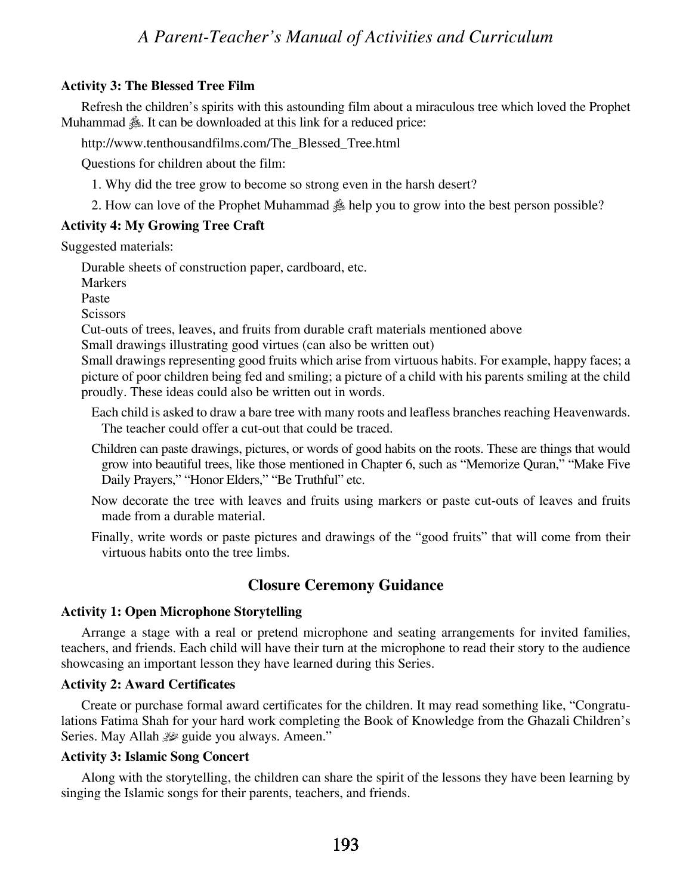**Activity 3: The Blessed Tree Film**

Refresh the children's spirits with this astounding film about a miraculous tree which loved the Prophet Muhammad ﷺ. It can be downloaded at this link for a reduced price:

http://www.tenthousandfilms.com/The_Blessed_Tree.html

Questions for children about the film:

1. Why did the tree grow to become so strong even in the harsh desert?
2. How can love of the Prophet Muhammad ﷺ help you to grow into the best person possible?

**Activity 4: My Growing Tree Craft**

Suggested materials:

Durable sheets of construction paper, cardboard, etc.
Markers
Paste
Scissors
Cut-outs of trees, leaves, and fruits from durable craft materials mentioned above
Small drawings illustrating good virtues (can also be written out)
Small drawings representing good fruits which arise from virtuous habits. For example, happy faces; a picture of poor children being fed and smiling; a picture of a child with his parents smiling at the child proudly. These ideas could also be written out in words.

Each child is asked to draw a bare tree with many roots and leafless branches reaching Heavenwards. The teacher could offer a cut-out that could be traced.

Children can paste drawings, pictures, or words of good habits on the roots. These are things that would grow into beautiful trees, like those mentioned in Chapter 6, such as "Memorize Quran," "Make Five Daily Prayers," "Honor Elders," "Be Truthful" etc.

Now decorate the tree with leaves and fruits using markers or paste cut-outs of leaves and fruits made from a durable material.

Finally, write words or paste pictures and drawings of the "good fruits" that will come from their virtuous habits onto the tree limbs.

## Closure Ceremony Guidance

**Activity 1: Open Microphone Storytelling**

Arrange a stage with a real or pretend microphone and seating arrangements for invited families, teachers, and friends. Each child will have their turn at the microphone to read their story to the audience showcasing an important lesson they have learned during this Series.

**Activity 2: Award Certificates**

Create or purchase formal award certificates for the children. It may read something like, "Congratulations Fatima Shah for your hard work completing the Book of Knowledge from the Ghazali Children's Series. May Allah ﷻ guide you always. Ameen."

**Activity 3: Islamic Song Concert**

Along with the storytelling, the children can share the spirit of the lessons they have been learning by singing the Islamic songs for their parents, teachers, and friends.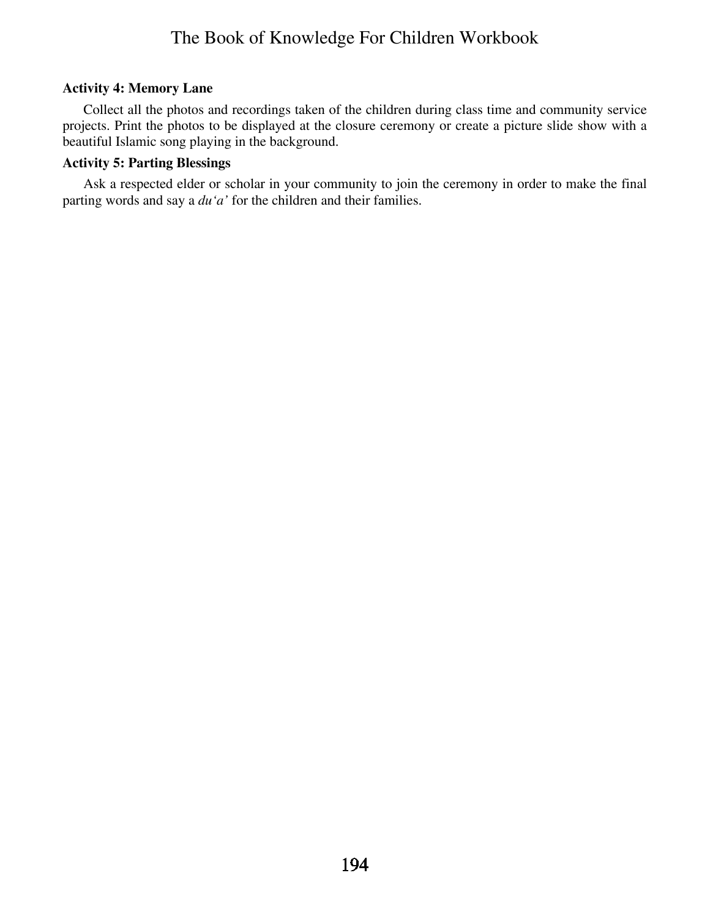**Activity 4: Memory Lane**

Collect all the photos and recordings taken of the children during class time and community service projects. Print the photos to be displayed at the closure ceremony or create a picture slide show with a beautiful Islamic song playing in the background.

**Activity 5: Parting Blessings**

Ask a respected elder or scholar in your community to join the ceremony in order to make the final parting words and say a *du'a'* for the children and their families.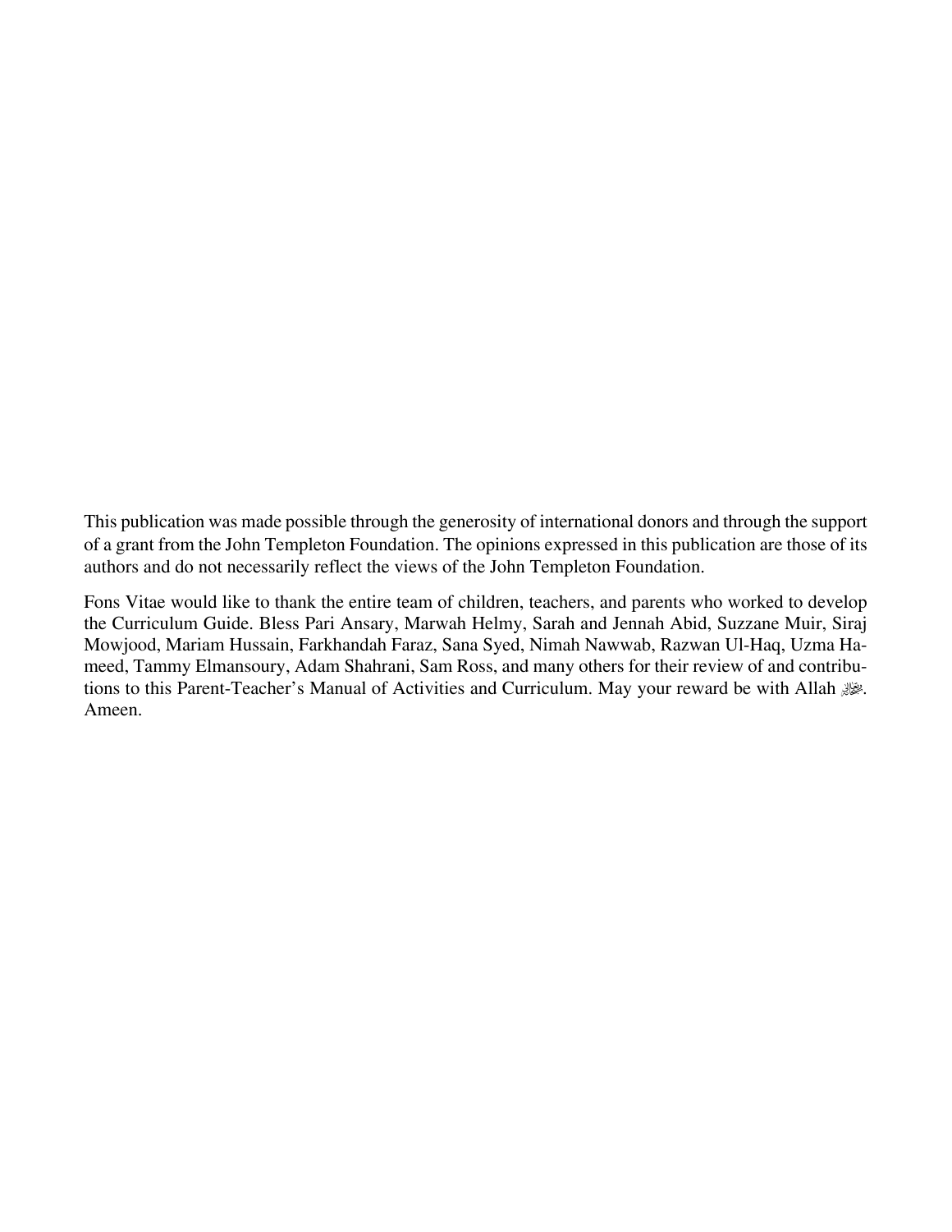This publication was made possible through the generosity of international donors and through the support of a grant from the John Templeton Foundation. The opinions expressed in this publication are those of its authors and do not necessarily reflect the views of the John Templeton Foundation.

Fons Vitae would like to thank the entire team of children, teachers, and parents who worked to develop the Curriculum Guide. Bless Pari Ansary, Marwah Helmy, Sarah and Jennah Abid, Suzzane Muir, Siraj Mowjood, Mariam Hussain, Farkhandah Faraz, Sana Syed, Nimah Nawwab, Razwan Ul-Haq, Uzma Hameed, Tammy Elmansoury, Adam Shahrani, Sam Ross, and many others for their review of and contributions to this Parent-Teacher's Manual of Activities and Curriculum. May your reward be with Allah ﷻ. Ameen.